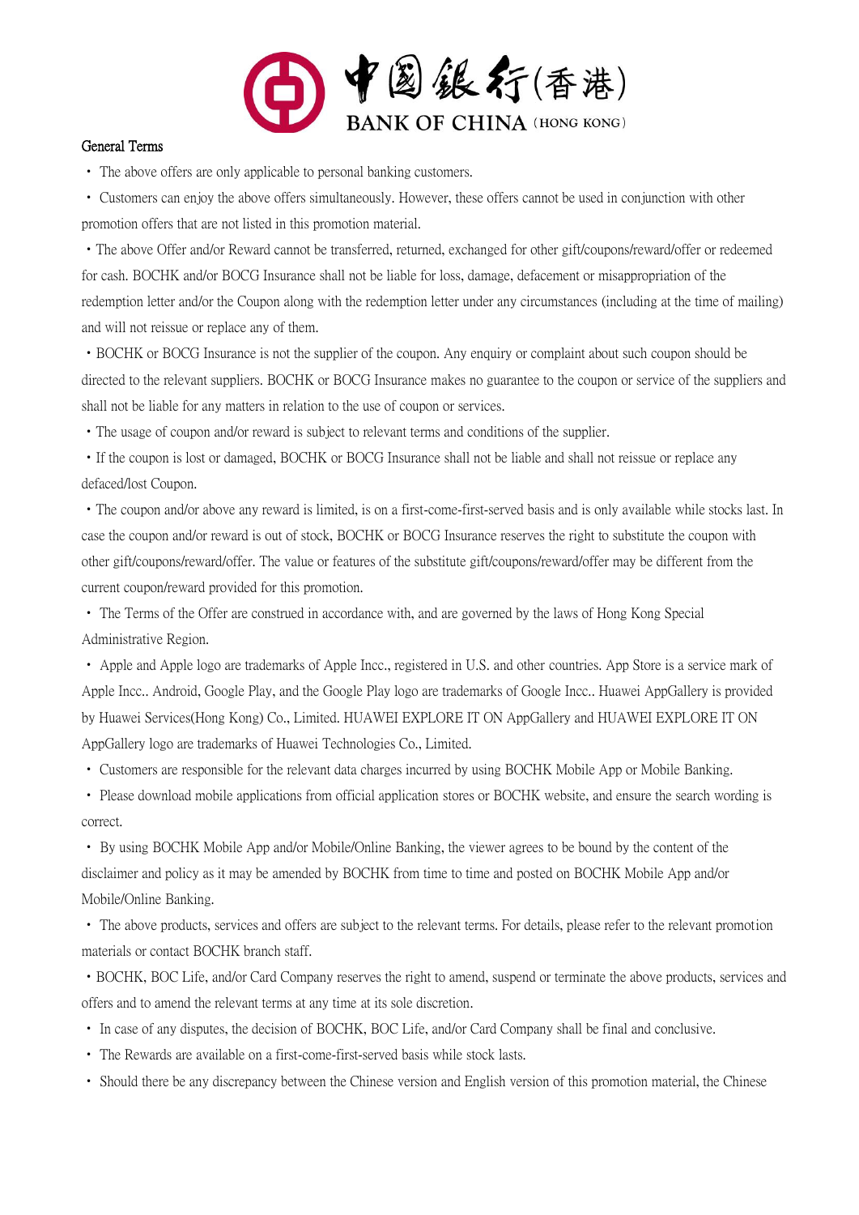中國銀行(香港)
BANK OF CHINA (HONG KONG)

## General Terms

- The above offers are only applicable to personal banking customers.
- Customers can enjoy the above offers simultaneously. However, these offers cannot be used in conjunction with other promotion offers that are not listed in this promotion material.
- The above Offer and/or Reward cannot be transferred, returned, exchanged for other gift/coupons/reward/offer or redeemed for cash. BOCHK and/or BOCG Insurance shall not be liable for loss, damage, defacement or misappropriation of the redemption letter and/or the Coupon along with the redemption letter under any circumstances (including at the time of mailing) and will not reissue or replace any of them.
- BOCHK or BOCG Insurance is not the supplier of the coupon. Any enquiry or complaint about such coupon should be directed to the relevant suppliers. BOCHK or BOCG Insurance makes no guarantee to the coupon or service of the suppliers and shall not be liable for any matters in relation to the use of coupon or services.
- The usage of coupon and/or reward is subject to relevant terms and conditions of the supplier.
- If the coupon is lost or damaged, BOCHK or BOCG Insurance shall not be liable and shall not reissue or replace any defaced/lost Coupon.
- The coupon and/or above any reward is limited, is on a first-come-first-served basis and is only available while stocks last. In case the coupon and/or reward is out of stock, BOCHK or BOCG Insurance reserves the right to substitute the coupon with other gift/coupons/reward/offer. The value or features of the substitute gift/coupons/reward/offer may be different from the current coupon/reward provided for this promotion.
- The Terms of the Offer are construed in accordance with, and are governed by the laws of Hong Kong Special Administrative Region.
- Apple and Apple logo are trademarks of Apple Incc., registered in U.S. and other countries. App Store is a service mark of Apple Incc.. Android, Google Play, and the Google Play logo are trademarks of Google Incc.. Huawei AppGallery is provided by Huawei Services(Hong Kong) Co., Limited. HUAWEI EXPLORE IT ON AppGallery and HUAWEI EXPLORE IT ON AppGallery logo are trademarks of Huawei Technologies Co., Limited.
- Customers are responsible for the relevant data charges incurred by using BOCHK Mobile App or Mobile Banking.
- Please download mobile applications from official application stores or BOCHK website, and ensure the search wording is correct.
- By using BOCHK Mobile App and/or Mobile/Online Banking, the viewer agrees to be bound by the content of the disclaimer and policy as it may be amended by BOCHK from time to time and posted on BOCHK Mobile App and/or Mobile/Online Banking.
- The above products, services and offers are subject to the relevant terms. For details, please refer to the relevant promotion materials or contact BOCHK branch staff.
- BOCHK, BOC Life, and/or Card Company reserves the right to amend, suspend or terminate the above products, services and offers and to amend the relevant terms at any time at its sole discretion.
- In case of any disputes, the decision of BOCHK, BOC Life, and/or Card Company shall be final and conclusive.
- The Rewards are available on a first-come-first-served basis while stock lasts.
- Should there be any discrepancy between the Chinese version and English version of this promotion material, the Chinese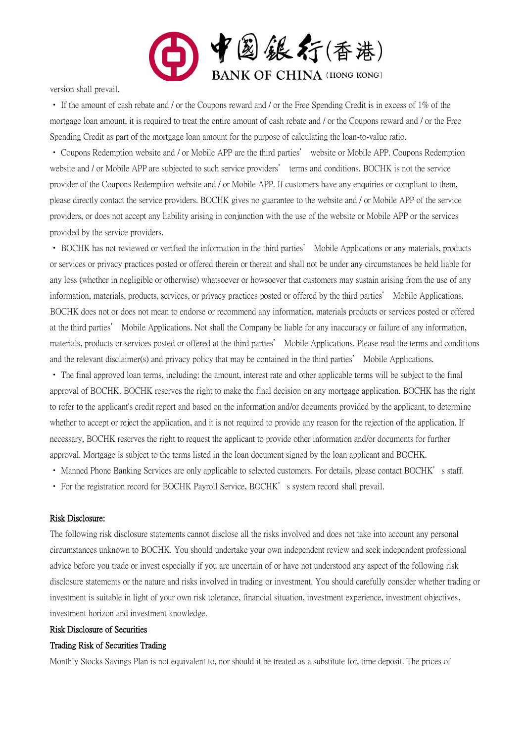version shall prevail.

- If the amount of cash rebate and / or the Coupons reward and / or the Free Spending Credit is in excess of 1% of the mortgage loan amount, it is required to treat the entire amount of cash rebate and / or the Coupons reward and / or the Free Spending Credit as part of the mortgage loan amount for the purpose of calculating the loan-to-value ratio.
- Coupons Redemption website and / or Mobile APP are the third parties' website or Mobile APP. Coupons Redemption website and / or Mobile APP are subjected to such service providers' terms and conditions. BOCHK is not the service provider of the Coupons Redemption website and / or Mobile APP. If customers have any enquiries or compliant to them, please directly contact the service providers. BOCHK gives no guarantee to the website and / or Mobile APP of the service providers, or does not accept any liability arising in conjunction with the use of the website or Mobile APP or the services provided by the service providers.
- BOCHK has not reviewed or verified the information in the third parties' Mobile Applications or any materials, products or services or privacy practices posted or offered therein or thereat and shall not be under any circumstances be held liable for any loss (whether in negligible or otherwise) whatsoever or howsoever that customers may sustain arising from the use of any information, materials, products, services, or privacy practices posted or offered by the third parties' Mobile Applications. BOCHK does not or does not mean to endorse or recommend any information, materials products or services posted or offered at the third parties' Mobile Applications. Not shall the Company be liable for any inaccuracy or failure of any information, materials, products or services posted or offered at the third parties' Mobile Applications. Please read the terms and conditions and the relevant disclaimer(s) and privacy policy that may be contained in the third parties' Mobile Applications.
- The final approved loan terms, including: the amount, interest rate and other applicable terms will be subject to the final approval of BOCHK. BOCHK reserves the right to make the final decision on any mortgage application. BOCHK has the right to refer to the applicant's credit report and based on the information and/or documents provided by the applicant, to determine whether to accept or reject the application, and it is not required to provide any reason for the rejection of the application. If necessary, BOCHK reserves the right to request the applicant to provide other information and/or documents for further approval. Mortgage is subject to the terms listed in the loan document signed by the loan applicant and BOCHK.
- Manned Phone Banking Services are only applicable to selected customers. For details, please contact BOCHK's staff.
- For the registration record for BOCHK Payroll Service, BOCHK's system record shall prevail.

## Risk Disclosure:

The following risk disclosure statements cannot disclose all the risks involved and does not take into account any personal circumstances unknown to BOCHK. You should undertake your own independent review and seek independent professional advice before you trade or invest especially if you are uncertain of or have not understood any aspect of the following risk disclosure statements or the nature and risks involved in trading or investment. You should carefully consider whether trading or investment is suitable in light of your own risk tolerance, financial situation, investment experience, investment objectives, investment horizon and investment knowledge.

### Risk Disclosure of Securities

### Trading Risk of Securities Trading

Monthly Stocks Savings Plan is not equivalent to, nor should it be treated as a substitute for, time deposit. The prices of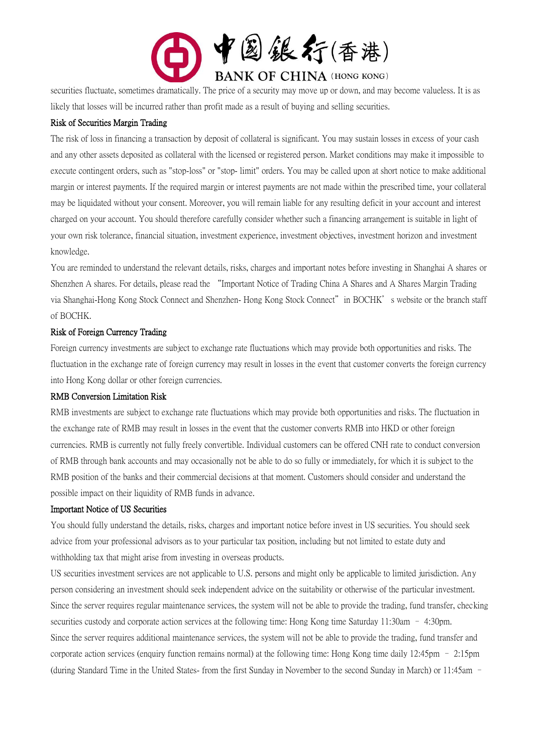securities fluctuate, sometimes dramatically. The price of a security may move up or down, and may become valueless. It is as likely that losses will be incurred rather than profit made as a result of buying and selling securities.

**Risk of Securities Margin Trading**

The risk of loss in financing a transaction by deposit of collateral is significant. You may sustain losses in excess of your cash and any other assets deposited as collateral with the licensed or registered person. Market conditions may make it impossible to execute contingent orders, such as "stop-loss" or "stop- limit" orders. You may be called upon at short notice to make additional margin or interest payments. If the required margin or interest payments are not made within the prescribed time, your collateral may be liquidated without your consent. Moreover, you will remain liable for any resulting deficit in your account and interest charged on your account. You should therefore carefully consider whether such a financing arrangement is suitable in light of your own risk tolerance, financial situation, investment experience, investment objectives, investment horizon and investment knowledge.

You are reminded to understand the relevant details, risks, charges and important notes before investing in Shanghai A shares or Shenzhen A shares. For details, please read the "Important Notice of Trading China A Shares and A Shares Margin Trading via Shanghai-Hong Kong Stock Connect and Shenzhen- Hong Kong Stock Connect" in BOCHK's website or the branch staff of BOCHK.

**Risk of Foreign Currency Trading**

Foreign currency investments are subject to exchange rate fluctuations which may provide both opportunities and risks. The fluctuation in the exchange rate of foreign currency may result in losses in the event that customer converts the foreign currency into Hong Kong dollar or other foreign currencies.

**RMB Conversion Limitation Risk**

RMB investments are subject to exchange rate fluctuations which may provide both opportunities and risks. The fluctuation in the exchange rate of RMB may result in losses in the event that the customer converts RMB into HKD or other foreign currencies. RMB is currently not fully freely convertible. Individual customers can be offered CNH rate to conduct conversion of RMB through bank accounts and may occasionally not be able to do so fully or immediately, for which it is subject to the RMB position of the banks and their commercial decisions at that moment. Customers should consider and understand the possible impact on their liquidity of RMB funds in advance.

**Important Notice of US Securities**

You should fully understand the details, risks, charges and important notice before invest in US securities. You should seek advice from your professional advisors as to your particular tax position, including but not limited to estate duty and withholding tax that might arise from investing in overseas products.

US securities investment services are not applicable to U.S. persons and might only be applicable to limited jurisdiction. Any person considering an investment should seek independent advice on the suitability or otherwise of the particular investment.

Since the server requires regular maintenance services, the system will not be able to provide the trading, fund transfer, checking securities custody and corporate action services at the following time: Hong Kong time Saturday 11:30am – 4:30pm.

Since the server requires additional maintenance services, the system will not be able to provide the trading, fund transfer and corporate action services (enquiry function remains normal) at the following time: Hong Kong time daily 12:45pm – 2:15pm (during Standard Time in the United States- from the first Sunday in November to the second Sunday in March) or 11:45am –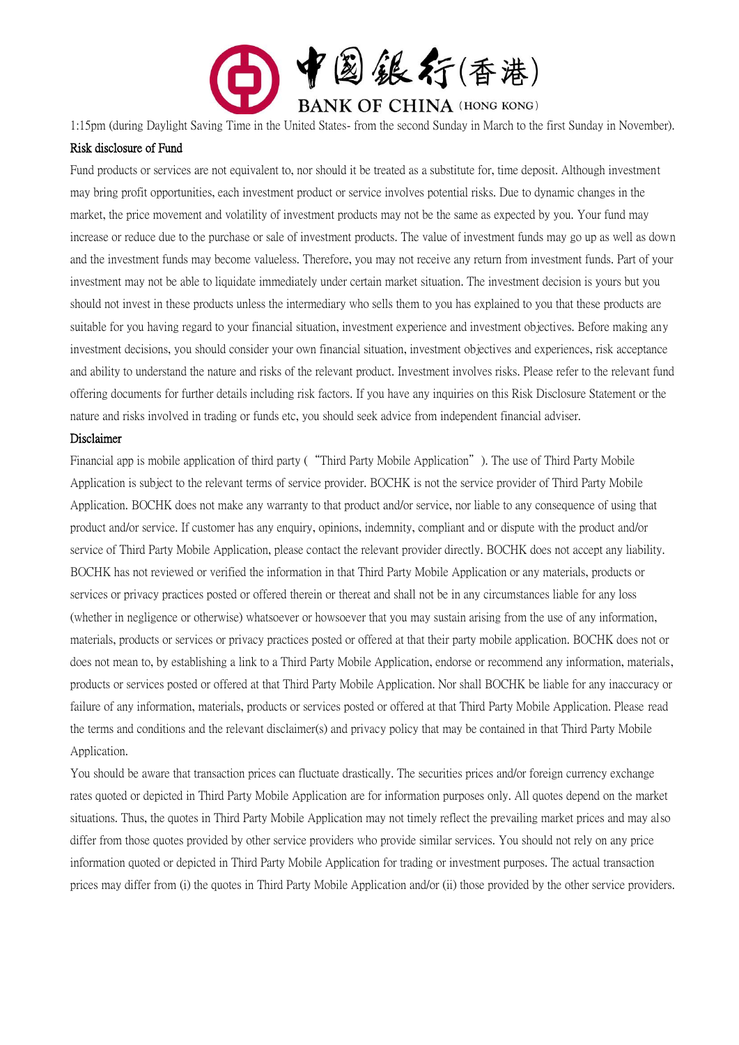1:15pm (during Daylight Saving Time in the United States- from the second Sunday in March to the first Sunday in November).

**Risk disclosure of Fund**

Fund products or services are not equivalent to, nor should it be treated as a substitute for, time deposit. Although investment may bring profit opportunities, each investment product or service involves potential risks. Due to dynamic changes in the market, the price movement and volatility of investment products may not be the same as expected by you. Your fund may increase or reduce due to the purchase or sale of investment products. The value of investment funds may go up as well as down and the investment funds may become valueless. Therefore, you may not receive any return from investment funds. Part of your investment may not be able to liquidate immediately under certain market situation. The investment decision is yours but you should not invest in these products unless the intermediary who sells them to you has explained to you that these products are suitable for you having regard to your financial situation, investment experience and investment objectives. Before making any investment decisions, you should consider your own financial situation, investment objectives and experiences, risk acceptance and ability to understand the nature and risks of the relevant product. Investment involves risks. Please refer to the relevant fund offering documents for further details including risk factors. If you have any inquiries on this Risk Disclosure Statement or the nature and risks involved in trading or funds etc, you should seek advice from independent financial adviser.

**Disclaimer**

Financial app is mobile application of third party ("Third Party Mobile Application"). The use of Third Party Mobile Application is subject to the relevant terms of service provider. BOCHK is not the service provider of Third Party Mobile Application. BOCHK does not make any warranty to that product and/or service, nor liable to any consequence of using that product and/or service. If customer has any enquiry, opinions, indemnity, compliant and or dispute with the product and/or service of Third Party Mobile Application, please contact the relevant provider directly. BOCHK does not accept any liability. BOCHK has not reviewed or verified the information in that Third Party Mobile Application or any materials, products or services or privacy practices posted or offered therein or thereat and shall not be in any circumstances liable for any loss (whether in negligence or otherwise) whatsoever or howsoever that you may sustain arising from the use of any information, materials, products or services or privacy practices posted or offered at that their party mobile application. BOCHK does not or does not mean to, by establishing a link to a Third Party Mobile Application, endorse or recommend any information, materials, products or services posted or offered at that Third Party Mobile Application. Nor shall BOCHK be liable for any inaccuracy or failure of any information, materials, products or services posted or offered at that Third Party Mobile Application. Please read the terms and conditions and the relevant disclaimer(s) and privacy policy that may be contained in that Third Party Mobile Application.

You should be aware that transaction prices can fluctuate drastically. The securities prices and/or foreign currency exchange rates quoted or depicted in Third Party Mobile Application are for information purposes only. All quotes depend on the market situations. Thus, the quotes in Third Party Mobile Application may not timely reflect the prevailing market prices and may also differ from those quotes provided by other service providers who provide similar services. You should not rely on any price information quoted or depicted in Third Party Mobile Application for trading or investment purposes. The actual transaction prices may differ from (i) the quotes in Third Party Mobile Application and/or (ii) those provided by the other service providers.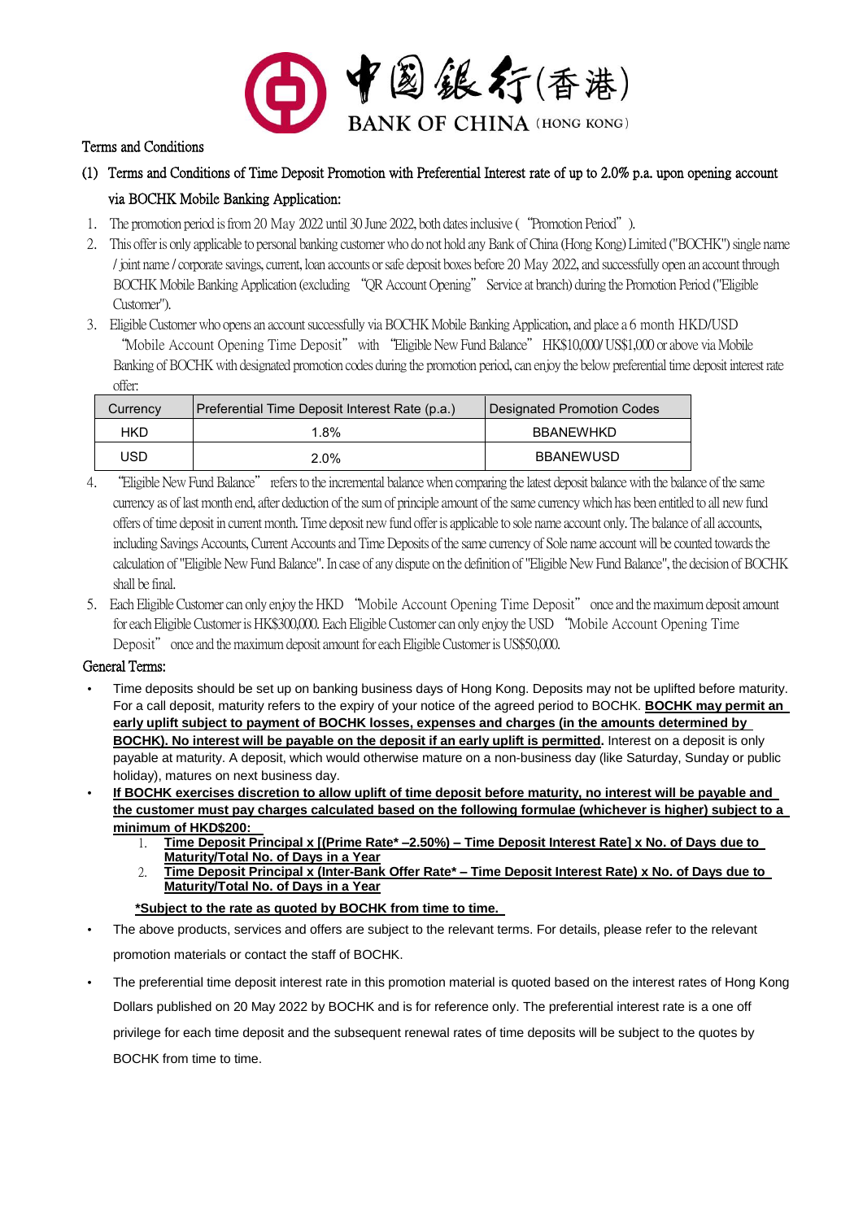中國銀行(香港)
BANK OF CHINA (HONG KONG)

Terms and Conditions

(1) Terms and Conditions of Time Deposit Promotion with Preferential Interest rate of up to 2.0% p.a. upon opening account via BOCHK Mobile Banking Application:

1. The promotion period is from 20 May 2022 until 30 June 2022, both dates inclusive ("Promotion Period").
2. This offer is only applicable to personal banking customer who do not hold any Bank of China (Hong Kong) Limited ("BOCHK") single name / joint name / corporate savings, current, loan accounts or safe deposit boxes before 20 May 2022, and successfully open an account through BOCHK Mobile Banking Application (excluding "QR Account Opening" Service at branch) during the Promotion Period ("Eligible Customer").
3. Eligible Customer who opens an account successfully via BOCHK Mobile Banking Application, and place a 6 month HKD/USD "Mobile Account Opening Time Deposit" with "Eligible New Fund Balance" HK$10,000/ US$1,000 or above via Mobile Banking of BOCHK with designated promotion codes during the promotion period, can enjoy the below preferential time deposit interest rate offer:

| Currency | Preferential Time Deposit Interest Rate (p.a.) | Designated Promotion Codes |
|---|---|---|
| HKD | 1.8% | BBANEWHKD |
| USD | 2.0% | BBANEWUSD |

4. "Eligible New Fund Balance" refers to the incremental balance when comparing the latest deposit balance with the balance of the same currency as of last month end, after deduction of the sum of principle amount of the same currency which has been entitled to all new fund offers of time deposit in current month. Time deposit new fund offer is applicable to sole name account only. The balance of all accounts, including Savings Accounts, Current Accounts and Time Deposits of the same currency of Sole name account will be counted towards the calculation of "Eligible New Fund Balance". In case of any dispute on the definition of "Eligible New Fund Balance", the decision of BOCHK shall be final.
5. Each Eligible Customer can only enjoy the HKD "Mobile Account Opening Time Deposit" once and the maximum deposit amount for each Eligible Customer is HK$300,000. Each Eligible Customer can only enjoy the USD "Mobile Account Opening Time Deposit" once and the maximum deposit amount for each Eligible Customer is US$50,000.

General Terms:

- Time deposits should be set up on banking business days of Hong Kong. Deposits may not be uplifted before maturity. For a call deposit, maturity refers to the expiry of your notice of the agreed period to BOCHK. **BOCHK may permit an early uplift subject to payment of BOCHK losses, expenses and charges (in the amounts determined by BOCHK). No interest will be payable on the deposit if an early uplift is permitted.** Interest on a deposit is only payable at maturity. A deposit, which would otherwise mature on a non-business day (like Saturday, Sunday or public holiday), matures on next business day.
- **If BOCHK exercises discretion to allow uplift of time deposit before maturity, no interest will be payable and the customer must pay charges calculated based on the following formulae (whichever is higher) subject to a minimum of HKD$200:**
  1. **Time Deposit Principal x [(Prime Rate* –2.50%) – Time Deposit Interest Rate] x No. of Days due to Maturity/Total No. of Days in a Year**
  2. **Time Deposit Principal x (Inter-Bank Offer Rate* – Time Deposit Interest Rate) x No. of Days due to Maturity/Total No. of Days in a Year**

  **\*Subject to the rate as quoted by BOCHK from time to time.**
- The above products, services and offers are subject to the relevant terms. For details, please refer to the relevant promotion materials or contact the staff of BOCHK.
- The preferential time deposit interest rate in this promotion material is quoted based on the interest rates of Hong Kong Dollars published on 20 May 2022 by BOCHK and is for reference only. The preferential interest rate is a one off privilege for each time deposit and the subsequent renewal rates of time deposits will be subject to the quotes by BOCHK from time to time.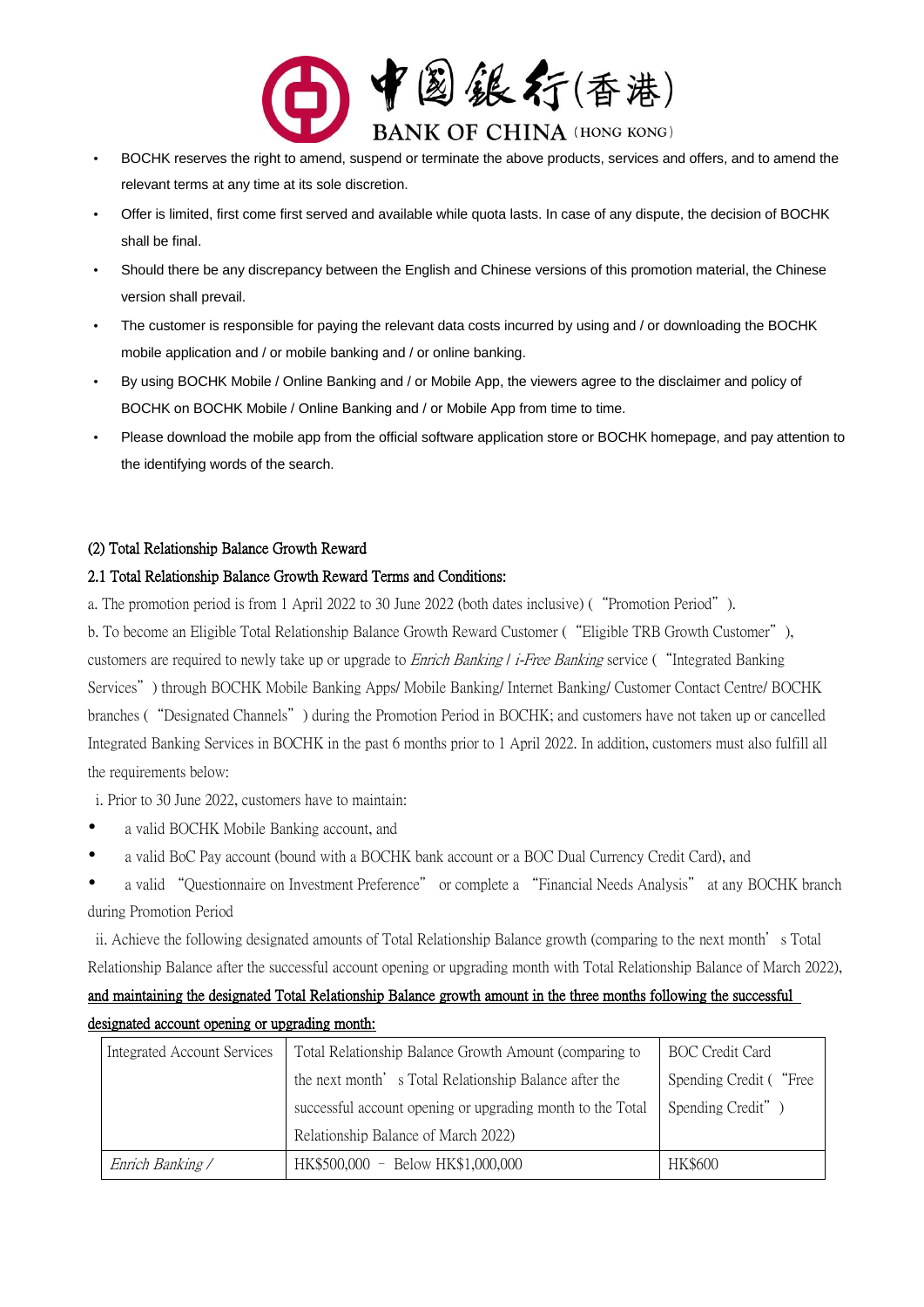- BOCHK reserves the right to amend, suspend or terminate the above products, services and offers, and to amend the relevant terms at any time at its sole discretion.
- Offer is limited, first come first served and available while quota lasts. In case of any dispute, the decision of BOCHK shall be final.
- Should there be any discrepancy between the English and Chinese versions of this promotion material, the Chinese version shall prevail.
- The customer is responsible for paying the relevant data costs incurred by using and / or downloading the BOCHK mobile application and / or mobile banking and / or online banking.
- By using BOCHK Mobile / Online Banking and / or Mobile App, the viewers agree to the disclaimer and policy of BOCHK on BOCHK Mobile / Online Banking and / or Mobile App from time to time.
- Please download the mobile app from the official software application store or BOCHK homepage, and pay attention to the identifying words of the search.

## (2) Total Relationship Balance Growth Reward

### 2.1 Total Relationship Balance Growth Reward Terms and Conditions:

a. The promotion period is from 1 April 2022 to 30 June 2022 (both dates inclusive) (“Promotion Period”).

b. To become an Eligible Total Relationship Balance Growth Reward Customer (“Eligible TRB Growth Customer”), customers are required to newly take up or upgrade to *Enrich Banking* / *i-Free Banking* service (“Integrated Banking Services”) through BOCHK Mobile Banking Apps/ Mobile Banking/ Internet Banking/ Customer Contact Centre/ BOCHK branches (“Designated Channels”) during the Promotion Period in BOCHK; and customers have not taken up or cancelled Integrated Banking Services in BOCHK in the past 6 months prior to 1 April 2022. In addition, customers must also fulfill all the requirements below:

i. Prior to 30 June 2022, customers have to maintain:

- a valid BOCHK Mobile Banking account, and
- a valid BoC Pay account (bound with a BOCHK bank account or a BOC Dual Currency Credit Card), and
- a valid “Questionnaire on Investment Preference” or complete a “Financial Needs Analysis” at any BOCHK branch during Promotion Period

ii. Achieve the following designated amounts of Total Relationship Balance growth (comparing to the next month’s Total Relationship Balance after the successful account opening or upgrading month with Total Relationship Balance of March 2022), <u>and maintaining the designated Total Relationship Balance growth amount in the three months following the successful designated account opening or upgrading month:</u>

| Integrated Account Services | Total Relationship Balance Growth Amount (comparing to the next month’s Total Relationship Balance after the successful account opening or upgrading month to the Total Relationship Balance of March 2022) | BOC Credit Card Spending Credit (“Free Spending Credit”) |
|---|---|---|
| *Enrich Banking /* | HK$500,000 – Below HK$1,000,000 | HK$600 |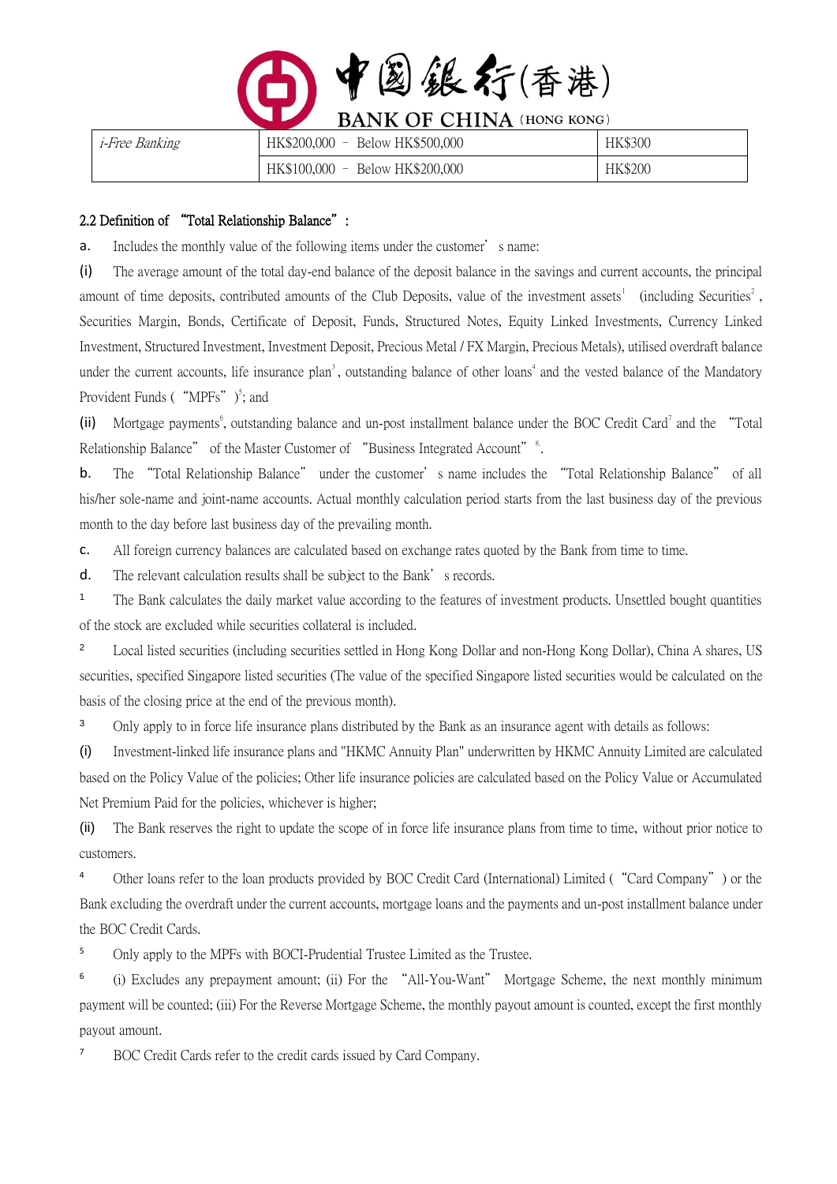| *i-Free Banking* | HK$200,000 – Below HK$500,000 | HK$300 |
| --- | --- | --- |
| | HK$100,000 – Below HK$200,000 | HK$200 |

## 2.2 Definition of "Total Relationship Balance":

a. Includes the monthly value of the following items under the customer's name:

(i) The average amount of the total day-end balance of the deposit balance in the savings and current accounts, the principal amount of time deposits, contributed amounts of the Club Deposits, value of the investment assets[1] (including Securities[2], Securities Margin, Bonds, Certificate of Deposit, Funds, Structured Notes, Equity Linked Investments, Currency Linked Investment, Structured Investment, Investment Deposit, Precious Metal / FX Margin, Precious Metals), utilised overdraft balance under the current accounts, life insurance plan[3], outstanding balance of other loans[4] and the vested balance of the Mandatory Provident Funds ("MPFs")[5]; and

(ii) Mortgage payments[6], outstanding balance and un-post installment balance under the BOC Credit Card[7] and the "Total Relationship Balance" of the Master Customer of "Business Integrated Account"[8].

b. The "Total Relationship Balance" under the customer's name includes the "Total Relationship Balance" of all his/her sole-name and joint-name accounts. Actual monthly calculation period starts from the last business day of the previous month to the day before last business day of the prevailing month.

c. All foreign currency balances are calculated based on exchange rates quoted by the Bank from time to time.

d. The relevant calculation results shall be subject to the Bank's records.

[1] The Bank calculates the daily market value according to the features of investment products. Unsettled bought quantities of the stock are excluded while securities collateral is included.

[2] Local listed securities (including securities settled in Hong Kong Dollar and non-Hong Kong Dollar), China A shares, US securities, specified Singapore listed securities (The value of the specified Singapore listed securities would be calculated on the basis of the closing price at the end of the previous month).

[3] Only apply to in force life insurance plans distributed by the Bank as an insurance agent with details as follows:

(i) Investment-linked life insurance plans and "HKMC Annuity Plan" underwritten by HKMC Annuity Limited are calculated based on the Policy Value of the policies; Other life insurance policies are calculated based on the Policy Value or Accumulated Net Premium Paid for the policies, whichever is higher;

(ii) The Bank reserves the right to update the scope of in force life insurance plans from time to time, without prior notice to customers.

[4] Other loans refer to the loan products provided by BOC Credit Card (International) Limited ("Card Company") or the Bank excluding the overdraft under the current accounts, mortgage loans and the payments and un-post installment balance under the BOC Credit Cards.

[5] Only apply to the MPFs with BOCI-Prudential Trustee Limited as the Trustee.

[6] (i) Excludes any prepayment amount; (ii) For the "All-You-Want" Mortgage Scheme, the next monthly minimum payment will be counted; (iii) For the Reverse Mortgage Scheme, the monthly payout amount is counted, except the first monthly payout amount.

[7] BOC Credit Cards refer to the credit cards issued by Card Company.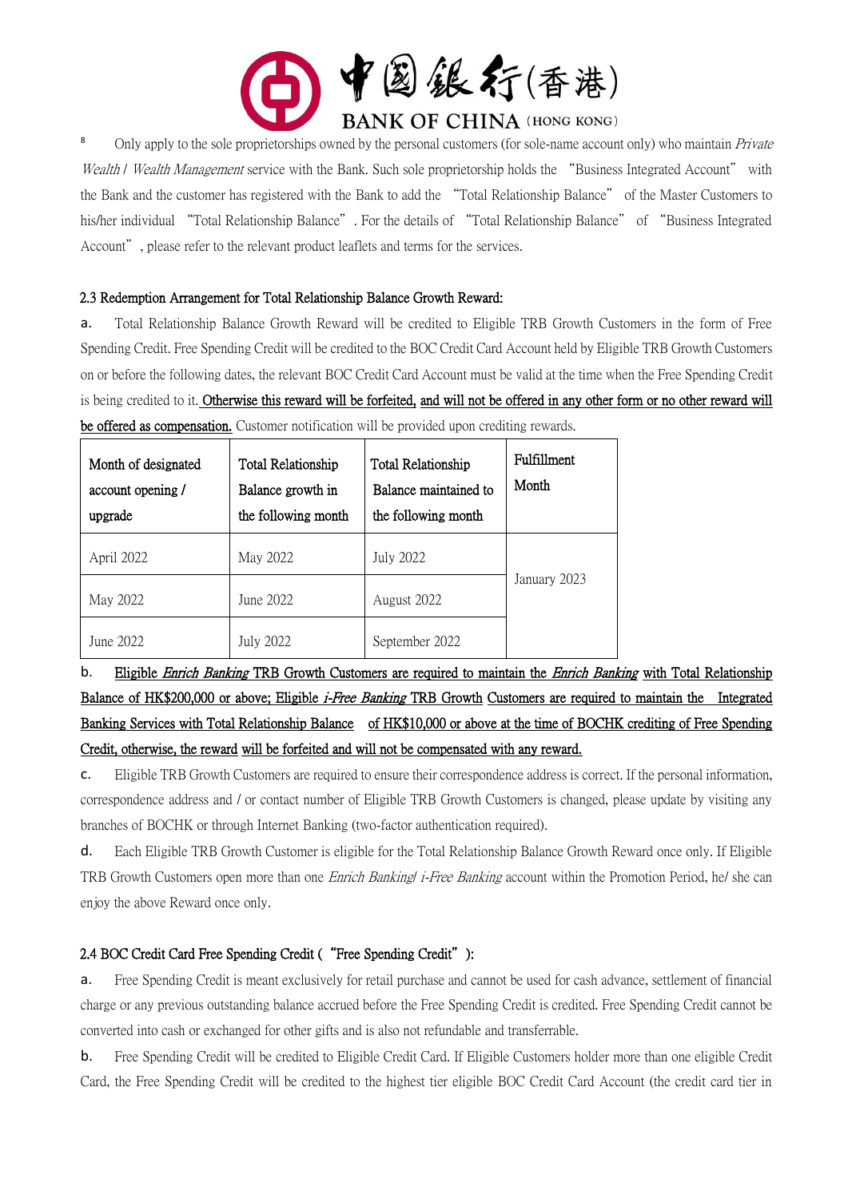[8] Only apply to the sole proprietorships owned by the personal customers (for sole-name account only) who maintain *Private Wealth* / *Wealth Management* service with the Bank. Such sole proprietorship holds the "Business Integrated Account" with the Bank and the customer has registered with the Bank to add the "Total Relationship Balance" of the Master Customers to his/her individual "Total Relationship Balance". For the details of "Total Relationship Balance" of "Business Integrated Account", please refer to the relevant product leaflets and terms for the services.

### 2.3 Redemption Arrangement for Total Relationship Balance Growth Reward:

a. Total Relationship Balance Growth Reward will be credited to Eligible TRB Growth Customers in the form of Free Spending Credit. Free Spending Credit will be credited to the BOC Credit Card Account held by Eligible TRB Growth Customers on or before the following dates, the relevant BOC Credit Card Account must be valid at the time when the Free Spending Credit is being credited to it. <u>Otherwise this reward will be forfeited, and will not be offered in any other form or no other reward will be offered as compensation.</u> Customer notification will be provided upon crediting rewards.

| Month of designated account opening / upgrade | Total Relationship Balance growth in the following month | Total Relationship Balance maintained to the following month | Fulfillment Month |
|---|---|---|---|
| April 2022 | May 2022 | July 2022 | January 2023 |
| May 2022 | June 2022 | August 2022 | |
| June 2022 | July 2022 | September 2022 | |

b. <u>Eligible *Enrich Banking* TRB Growth Customers are required to maintain the *Enrich Banking* with Total Relationship Balance of HK$200,000 or above; Eligible *i-Free Banking* TRB Growth Customers are required to maintain the Integrated Banking Services with Total Relationship Balance of HK$10,000 or above at the time of BOCHK crediting of Free Spending Credit, otherwise, the reward will be forfeited and will not be compensated with any reward.</u>

c. Eligible TRB Growth Customers are required to ensure their correspondence address is correct. If the personal information, correspondence address and / or contact number of Eligible TRB Growth Customers is changed, please update by visiting any branches of BOCHK or through Internet Banking (two-factor authentication required).

d. Each Eligible TRB Growth Customer is eligible for the Total Relationship Balance Growth Reward once only. If Eligible TRB Growth Customers open more than one *Enrich Banking*/ *i-Free Banking* account within the Promotion Period, he/ she can enjoy the above Reward once only.

### 2.4 BOC Credit Card Free Spending Credit ("Free Spending Credit"):

a. Free Spending Credit is meant exclusively for retail purchase and cannot be used for cash advance, settlement of financial charge or any previous outstanding balance accrued before the Free Spending Credit is credited. Free Spending Credit cannot be converted into cash or exchanged for other gifts and is also not refundable and transferrable.

b. Free Spending Credit will be credited to Eligible Credit Card. If Eligible Customers holder more than one eligible Credit Card, the Free Spending Credit will be credited to the highest tier eligible BOC Credit Card Account (the credit card tier in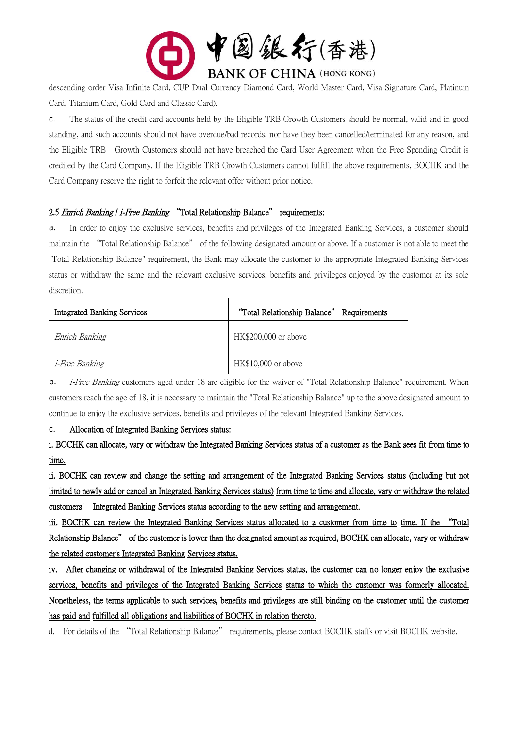descending order Visa Infinite Card, CUP Dual Currency Diamond Card, World Master Card, Visa Signature Card, Platinum Card, Titanium Card, Gold Card and Classic Card).

c. The status of the credit card accounts held by the Eligible TRB Growth Customers should be normal, valid and in good standing, and such accounts should not have overdue/bad records, nor have they been cancelled/terminated for any reason, and the Eligible TRB Growth Customers should not have breached the Card User Agreement when the Free Spending Credit is credited by the Card Company. If the Eligible TRB Growth Customers cannot fulfill the above requirements, BOCHK and the Card Company reserve the right to forfeit the relevant offer without prior notice.

## 2.5 *Enrich Banking* / *i-Free Banking* "Total Relationship Balance" requirements:

a. In order to enjoy the exclusive services, benefits and privileges of the Integrated Banking Services, a customer should maintain the "Total Relationship Balance" of the following designated amount or above. If a customer is not able to meet the "Total Relationship Balance" requirement, the Bank may allocate the customer to the appropriate Integrated Banking Services status or withdraw the same and the relevant exclusive services, benefits and privileges enjoyed by the customer at its sole discretion.

| Integrated Banking Services | "Total Relationship Balance" Requirements |
| --- | --- |
| *Enrich Banking* | HK$200,000 or above |
| *i-Free Banking* | HK$10,000 or above |

b. *i-Free Banking* customers aged under 18 are eligible for the waiver of "Total Relationship Balance" requirement. When customers reach the age of 18, it is necessary to maintain the "Total Relationship Balance" up to the above designated amount to continue to enjoy the exclusive services, benefits and privileges of the relevant Integrated Banking Services.

c. Allocation of Integrated Banking Services status:

i. BOCHK can allocate, vary or withdraw the Integrated Banking Services status of a customer as the Bank sees fit from time to time.

ii. BOCHK can review and change the setting and arrangement of the Integrated Banking Services status (including but not limited to newly add or cancel an Integrated Banking Services status) from time to time and allocate, vary or withdraw the related customers' Integrated Banking Services status according to the new setting and arrangement.

iii. BOCHK can review the Integrated Banking Services status allocated to a customer from time to time. If the "Total Relationship Balance" of the customer is lower than the designated amount as required, BOCHK can allocate, vary or withdraw the related customer's Integrated Banking Services status.

iv. After changing or withdrawal of the Integrated Banking Services status, the customer can no longer enjoy the exclusive services, benefits and privileges of the Integrated Banking Services status to which the customer was formerly allocated. Nonetheless, the terms applicable to such services, benefits and privileges are still binding on the customer until the customer has paid and fulfilled all obligations and liabilities of BOCHK in relation thereto.

d. For details of the "Total Relationship Balance" requirements, please contact BOCHK staffs or visit BOCHK website.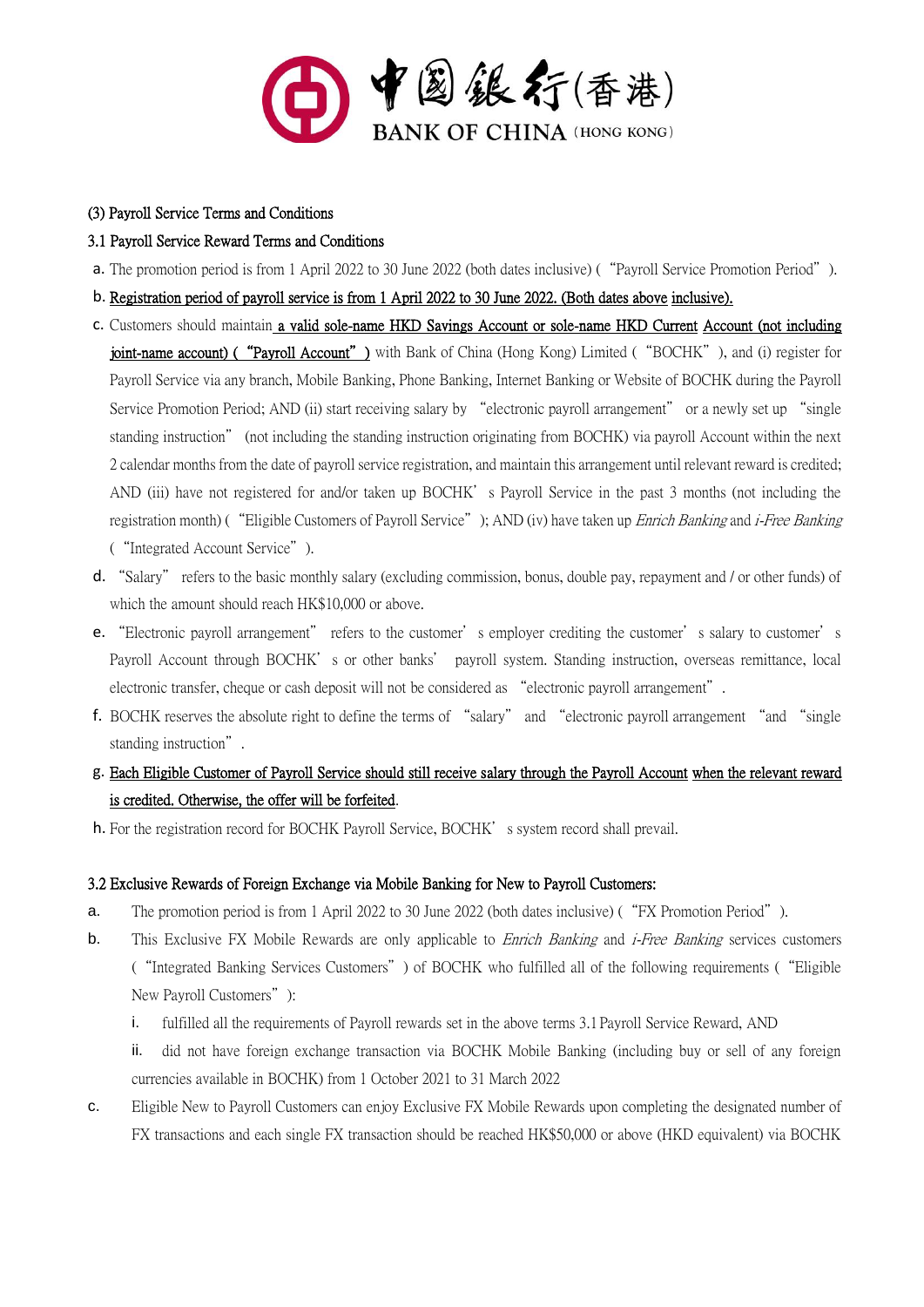(3) Payroll Service Terms and Conditions

3.1 Payroll Service Reward Terms and Conditions

a. The promotion period is from 1 April 2022 to 30 June 2022 (both dates inclusive) ("Payroll Service Promotion Period").

b. Registration period of payroll service is from 1 April 2022 to 30 June 2022. (Both dates above inclusive).

c. Customers should maintain a valid sole-name HKD Savings Account or sole-name HKD Current Account (not including joint-name account) ("Payroll Account") with Bank of China (Hong Kong) Limited ("BOCHK"), and (i) register for Payroll Service via any branch, Mobile Banking, Phone Banking, Internet Banking or Website of BOCHK during the Payroll Service Promotion Period; AND (ii) start receiving salary by "electronic payroll arrangement" or a newly set up "single standing instruction" (not including the standing instruction originating from BOCHK) via payroll Account within the next 2 calendar months from the date of payroll service registration, and maintain this arrangement until relevant reward is credited; AND (iii) have not registered for and/or taken up BOCHK's Payroll Service in the past 3 months (not including the registration month) ("Eligible Customers of Payroll Service"); AND (iv) have taken up *Enrich Banking* and *i-Free Banking* ("Integrated Account Service").

d. "Salary" refers to the basic monthly salary (excluding commission, bonus, double pay, repayment and / or other funds) of which the amount should reach HK$10,000 or above.

e. "Electronic payroll arrangement" refers to the customer's employer crediting the customer's salary to customer's Payroll Account through BOCHK's or other banks' payroll system. Standing instruction, overseas remittance, local electronic transfer, cheque or cash deposit will not be considered as "electronic payroll arrangement".

f. BOCHK reserves the absolute right to define the terms of "salary" and "electronic payroll arrangement "and "single standing instruction".

g. Each Eligible Customer of Payroll Service should still receive salary through the Payroll Account when the relevant reward is credited. Otherwise, the offer will be forfeited.

h. For the registration record for BOCHK Payroll Service, BOCHK's system record shall prevail.

3.2 Exclusive Rewards of Foreign Exchange via Mobile Banking for New to Payroll Customers:

a. The promotion period is from 1 April 2022 to 30 June 2022 (both dates inclusive) ("FX Promotion Period").

b. This Exclusive FX Mobile Rewards are only applicable to *Enrich Banking* and *i-Free Banking* services customers ("Integrated Banking Services Customers") of BOCHK who fulfilled all of the following requirements ("Eligible New Payroll Customers"):

   i. fulfilled all the requirements of Payroll rewards set in the above terms 3.1 Payroll Service Reward, AND

   ii. did not have foreign exchange transaction via BOCHK Mobile Banking (including buy or sell of any foreign currencies available in BOCHK) from 1 October 2021 to 31 March 2022

c. Eligible New to Payroll Customers can enjoy Exclusive FX Mobile Rewards upon completing the designated number of FX transactions and each single FX transaction should be reached HK$50,000 or above (HKD equivalent) via BOCHK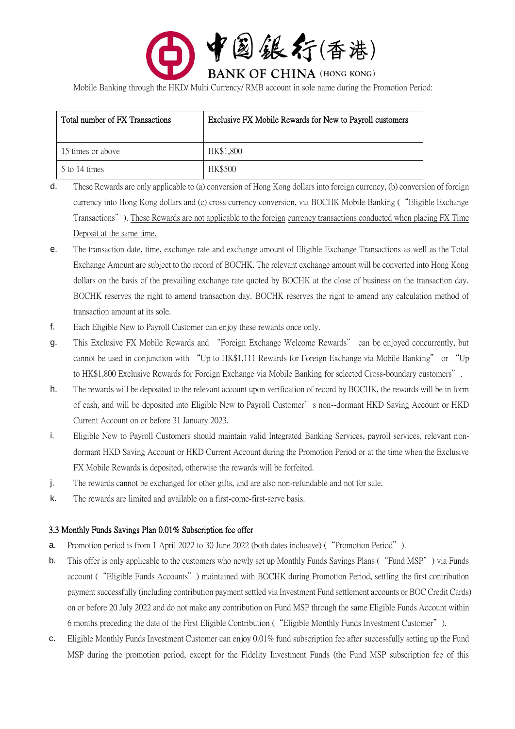Mobile Banking through the HKD/ Multi Currency/ RMB account in sole name during the Promotion Period:

| Total number of FX Transactions | Exclusive FX Mobile Rewards for New to Payroll customers |
|---|---|
| 15 times or above | HK$1,800 |
| 5 to 14 times | HK$500 |

d. These Rewards are only applicable to (a) conversion of Hong Kong dollars into foreign currency, (b) conversion of foreign currency into Hong Kong dollars and (c) cross currency conversion, via BOCHK Mobile Banking ( "Eligible Exchange Transactions" ). <u>These Rewards are not applicable to the foreign currency transactions conducted when placing FX Time Deposit at the same time.</u>

e. The transaction date, time, exchange rate and exchange amount of Eligible Exchange Transactions as well as the Total Exchange Amount are subject to the record of BOCHK. The relevant exchange amount will be converted into Hong Kong dollars on the basis of the prevailing exchange rate quoted by BOCHK at the close of business on the transaction day. BOCHK reserves the right to amend transaction day. BOCHK reserves the right to amend any calculation method of transaction amount at its sole.

f. Each Eligible New to Payroll Customer can enjoy these rewards once only.

g. This Exclusive FX Mobile Rewards and "Foreign Exchange Welcome Rewards" can be enjoyed concurrently, but cannot be used in conjunction with "Up to HK$1,111 Rewards for Foreign Exchange via Mobile Banking" or "Up to HK$1,800 Exclusive Rewards for Foreign Exchange via Mobile Banking for selected Cross-boundary customers".

h. The rewards will be deposited to the relevant account upon verification of record by BOCHK, the rewards will be in form of cash, and will be deposited into Eligible New to Payroll Customer's non--dormant HKD Saving Account or HKD Current Account on or before 31 January 2023.

i. Eligible New to Payroll Customers should maintain valid Integrated Banking Services, payroll services, relevant non-dormant HKD Saving Account or HKD Current Account during the Promotion Period or at the time when the Exclusive FX Mobile Rewards is deposited, otherwise the rewards will be forfeited.

j. The rewards cannot be exchanged for other gifts, and are also non-refundable and not for sale.

k. The rewards are limited and available on a first-come-first-serve basis.

### 3.3 Monthly Funds Savings Plan 0.01% Subscription fee offer

a. Promotion period is from 1 April 2022 to 30 June 2022 (both dates inclusive) ( "Promotion Period" ).

b. This offer is only applicable to the customers who newly set up Monthly Funds Savings Plans ( "Fund MSP" ) via Funds account ( "Eligible Funds Accounts" ) maintained with BOCHK during Promotion Period, settling the first contribution payment successfully (including contribution payment settled via Investment Fund settlement accounts or BOC Credit Cards) on or before 20 July 2022 and do not make any contribution on Fund MSP through the same Eligible Funds Account within 6 months preceding the date of the First Eligible Contribution ( "Eligible Monthly Funds Investment Customer" ).

c. Eligible Monthly Funds Investment Customer can enjoy 0.01% fund subscription fee after successfully setting up the Fund MSP during the promotion period, except for the Fidelity Investment Funds (the Fund MSP subscription fee of this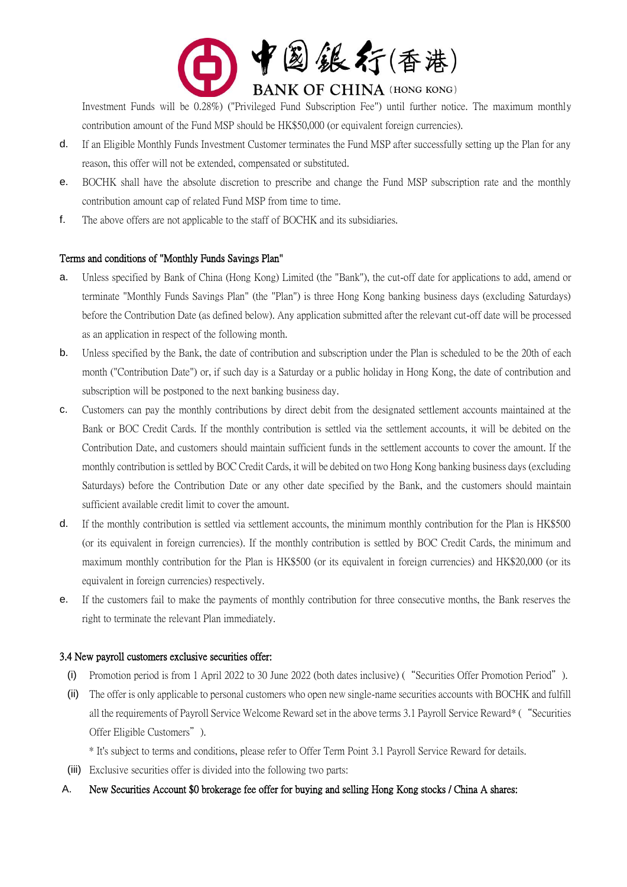Investment Funds will be 0.28%) ("Privileged Fund Subscription Fee") until further notice. The maximum monthly contribution amount of the Fund MSP should be HK$50,000 (or equivalent foreign currencies).

d. If an Eligible Monthly Funds Investment Customer terminates the Fund MSP after successfully setting up the Plan for any reason, this offer will not be extended, compensated or substituted.

e. BOCHK shall have the absolute discretion to prescribe and change the Fund MSP subscription rate and the monthly contribution amount cap of related Fund MSP from time to time.

f. The above offers are not applicable to the staff of BOCHK and its subsidiaries.

**Terms and conditions of "Monthly Funds Savings Plan"**

a. Unless specified by Bank of China (Hong Kong) Limited (the "Bank"), the cut-off date for applications to add, amend or terminate "Monthly Funds Savings Plan" (the "Plan") is three Hong Kong banking business days (excluding Saturdays) before the Contribution Date (as defined below). Any application submitted after the relevant cut-off date will be processed as an application in respect of the following month.

b. Unless specified by the Bank, the date of contribution and subscription under the Plan is scheduled to be the 20th of each month ("Contribution Date") or, if such day is a Saturday or a public holiday in Hong Kong, the date of contribution and subscription will be postponed to the next banking business day.

c. Customers can pay the monthly contributions by direct debit from the designated settlement accounts maintained at the Bank or BOC Credit Cards. If the monthly contribution is settled via the settlement accounts, it will be debited on the Contribution Date, and customers should maintain sufficient funds in the settlement accounts to cover the amount. If the monthly contribution is settled by BOC Credit Cards, it will be debited on two Hong Kong banking business days (excluding Saturdays) before the Contribution Date or any other date specified by the Bank, and the customers should maintain sufficient available credit limit to cover the amount.

d. If the monthly contribution is settled via settlement accounts, the minimum monthly contribution for the Plan is HK$500 (or its equivalent in foreign currencies). If the monthly contribution is settled by BOC Credit Cards, the minimum and maximum monthly contribution for the Plan is HK$500 (or its equivalent in foreign currencies) and HK$20,000 (or its equivalent in foreign currencies) respectively.

e. If the customers fail to make the payments of monthly contribution for three consecutive months, the Bank reserves the right to terminate the relevant Plan immediately.

**3.4 New payroll customers exclusive securities offer:**

(i) Promotion period is from 1 April 2022 to 30 June 2022 (both dates inclusive) ("Securities Offer Promotion Period").

(ii) The offer is only applicable to personal customers who open new single-name securities accounts with BOCHK and fulfill all the requirements of Payroll Service Welcome Reward set in the above terms 3.1 Payroll Service Reward* ("Securities Offer Eligible Customers").

\* It's subject to terms and conditions, please refer to Offer Term Point 3.1 Payroll Service Reward for details.

(iii) Exclusive securities offer is divided into the following two parts:

A. **New Securities Account $0 brokerage fee offer for buying and selling Hong Kong stocks / China A shares:**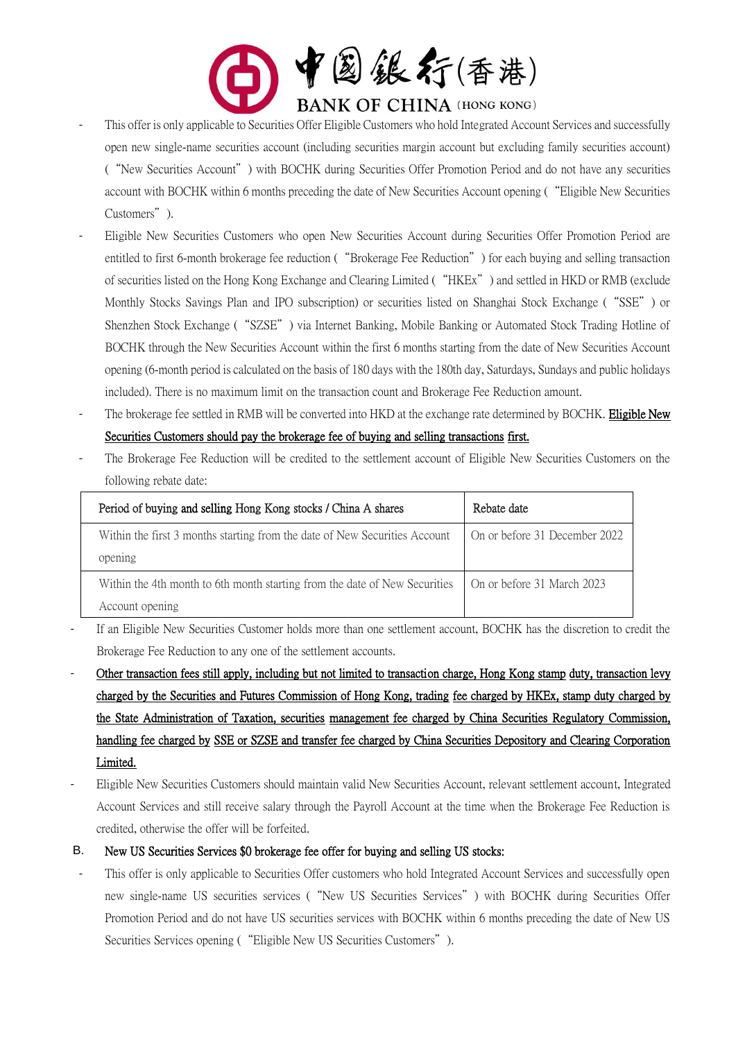- This offer is only applicable to Securities Offer Eligible Customers who hold Integrated Account Services and successfully open new single-name securities account (including securities margin account but excluding family securities account) ("New Securities Account") with BOCHK during Securities Offer Promotion Period and do not have any securities account with BOCHK within 6 months preceding the date of New Securities Account opening ("Eligible New Securities Customers").
- Eligible New Securities Customers who open New Securities Account during Securities Offer Promotion Period are entitled to first 6-month brokerage fee reduction ("Brokerage Fee Reduction") for each buying and selling transaction of securities listed on the Hong Kong Exchange and Clearing Limited ("HKEx") and settled in HKD or RMB (exclude Monthly Stocks Savings Plan and IPO subscription) or securities listed on Shanghai Stock Exchange ("SSE") or Shenzhen Stock Exchange ("SZSE") via Internet Banking, Mobile Banking or Automated Stock Trading Hotline of BOCHK through the New Securities Account within the first 6 months starting from the date of New Securities Account opening (6-month period is calculated on the basis of 180 days with the 180th day, Saturdays, Sundays and public holidays included). There is no maximum limit on the transaction count and Brokerage Fee Reduction amount.
- The brokerage fee settled in RMB will be converted into HKD at the exchange rate determined by BOCHK. **Eligible New Securities Customers should pay the brokerage fee of buying and selling transactions first.**
- The Brokerage Fee Reduction will be credited to the settlement account of Eligible New Securities Customers on the following rebate date:

| Period of buying and selling Hong Kong stocks / China A shares | Rebate date |
|---|---|
| Within the first 3 months starting from the date of New Securities Account opening | On or before 31 December 2022 |
| Within the 4th month to 6th month starting from the date of New Securities Account opening | On or before 31 March 2023 |

- If an Eligible New Securities Customer holds more than one settlement account, BOCHK has the discretion to credit the Brokerage Fee Reduction to any one of the settlement accounts.
- **Other transaction fees still apply, including but not limited to transaction charge, Hong Kong stamp duty, transaction levy charged by the Securities and Futures Commission of Hong Kong, trading fee charged by HKEx, stamp duty charged by the State Administration of Taxation, securities management fee charged by China Securities Regulatory Commission, handling fee charged by SSE or SZSE and transfer fee charged by China Securities Depository and Clearing Corporation Limited.**
- Eligible New Securities Customers should maintain valid New Securities Account, relevant settlement account, Integrated Account Services and still receive salary through the Payroll Account at the time when the Brokerage Fee Reduction is credited, otherwise the offer will be forfeited.

B. New US Securities Services $0 brokerage fee offer for buying and selling US stocks:

- This offer is only applicable to Securities Offer customers who hold Integrated Account Services and successfully open new single-name US securities services ("New US Securities Services") with BOCHK during Securities Offer Promotion Period and do not have US securities services with BOCHK within 6 months preceding the date of New US Securities Services opening ("Eligible New US Securities Customers").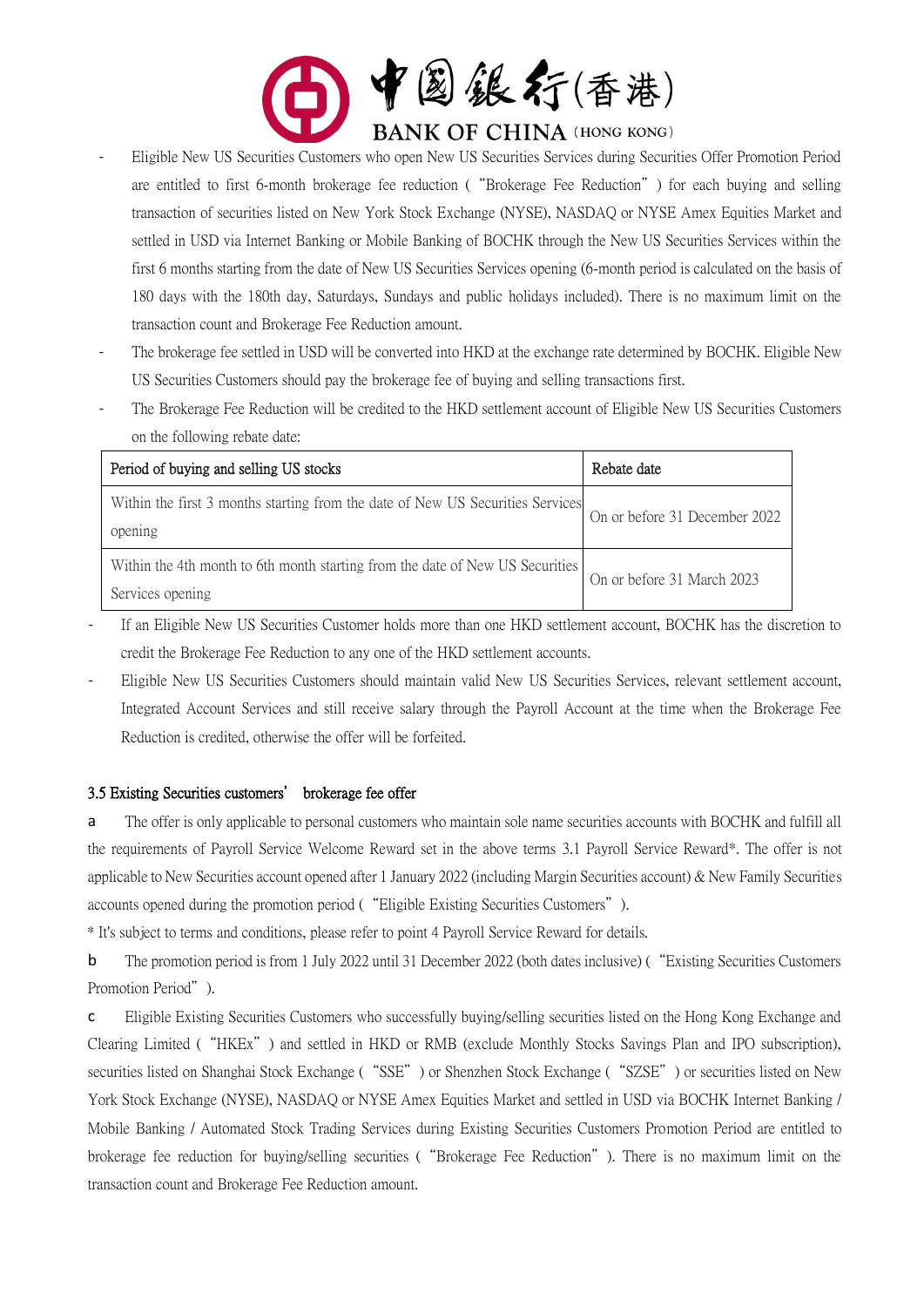- Eligible New US Securities Customers who open New US Securities Services during Securities Offer Promotion Period are entitled to first 6-month brokerage fee reduction (“Brokerage Fee Reduction”) for each buying and selling transaction of securities listed on New York Stock Exchange (NYSE), NASDAQ or NYSE Amex Equities Market and settled in USD via Internet Banking or Mobile Banking of BOCHK through the New US Securities Services within the first 6 months starting from the date of New US Securities Services opening (6-month period is calculated on the basis of 180 days with the 180th day, Saturdays, Sundays and public holidays included). There is no maximum limit on the transaction count and Brokerage Fee Reduction amount.
- The brokerage fee settled in USD will be converted into HKD at the exchange rate determined by BOCHK. Eligible New US Securities Customers should pay the brokerage fee of buying and selling transactions first.
- The Brokerage Fee Reduction will be credited to the HKD settlement account of Eligible New US Securities Customers on the following rebate date:

| Period of buying and selling US stocks | Rebate date |
|---|---|
| Within the first 3 months starting from the date of New US Securities Services opening | On or before 31 December 2022 |
| Within the 4th month to 6th month starting from the date of New US Securities Services opening | On or before 31 March 2023 |

- If an Eligible New US Securities Customer holds more than one HKD settlement account, BOCHK has the discretion to credit the Brokerage Fee Reduction to any one of the HKD settlement accounts.
- Eligible New US Securities Customers should maintain valid New US Securities Services, relevant settlement account, Integrated Account Services and still receive salary through the Payroll Account at the time when the Brokerage Fee Reduction is credited, otherwise the offer will be forfeited.

### 3.5 Existing Securities customers’ brokerage fee offer

a The offer is only applicable to personal customers who maintain sole name securities accounts with BOCHK and fulfill all the requirements of Payroll Service Welcome Reward set in the above terms 3.1 Payroll Service Reward*. The offer is not applicable to New Securities account opened after 1 January 2022 (including Margin Securities account) & New Family Securities accounts opened during the promotion period (“Eligible Existing Securities Customers”).

* It's subject to terms and conditions, please refer to point 4 Payroll Service Reward for details.

b The promotion period is from 1 July 2022 until 31 December 2022 (both dates inclusive) (“Existing Securities Customers Promotion Period”).

c Eligible Existing Securities Customers who successfully buying/selling securities listed on the Hong Kong Exchange and Clearing Limited (“HKEx”) and settled in HKD or RMB (exclude Monthly Stocks Savings Plan and IPO subscription), securities listed on Shanghai Stock Exchange (“SSE”) or Shenzhen Stock Exchange (“SZSE”) or securities listed on New York Stock Exchange (NYSE), NASDAQ or NYSE Amex Equities Market and settled in USD via BOCHK Internet Banking / Mobile Banking / Automated Stock Trading Services during Existing Securities Customers Promotion Period are entitled to brokerage fee reduction for buying/selling securities (“Brokerage Fee Reduction”). There is no maximum limit on the transaction count and Brokerage Fee Reduction amount.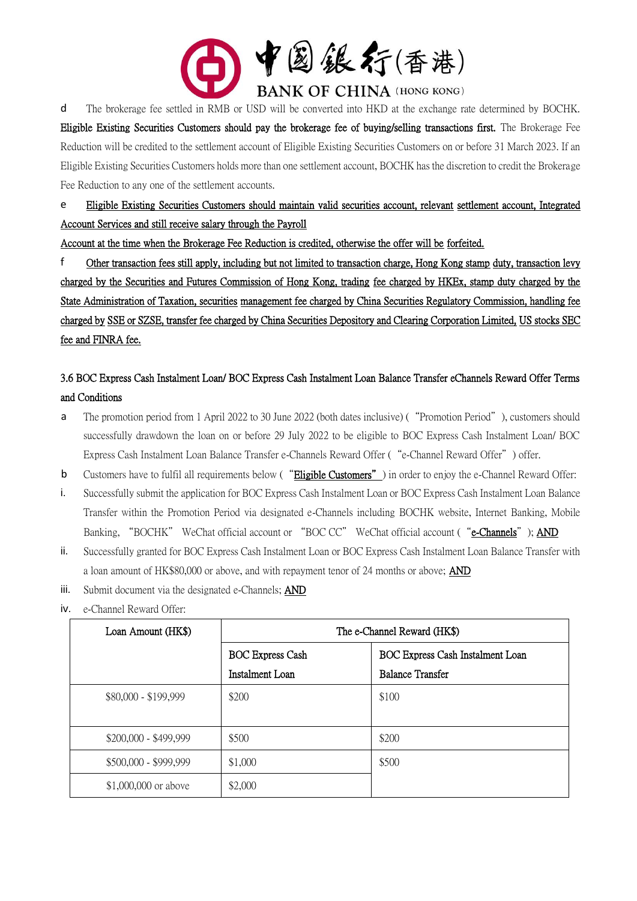d The brokerage fee settled in RMB or USD will be converted into HKD at the exchange rate determined by BOCHK. **Eligible Existing Securities Customers should pay the brokerage fee of buying/selling transactions first.** The Brokerage Fee Reduction will be credited to the settlement account of Eligible Existing Securities Customers on or before 31 March 2023. If an Eligible Existing Securities Customers holds more than one settlement account, BOCHK has the discretion to credit the Brokerage Fee Reduction to any one of the settlement accounts.

e Eligible Existing Securities Customers should maintain valid securities account, relevant settlement account, Integrated Account Services and still receive salary through the Payroll Account at the time when the Brokerage Fee Reduction is credited, otherwise the offer will be forfeited.

f Other transaction fees still apply, including but not limited to transaction charge, Hong Kong stamp duty, transaction levy charged by the Securities and Futures Commission of Hong Kong, trading fee charged by HKEx, stamp duty charged by the State Administration of Taxation, securities management fee charged by China Securities Regulatory Commission, handling fee charged by SSE or SZSE, transfer fee charged by China Securities Depository and Clearing Corporation Limited, US stocks SEC fee and FINRA fee.

### 3.6 BOC Express Cash Instalment Loan/ BOC Express Cash Instalment Loan Balance Transfer eChannels Reward Offer Terms and Conditions

a The promotion period from 1 April 2022 to 30 June 2022 (both dates inclusive) (“Promotion Period”), customers should successfully drawdown the loan on or before 29 July 2022 to be eligible to BOC Express Cash Instalment Loan/ BOC Express Cash Instalment Loan Balance Transfer e-Channels Reward Offer (“e-Channel Reward Offer”) offer.

b Customers have to fulfil all requirements below (“Eligible Customers”) in order to enjoy the e-Channel Reward Offer:

i. Successfully submit the application for BOC Express Cash Instalment Loan or BOC Express Cash Instalment Loan Balance Transfer within the Promotion Period via designated e-Channels including BOCHK website, Internet Banking, Mobile Banking, “BOCHK” WeChat official account or “BOC CC” WeChat official account (“e-Channels”); AND

ii. Successfully granted for BOC Express Cash Instalment Loan or BOC Express Cash Instalment Loan Balance Transfer with a loan amount of HK$80,000 or above, and with repayment tenor of 24 months or above; AND

iii. Submit document via the designated e-Channels; AND

iv. e-Channel Reward Offer:

| Loan Amount (HK$) | The e-Channel Reward (HK$) | |
|---|---|---|
| | BOC Express Cash Instalment Loan | BOC Express Cash Instalment Loan Balance Transfer |
| $80,000 - $199,999 | $200 | $100 |
| $200,000 - $499,999 | $500 | $200 |
| $500,000 - $999,999 | $1,000 | $500 |
| $1,000,000 or above | $2,000 | |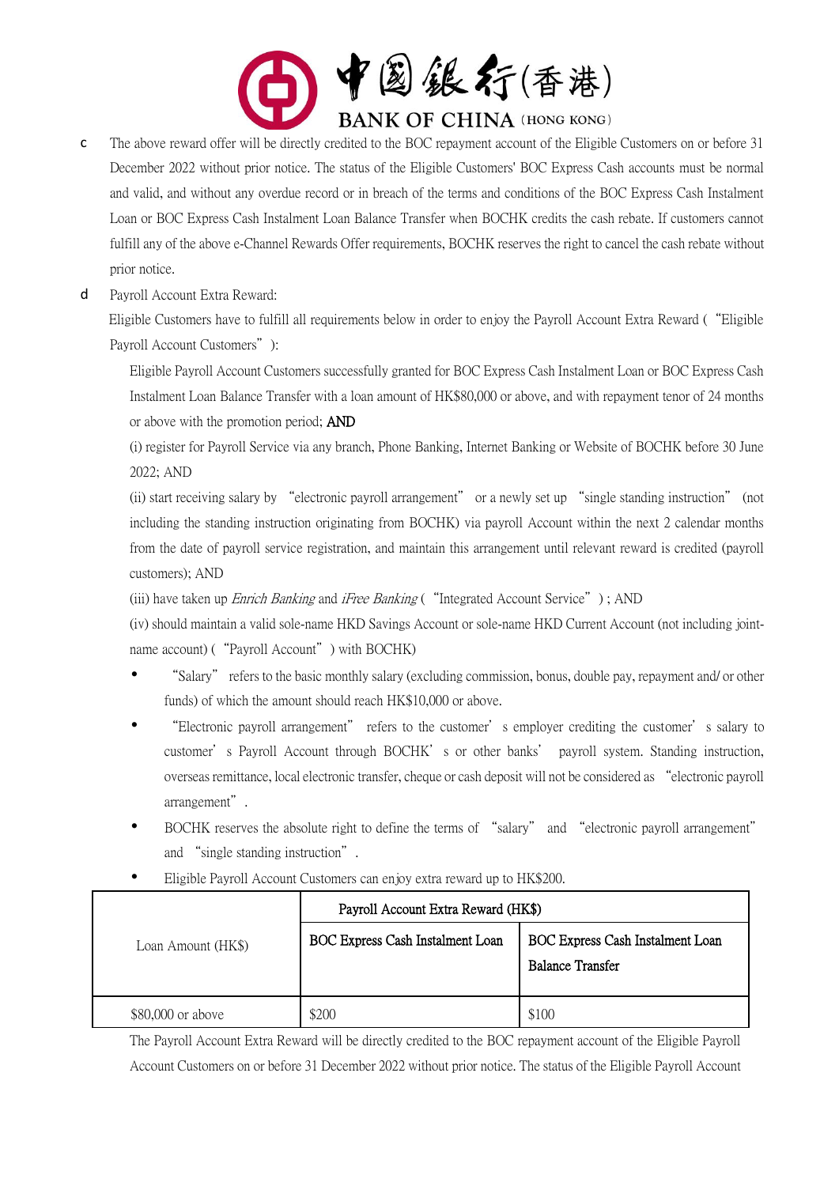c The above reward offer will be directly credited to the BOC repayment account of the Eligible Customers on or before 31 December 2022 without prior notice. The status of the Eligible Customers' BOC Express Cash accounts must be normal and valid, and without any overdue record or in breach of the terms and conditions of the BOC Express Cash Instalment Loan or BOC Express Cash Instalment Loan Balance Transfer when BOCHK credits the cash rebate. If customers cannot fulfill any of the above e-Channel Rewards Offer requirements, BOCHK reserves the right to cancel the cash rebate without prior notice.

d Payroll Account Extra Reward:

Eligible Customers have to fulfill all requirements below in order to enjoy the Payroll Account Extra Reward ( "Eligible Payroll Account Customers" ):

Eligible Payroll Account Customers successfully granted for BOC Express Cash Instalment Loan or BOC Express Cash Instalment Loan Balance Transfer with a loan amount of HK$80,000 or above, and with repayment tenor of 24 months or above with the promotion period; AND

(i) register for Payroll Service via any branch, Phone Banking, Internet Banking or Website of BOCHK before 30 June 2022; AND

(ii) start receiving salary by "electronic payroll arrangement" or a newly set up "single standing instruction" (not including the standing instruction originating from BOCHK) via payroll Account within the next 2 calendar months from the date of payroll service registration, and maintain this arrangement until relevant reward is credited (payroll customers); AND

(iii) have taken up *Enrich Banking* and *iFree Banking* ( "Integrated Account Service" ) ; AND

(iv) should maintain a valid sole-name HKD Savings Account or sole-name HKD Current Account (not including joint-name account) ( "Payroll Account" ) with BOCHK)

- "Salary" refers to the basic monthly salary (excluding commission, bonus, double pay, repayment and/ or other funds) of which the amount should reach HK$10,000 or above.
- "Electronic payroll arrangement" refers to the customer's employer crediting the customer's salary to customer's Payroll Account through BOCHK's or other banks' payroll system. Standing instruction, overseas remittance, local electronic transfer, cheque or cash deposit will not be considered as "electronic payroll arrangement".
- BOCHK reserves the absolute right to define the terms of "salary" and "electronic payroll arrangement" and "single standing instruction".
- Eligible Payroll Account Customers can enjoy extra reward up to HK$200.

| Loan Amount (HK$) | Payroll Account Extra Reward (HK$) | |
|---|---|---|
| | BOC Express Cash Instalment Loan | BOC Express Cash Instalment Loan Balance Transfer |
| $80,000 or above | $200 | $100 |

The Payroll Account Extra Reward will be directly credited to the BOC repayment account of the Eligible Payroll Account Customers on or before 31 December 2022 without prior notice. The status of the Eligible Payroll Account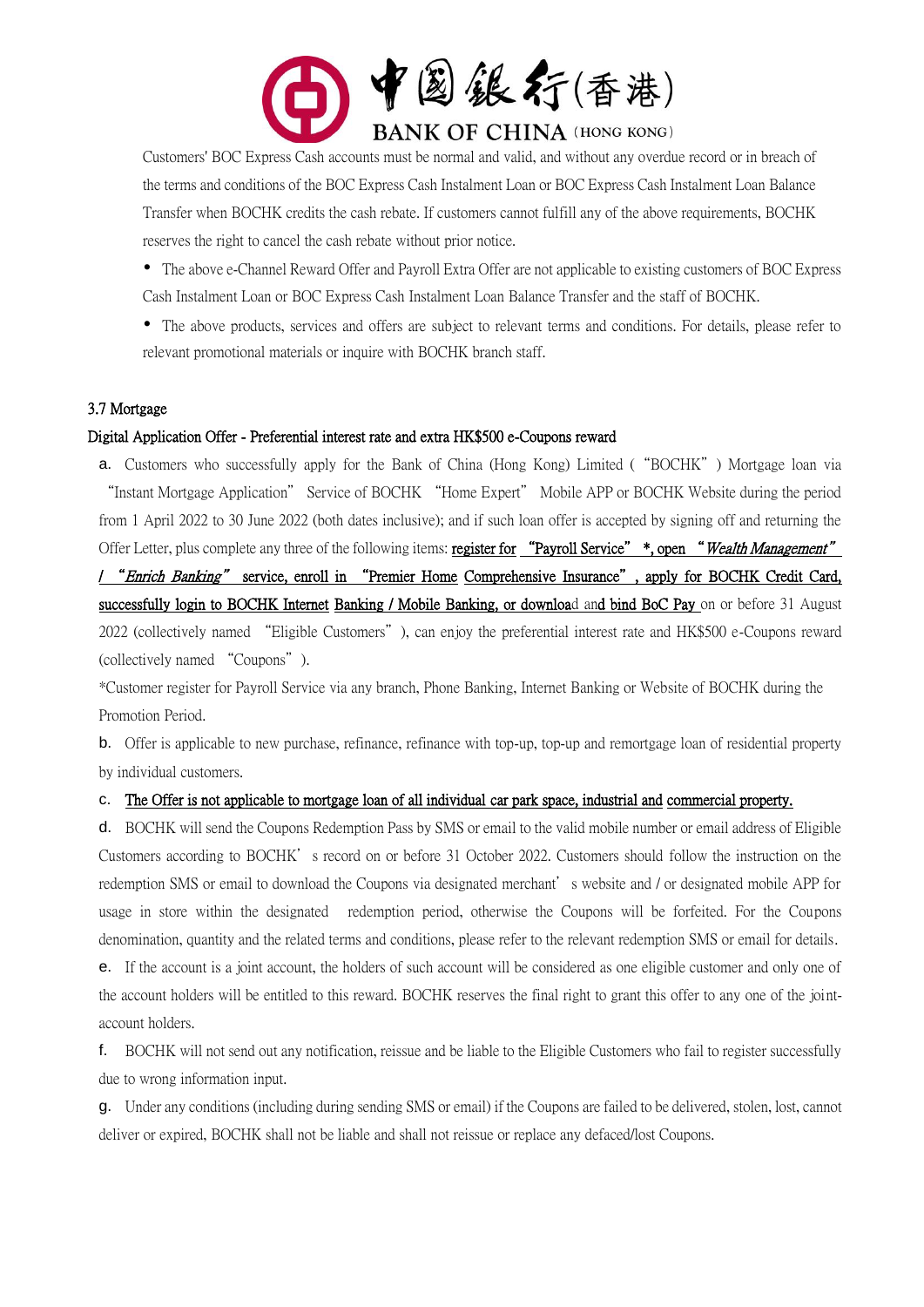Customers' BOC Express Cash accounts must be normal and valid, and without any overdue record or in breach of the terms and conditions of the BOC Express Cash Instalment Loan or BOC Express Cash Instalment Loan Balance Transfer when BOCHK credits the cash rebate. If customers cannot fulfill any of the above requirements, BOCHK reserves the right to cancel the cash rebate without prior notice.

- The above e-Channel Reward Offer and Payroll Extra Offer are not applicable to existing customers of BOC Express Cash Instalment Loan or BOC Express Cash Instalment Loan Balance Transfer and the staff of BOCHK.
- The above products, services and offers are subject to relevant terms and conditions. For details, please refer to relevant promotional materials or inquire with BOCHK branch staff.

### 3.7 Mortgage

**Digital Application Offer - Preferential interest rate and extra HK$500 e-Coupons reward**

a. Customers who successfully apply for the Bank of China (Hong Kong) Limited ("BOCHK") Mortgage loan via "Instant Mortgage Application" Service of BOCHK "Home Expert" Mobile APP or BOCHK Website during the period from 1 April 2022 to 30 June 2022 (both dates inclusive); and if such loan offer is accepted by signing off and returning the Offer Letter, plus complete any three of the following items: register for "Payroll Service" *, open "*Wealth Management*" / "*Enrich Banking*" service, enroll in "Premier Home Comprehensive Insurance", apply for BOCHK Credit Card, successfully login to BOCHK Internet Banking / Mobile Banking, or download and bind BoC Pay on or before 31 August 2022 (collectively named "Eligible Customers"), can enjoy the preferential interest rate and HK$500 e-Coupons reward (collectively named "Coupons").

*Customer register for Payroll Service via any branch, Phone Banking, Internet Banking or Website of BOCHK during the Promotion Period.

b. Offer is applicable to new purchase, refinance, refinance with top-up, top-up and remortgage loan of residential property by individual customers.

c. The Offer is not applicable to mortgage loan of all individual car park space, industrial and commercial property.

d. BOCHK will send the Coupons Redemption Pass by SMS or email to the valid mobile number or email address of Eligible Customers according to BOCHK's record on or before 31 October 2022. Customers should follow the instruction on the redemption SMS or email to download the Coupons via designated merchant's website and / or designated mobile APP for usage in store within the designated redemption period, otherwise the Coupons will be forfeited. For the Coupons denomination, quantity and the related terms and conditions, please refer to the relevant redemption SMS or email for details.

e. If the account is a joint account, the holders of such account will be considered as one eligible customer and only one of the account holders will be entitled to this reward. BOCHK reserves the final right to grant this offer to any one of the joint-account holders.

f. BOCHK will not send out any notification, reissue and be liable to the Eligible Customers who fail to register successfully due to wrong information input.

g. Under any conditions (including during sending SMS or email) if the Coupons are failed to be delivered, stolen, lost, cannot deliver or expired, BOCHK shall not be liable and shall not reissue or replace any defaced/lost Coupons.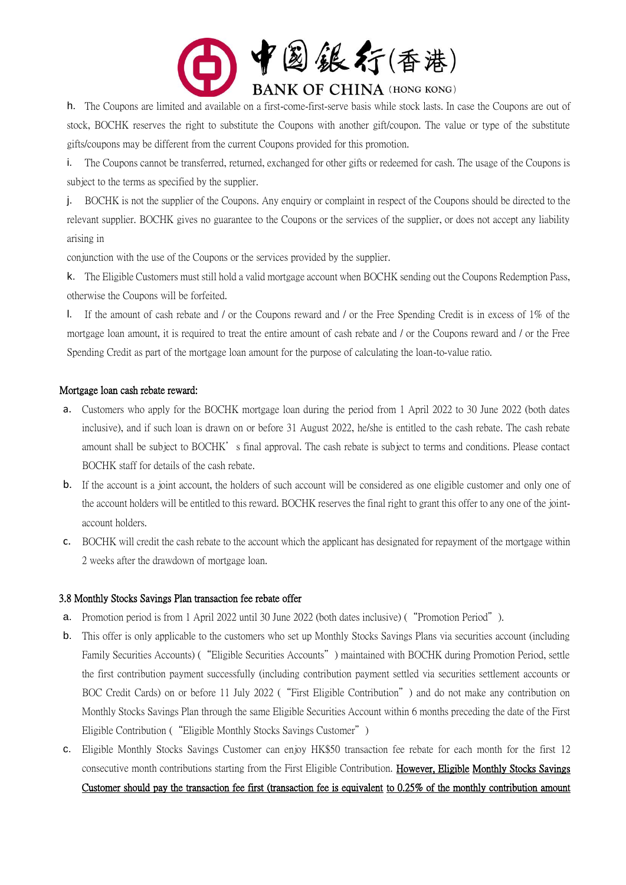h. The Coupons are limited and available on a first-come-first-serve basis while stock lasts. In case the Coupons are out of stock, BOCHK reserves the right to substitute the Coupons with another gift/coupon. The value or type of the substitute gifts/coupons may be different from the current Coupons provided for this promotion.

i. The Coupons cannot be transferred, returned, exchanged for other gifts or redeemed for cash. The usage of the Coupons is subject to the terms as specified by the supplier.

j. BOCHK is not the supplier of the Coupons. Any enquiry or complaint in respect of the Coupons should be directed to the relevant supplier. BOCHK gives no guarantee to the Coupons or the services of the supplier, or does not accept any liability arising in conjunction with the use of the Coupons or the services provided by the supplier.

k. The Eligible Customers must still hold a valid mortgage account when BOCHK sending out the Coupons Redemption Pass, otherwise the Coupons will be forfeited.

l. If the amount of cash rebate and / or the Coupons reward and / or the Free Spending Credit is in excess of 1% of the mortgage loan amount, it is required to treat the entire amount of cash rebate and / or the Coupons reward and / or the Free Spending Credit as part of the mortgage loan amount for the purpose of calculating the loan-to-value ratio.

Mortgage loan cash rebate reward:

a. Customers who apply for the BOCHK mortgage loan during the period from 1 April 2022 to 30 June 2022 (both dates inclusive), and if such loan is drawn on or before 31 August 2022, he/she is entitled to the cash rebate. The cash rebate amount shall be subject to BOCHK's final approval. The cash rebate is subject to terms and conditions. Please contact BOCHK staff for details of the cash rebate.

b. If the account is a joint account, the holders of such account will be considered as one eligible customer and only one of the account holders will be entitled to this reward. BOCHK reserves the final right to grant this offer to any one of the joint-account holders.

c. BOCHK will credit the cash rebate to the account which the applicant has designated for repayment of the mortgage within 2 weeks after the drawdown of mortgage loan.

### 3.8 Monthly Stocks Savings Plan transaction fee rebate offer

a. Promotion period is from 1 April 2022 until 30 June 2022 (both dates inclusive) ("Promotion Period").

b. This offer is only applicable to the customers who set up Monthly Stocks Savings Plans via securities account (including Family Securities Accounts) ("Eligible Securities Accounts") maintained with BOCHK during Promotion Period, settle the first contribution payment successfully (including contribution payment settled via securities settlement accounts or BOC Credit Cards) on or before 11 July 2022 ("First Eligible Contribution") and do not make any contribution on Monthly Stocks Savings Plan through the same Eligible Securities Account within 6 months preceding the date of the First Eligible Contribution ("Eligible Monthly Stocks Savings Customer")

c. Eligible Monthly Stocks Savings Customer can enjoy HK$50 transaction fee rebate for each month for the first 12 consecutive month contributions starting from the First Eligible Contribution. <u>However, Eligible Monthly Stocks Savings Customer should pay the transaction fee first (transaction fee is equivalent to 0.25% of the monthly contribution amount</u>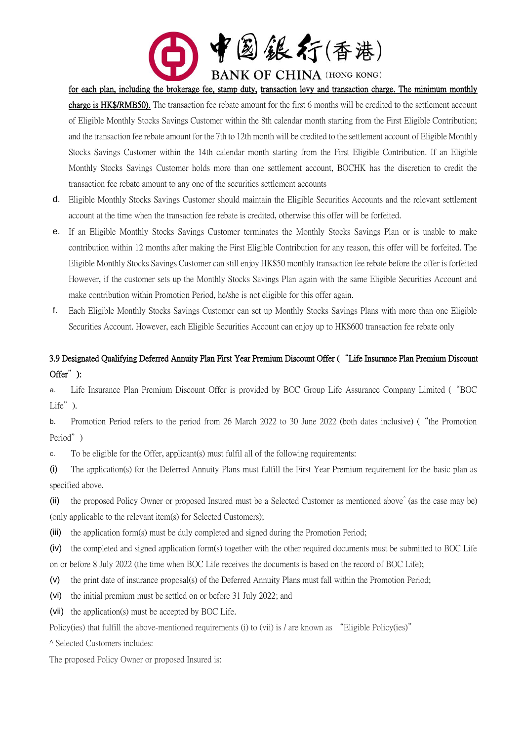<u>for each plan, including the brokerage fee, stamp duty, transaction levy and transaction charge. The minimum monthly charge is HK$/RMB50).</u> The transaction fee rebate amount for the first 6 months will be credited to the settlement account of Eligible Monthly Stocks Savings Customer within the 8th calendar month starting from the First Eligible Contribution; and the transaction fee rebate amount for the 7th to 12th month will be credited to the settlement account of Eligible Monthly Stocks Savings Customer within the 14th calendar month starting from the First Eligible Contribution. If an Eligible Monthly Stocks Savings Customer holds more than one settlement account, BOCHK has the discretion to credit the transaction fee rebate amount to any one of the securities settlement accounts

d. Eligible Monthly Stocks Savings Customer should maintain the Eligible Securities Accounts and the relevant settlement account at the time when the transaction fee rebate is credited, otherwise this offer will be forfeited.

e. If an Eligible Monthly Stocks Savings Customer terminates the Monthly Stocks Savings Plan or is unable to make contribution within 12 months after making the First Eligible Contribution for any reason, this offer will be forfeited. The Eligible Monthly Stocks Savings Customer can still enjoy HK$50 monthly transaction fee rebate before the offer is forfeited However, if the customer sets up the Monthly Stocks Savings Plan again with the same Eligible Securities Account and make contribution within Promotion Period, he/she is not eligible for this offer again.

f. Each Eligible Monthly Stocks Savings Customer can set up Monthly Stocks Savings Plans with more than one Eligible Securities Account. However, each Eligible Securities Account can enjoy up to HK$600 transaction fee rebate only

### 3.9 Designated Qualifying Deferred Annuity Plan First Year Premium Discount Offer ( "Life Insurance Plan Premium Discount Offer" ):

a. Life Insurance Plan Premium Discount Offer is provided by BOC Group Life Assurance Company Limited ( "BOC Life" ).

b. Promotion Period refers to the period from 26 March 2022 to 30 June 2022 (both dates inclusive) ( "the Promotion Period" )

c. To be eligible for the Offer, applicant(s) must fulfil all of the following requirements:

(i) The application(s) for the Deferred Annuity Plans must fulfill the First Year Premium requirement for the basic plan as specified above.

(ii) the proposed Policy Owner or proposed Insured must be a Selected Customer as mentioned above^ (as the case may be) (only applicable to the relevant item(s) for Selected Customers);

(iii) the application form(s) must be duly completed and signed during the Promotion Period;

(iv) the completed and signed application form(s) together with the other required documents must be submitted to BOC Life on or before 8 July 2022 (the time when BOC Life receives the documents is based on the record of BOC Life);

(v) the print date of insurance proposal(s) of the Deferred Annuity Plans must fall within the Promotion Period;

(vi) the initial premium must be settled on or before 31 July 2022; and

(vii) the application(s) must be accepted by BOC Life.

Policy(ies) that fulfill the above-mentioned requirements (i) to (vii) is / are known as "Eligible Policy(ies)"

^ Selected Customers includes:

The proposed Policy Owner or proposed Insured is: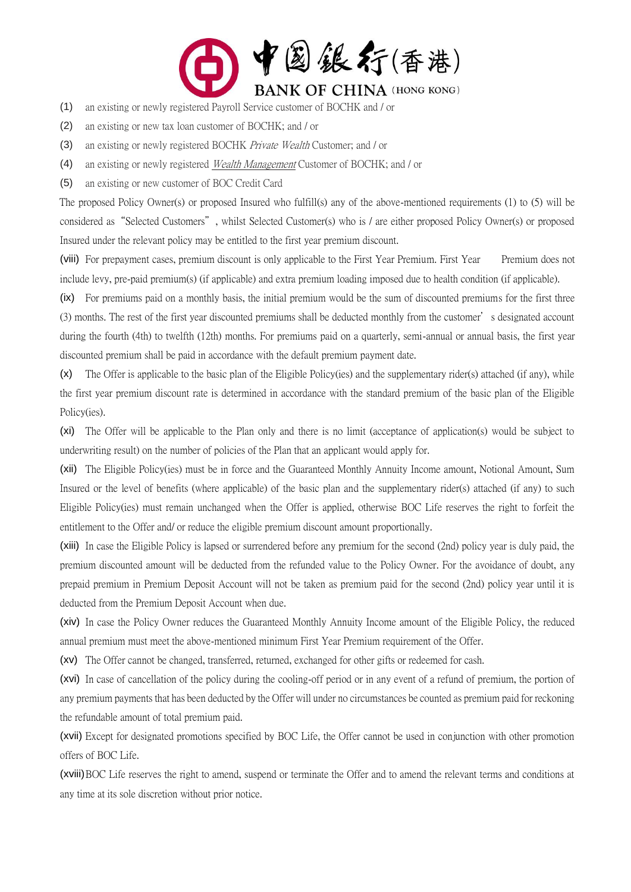(1) an existing or newly registered Payroll Service customer of BOCHK and / or

(2) an existing or new tax loan customer of BOCHK; and / or

(3) an existing or newly registered BOCHK *Private Wealth* Customer; and / or

(4) an existing or newly registered *Wealth Management* Customer of BOCHK; and / or

(5) an existing or new customer of BOC Credit Card

The proposed Policy Owner(s) or proposed Insured who fulfill(s) any of the above-mentioned requirements (1) to (5) will be considered as "Selected Customers", whilst Selected Customer(s) who is / are either proposed Policy Owner(s) or proposed Insured under the relevant policy may be entitled to the first year premium discount.

(viii) For prepayment cases, premium discount is only applicable to the First Year Premium. First Year Premium does not include levy, pre-paid premium(s) (if applicable) and extra premium loading imposed due to health condition (if applicable).

(ix) For premiums paid on a monthly basis, the initial premium would be the sum of discounted premiums for the first three (3) months. The rest of the first year discounted premiums shall be deducted monthly from the customer's designated account during the fourth (4th) to twelfth (12th) months. For premiums paid on a quarterly, semi-annual or annual basis, the first year discounted premium shall be paid in accordance with the default premium payment date.

(x) The Offer is applicable to the basic plan of the Eligible Policy(ies) and the supplementary rider(s) attached (if any), while the first year premium discount rate is determined in accordance with the standard premium of the basic plan of the Eligible Policy(ies).

(xi) The Offer will be applicable to the Plan only and there is no limit (acceptance of application(s) would be subject to underwriting result) on the number of policies of the Plan that an applicant would apply for.

(xii) The Eligible Policy(ies) must be in force and the Guaranteed Monthly Annuity Income amount, Notional Amount, Sum Insured or the level of benefits (where applicable) of the basic plan and the supplementary rider(s) attached (if any) to such Eligible Policy(ies) must remain unchanged when the Offer is applied, otherwise BOC Life reserves the right to forfeit the entitlement to the Offer and/ or reduce the eligible premium discount amount proportionally.

(xiii) In case the Eligible Policy is lapsed or surrendered before any premium for the second (2nd) policy year is duly paid, the premium discounted amount will be deducted from the refunded value to the Policy Owner. For the avoidance of doubt, any prepaid premium in Premium Deposit Account will not be taken as premium paid for the second (2nd) policy year until it is deducted from the Premium Deposit Account when due.

(xiv) In case the Policy Owner reduces the Guaranteed Monthly Annuity Income amount of the Eligible Policy, the reduced annual premium must meet the above-mentioned minimum First Year Premium requirement of the Offer.

(xv) The Offer cannot be changed, transferred, returned, exchanged for other gifts or redeemed for cash.

(xvi) In case of cancellation of the policy during the cooling-off period or in any event of a refund of premium, the portion of any premium payments that has been deducted by the Offer will under no circumstances be counted as premium paid for reckoning the refundable amount of total premium paid.

(xvii) Except for designated promotions specified by BOC Life, the Offer cannot be used in conjunction with other promotion offers of BOC Life.

(xviii) BOC Life reserves the right to amend, suspend or terminate the Offer and to amend the relevant terms and conditions at any time at its sole discretion without prior notice.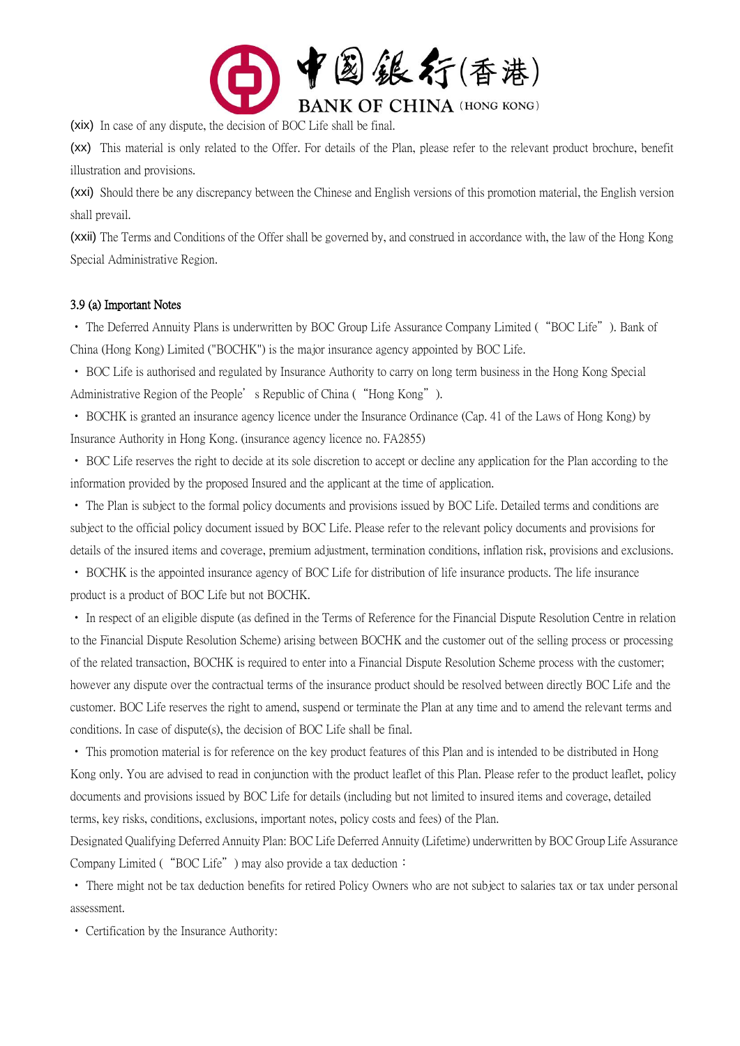(xix) In case of any dispute, the decision of BOC Life shall be final.

(xx) This material is only related to the Offer. For details of the Plan, please refer to the relevant product brochure, benefit illustration and provisions.

(xxi) Should there be any discrepancy between the Chinese and English versions of this promotion material, the English version shall prevail.

(xxii) The Terms and Conditions of the Offer shall be governed by, and construed in accordance with, the law of the Hong Kong Special Administrative Region.

3.9 (a) Important Notes

- The Deferred Annuity Plans is underwritten by BOC Group Life Assurance Company Limited ("BOC Life"). Bank of China (Hong Kong) Limited ("BOCHK") is the major insurance agency appointed by BOC Life.
- BOC Life is authorised and regulated by Insurance Authority to carry on long term business in the Hong Kong Special Administrative Region of the People's Republic of China ("Hong Kong").
- BOCHK is granted an insurance agency licence under the Insurance Ordinance (Cap. 41 of the Laws of Hong Kong) by Insurance Authority in Hong Kong. (insurance agency licence no. FA2855)
- BOC Life reserves the right to decide at its sole discretion to accept or decline any application for the Plan according to the information provided by the proposed Insured and the applicant at the time of application.
- The Plan is subject to the formal policy documents and provisions issued by BOC Life. Detailed terms and conditions are subject to the official policy document issued by BOC Life. Please refer to the relevant policy documents and provisions for details of the insured items and coverage, premium adjustment, termination conditions, inflation risk, provisions and exclusions.
- BOCHK is the appointed insurance agency of BOC Life for distribution of life insurance products. The life insurance product is a product of BOC Life but not BOCHK.
- In respect of an eligible dispute (as defined in the Terms of Reference for the Financial Dispute Resolution Centre in relation to the Financial Dispute Resolution Scheme) arising between BOCHK and the customer out of the selling process or processing of the related transaction, BOCHK is required to enter into a Financial Dispute Resolution Scheme process with the customer; however any dispute over the contractual terms of the insurance product should be resolved between directly BOC Life and the customer. BOC Life reserves the right to amend, suspend or terminate the Plan at any time and to amend the relevant terms and conditions. In case of dispute(s), the decision of BOC Life shall be final.
- This promotion material is for reference on the key product features of this Plan and is intended to be distributed in Hong Kong only. You are advised to read in conjunction with the product leaflet of this Plan. Please refer to the product leaflet, policy documents and provisions issued by BOC Life for details (including but not limited to insured items and coverage, detailed terms, key risks, conditions, exclusions, important notes, policy costs and fees) of the Plan.

Designated Qualifying Deferred Annuity Plan: BOC Life Deferred Annuity (Lifetime) underwritten by BOC Group Life Assurance Company Limited ("BOC Life") may also provide a tax deduction：

- There might not be tax deduction benefits for retired Policy Owners who are not subject to salaries tax or tax under personal assessment.
- Certification by the Insurance Authority: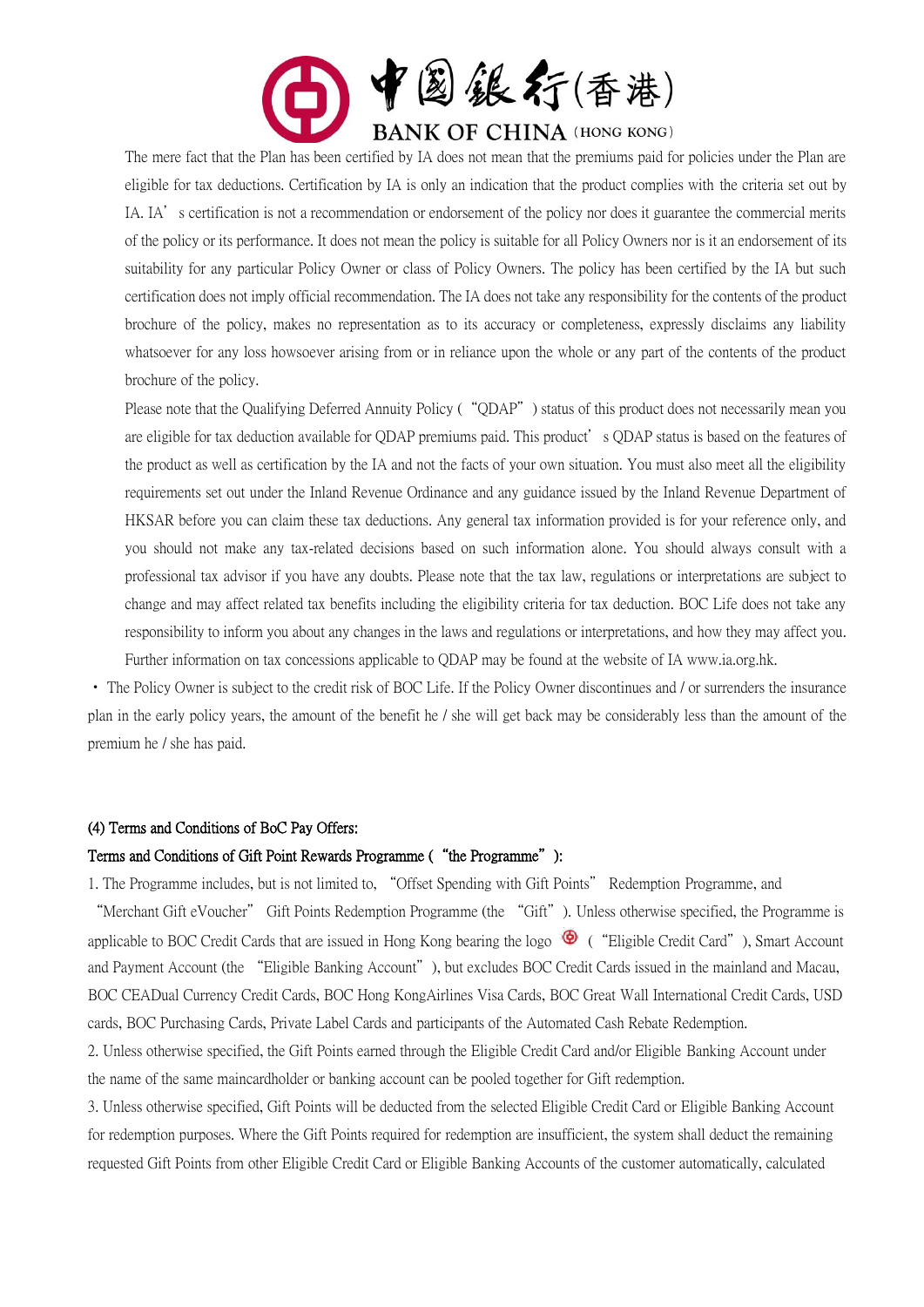The mere fact that the Plan has been certified by IA does not mean that the premiums paid for policies under the Plan are eligible for tax deductions. Certification by IA is only an indication that the product complies with the criteria set out by IA. IA's certification is not a recommendation or endorsement of the policy nor does it guarantee the commercial merits of the policy or its performance. It does not mean the policy is suitable for all Policy Owners nor is it an endorsement of its suitability for any particular Policy Owner or class of Policy Owners. The policy has been certified by the IA but such certification does not imply official recommendation. The IA does not take any responsibility for the contents of the product brochure of the policy, makes no representation as to its accuracy or completeness, expressly disclaims any liability whatsoever for any loss howsoever arising from or in reliance upon the whole or any part of the contents of the product brochure of the policy.

Please note that the Qualifying Deferred Annuity Policy ("QDAP") status of this product does not necessarily mean you are eligible for tax deduction available for QDAP premiums paid. This product's QDAP status is based on the features of the product as well as certification by the IA and not the facts of your own situation. You must also meet all the eligibility requirements set out under the Inland Revenue Ordinance and any guidance issued by the Inland Revenue Department of HKSAR before you can claim these tax deductions. Any general tax information provided is for your reference only, and you should not make any tax-related decisions based on such information alone. You should always consult with a professional tax advisor if you have any doubts. Please note that the tax law, regulations or interpretations are subject to change and may affect related tax benefits including the eligibility criteria for tax deduction. BOC Life does not take any responsibility to inform you about any changes in the laws and regulations or interpretations, and how they may affect you. Further information on tax concessions applicable to QDAP may be found at the website of IA www.ia.org.hk.

- The Policy Owner is subject to the credit risk of BOC Life. If the Policy Owner discontinues and / or surrenders the insurance plan in the early policy years, the amount of the benefit he / she will get back may be considerably less than the amount of the premium he / she has paid.

**(4) Terms and Conditions of BoC Pay Offers:**

**Terms and Conditions of Gift Point Rewards Programme ("the Programme"):**

1. The Programme includes, but is not limited to, "Offset Spending with Gift Points" Redemption Programme, and "Merchant Gift eVoucher" Gift Points Redemption Programme (the "Gift"). Unless otherwise specified, the Programme is applicable to BOC Credit Cards that are issued in Hong Kong bearing the logo ("Eligible Credit Card"), Smart Account and Payment Account (the "Eligible Banking Account"), but excludes BOC Credit Cards issued in the mainland and Macau, BOC CEADual Currency Credit Cards, BOC Hong KongAirlines Visa Cards, BOC Great Wall International Credit Cards, USD cards, BOC Purchasing Cards, Private Label Cards and participants of the Automated Cash Rebate Redemption.
2. Unless otherwise specified, the Gift Points earned through the Eligible Credit Card and/or Eligible Banking Account under the name of the same maincardholder or banking account can be pooled together for Gift redemption.
3. Unless otherwise specified, Gift Points will be deducted from the selected Eligible Credit Card or Eligible Banking Account for redemption purposes. Where the Gift Points required for redemption are insufficient, the system shall deduct the remaining requested Gift Points from other Eligible Credit Card or Eligible Banking Accounts of the customer automatically, calculated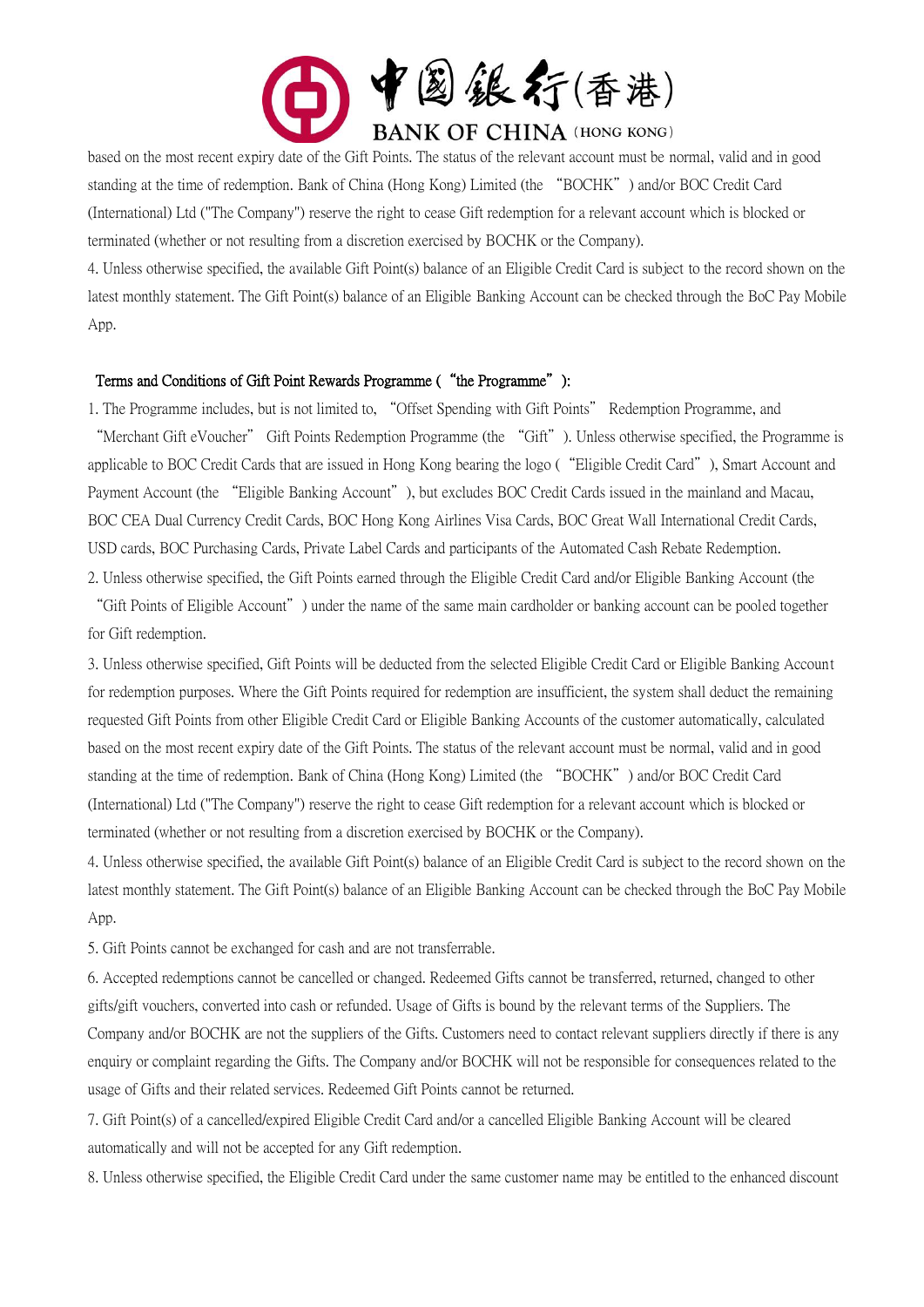based on the most recent expiry date of the Gift Points. The status of the relevant account must be normal, valid and in good standing at the time of redemption. Bank of China (Hong Kong) Limited (the "BOCHK") and/or BOC Credit Card (International) Ltd ("The Company") reserve the right to cease Gift redemption for a relevant account which is blocked or terminated (whether or not resulting from a discretion exercised by BOCHK or the Company).

4. Unless otherwise specified, the available Gift Point(s) balance of an Eligible Credit Card is subject to the record shown on the latest monthly statement. The Gift Point(s) balance of an Eligible Banking Account can be checked through the BoC Pay Mobile App.

**Terms and Conditions of Gift Point Rewards Programme ("the Programme"):**

1. The Programme includes, but is not limited to, "Offset Spending with Gift Points" Redemption Programme, and "Merchant Gift eVoucher" Gift Points Redemption Programme (the "Gift"). Unless otherwise specified, the Programme is applicable to BOC Credit Cards that are issued in Hong Kong bearing the logo ("Eligible Credit Card"), Smart Account and Payment Account (the "Eligible Banking Account"), but excludes BOC Credit Cards issued in the mainland and Macau, BOC CEA Dual Currency Credit Cards, BOC Hong Kong Airlines Visa Cards, BOC Great Wall International Credit Cards, USD cards, BOC Purchasing Cards, Private Label Cards and participants of the Automated Cash Rebate Redemption.

2. Unless otherwise specified, the Gift Points earned through the Eligible Credit Card and/or Eligible Banking Account (the "Gift Points of Eligible Account") under the name of the same main cardholder or banking account can be pooled together for Gift redemption.

3. Unless otherwise specified, Gift Points will be deducted from the selected Eligible Credit Card or Eligible Banking Account for redemption purposes. Where the Gift Points required for redemption are insufficient, the system shall deduct the remaining requested Gift Points from other Eligible Credit Card or Eligible Banking Accounts of the customer automatically, calculated based on the most recent expiry date of the Gift Points. The status of the relevant account must be normal, valid and in good standing at the time of redemption. Bank of China (Hong Kong) Limited (the "BOCHK") and/or BOC Credit Card (International) Ltd ("The Company") reserve the right to cease Gift redemption for a relevant account which is blocked or terminated (whether or not resulting from a discretion exercised by BOCHK or the Company).

4. Unless otherwise specified, the available Gift Point(s) balance of an Eligible Credit Card is subject to the record shown on the latest monthly statement. The Gift Point(s) balance of an Eligible Banking Account can be checked through the BoC Pay Mobile App.

5. Gift Points cannot be exchanged for cash and are not transferrable.

6. Accepted redemptions cannot be cancelled or changed. Redeemed Gifts cannot be transferred, returned, changed to other gifts/gift vouchers, converted into cash or refunded. Usage of Gifts is bound by the relevant terms of the Suppliers. The Company and/or BOCHK are not the suppliers of the Gifts. Customers need to contact relevant suppliers directly if there is any enquiry or complaint regarding the Gifts. The Company and/or BOCHK will not be responsible for consequences related to the usage of Gifts and their related services. Redeemed Gift Points cannot be returned.

7. Gift Point(s) of a cancelled/expired Eligible Credit Card and/or a cancelled Eligible Banking Account will be cleared automatically and will not be accepted for any Gift redemption.

8. Unless otherwise specified, the Eligible Credit Card under the same customer name may be entitled to the enhanced discount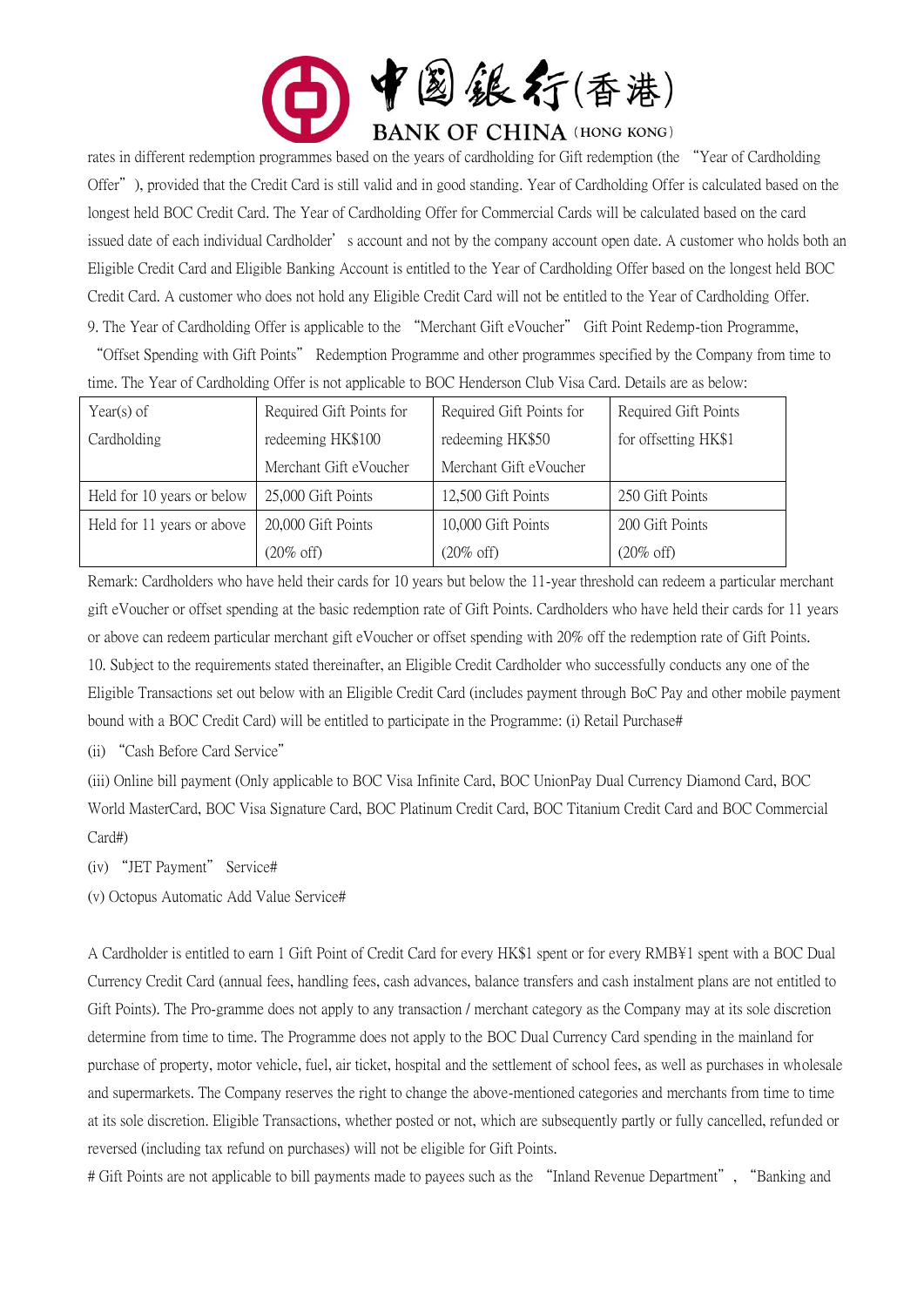rates in different redemption programmes based on the years of cardholding for Gift redemption (the "Year of Cardholding Offer"), provided that the Credit Card is still valid and in good standing. Year of Cardholding Offer is calculated based on the longest held BOC Credit Card. The Year of Cardholding Offer for Commercial Cards will be calculated based on the card issued date of each individual Cardholder's account and not by the company account open date. A customer who holds both an Eligible Credit Card and Eligible Banking Account is entitled to the Year of Cardholding Offer based on the longest held BOC Credit Card. A customer who does not hold any Eligible Credit Card will not be entitled to the Year of Cardholding Offer.

9. The Year of Cardholding Offer is applicable to the "Merchant Gift eVoucher" Gift Point Redemp-tion Programme, "Offset Spending with Gift Points" Redemption Programme and other programmes specified by the Company from time to time. The Year of Cardholding Offer is not applicable to BOC Henderson Club Visa Card. Details are as below:

| Year(s) of Cardholding | Required Gift Points for redeeming HK$100 Merchant Gift eVoucher | Required Gift Points for redeeming HK$50 Merchant Gift eVoucher | Required Gift Points for offsetting HK$1 |
|---|---|---|---|
| Held for 10 years or below | 25,000 Gift Points | 12,500 Gift Points | 250 Gift Points |
| Held for 11 years or above | 20,000 Gift Points (20% off) | 10,000 Gift Points (20% off) | 200 Gift Points (20% off) |

Remark: Cardholders who have held their cards for 10 years but below the 11-year threshold can redeem a particular merchant gift eVoucher or offset spending at the basic redemption rate of Gift Points. Cardholders who have held their cards for 11 years or above can redeem particular merchant gift eVoucher or offset spending with 20% off the redemption rate of Gift Points.

10. Subject to the requirements stated thereinafter, an Eligible Credit Cardholder who successfully conducts any one of the Eligible Transactions set out below with an Eligible Credit Card (includes payment through BoC Pay and other mobile payment bound with a BOC Credit Card) will be entitled to participate in the Programme: (i) Retail Purchase#

(ii) "Cash Before Card Service"

(iii) Online bill payment (Only applicable to BOC Visa Infinite Card, BOC UnionPay Dual Currency Diamond Card, BOC World MasterCard, BOC Visa Signature Card, BOC Platinum Credit Card, BOC Titanium Credit Card and BOC Commercial Card#)

(iv) "JET Payment" Service#

(v) Octopus Automatic Add Value Service#

A Cardholder is entitled to earn 1 Gift Point of Credit Card for every HK$1 spent or for every RMB¥1 spent with a BOC Dual Currency Credit Card (annual fees, handling fees, cash advances, balance transfers and cash instalment plans are not entitled to Gift Points). The Pro-gramme does not apply to any transaction / merchant category as the Company may at its sole discretion determine from time to time. The Programme does not apply to the BOC Dual Currency Card spending in the mainland for purchase of property, motor vehicle, fuel, air ticket, hospital and the settlement of school fees, as well as purchases in wholesale and supermarkets. The Company reserves the right to change the above-mentioned categories and merchants from time to time at its sole discretion. Eligible Transactions, whether posted or not, which are subsequently partly or fully cancelled, refunded or reversed (including tax refund on purchases) will not be eligible for Gift Points.

# Gift Points are not applicable to bill payments made to payees such as the "Inland Revenue Department", "Banking and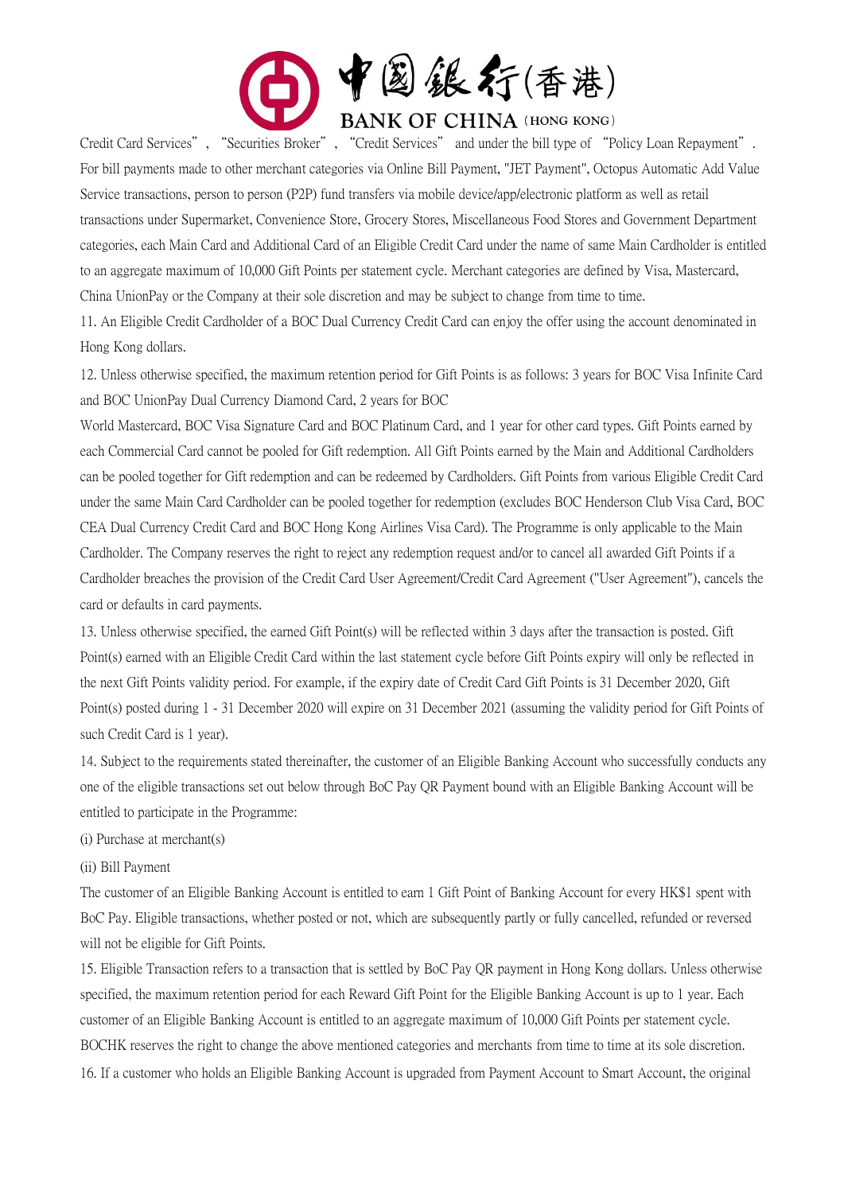Credit Card Services", "Securities Broker", "Credit Services" and under the bill type of "Policy Loan Repayment". For bill payments made to other merchant categories via Online Bill Payment, "JET Payment", Octopus Automatic Add Value Service transactions, person to person (P2P) fund transfers via mobile device/app/electronic platform as well as retail transactions under Supermarket, Convenience Store, Grocery Stores, Miscellaneous Food Stores and Government Department categories, each Main Card and Additional Card of an Eligible Credit Card under the name of same Main Cardholder is entitled to an aggregate maximum of 10,000 Gift Points per statement cycle. Merchant categories are defined by Visa, Mastercard, China UnionPay or the Company at their sole discretion and may be subject to change from time to time.

11. An Eligible Credit Cardholder of a BOC Dual Currency Credit Card can enjoy the offer using the account denominated in Hong Kong dollars.

12. Unless otherwise specified, the maximum retention period for Gift Points is as follows: 3 years for BOC Visa Infinite Card and BOC UnionPay Dual Currency Diamond Card, 2 years for BOC World Mastercard, BOC Visa Signature Card and BOC Platinum Card, and 1 year for other card types. Gift Points earned by each Commercial Card cannot be pooled for Gift redemption. All Gift Points earned by the Main and Additional Cardholders can be pooled together for Gift redemption and can be redeemed by Cardholders. Gift Points from various Eligible Credit Card under the same Main Card Cardholder can be pooled together for redemption (excludes BOC Henderson Club Visa Card, BOC CEA Dual Currency Credit Card and BOC Hong Kong Airlines Visa Card). The Programme is only applicable to the Main Cardholder. The Company reserves the right to reject any redemption request and/or to cancel all awarded Gift Points if a Cardholder breaches the provision of the Credit Card User Agreement/Credit Card Agreement ("User Agreement"), cancels the card or defaults in card payments.

13. Unless otherwise specified, the earned Gift Point(s) will be reflected within 3 days after the transaction is posted. Gift Point(s) earned with an Eligible Credit Card within the last statement cycle before Gift Points expiry will only be reflected in the next Gift Points validity period. For example, if the expiry date of Credit Card Gift Points is 31 December 2020, Gift Point(s) posted during 1 - 31 December 2020 will expire on 31 December 2021 (assuming the validity period for Gift Points of such Credit Card is 1 year).

14. Subject to the requirements stated thereinafter, the customer of an Eligible Banking Account who successfully conducts any one of the eligible transactions set out below through BoC Pay QR Payment bound with an Eligible Banking Account will be entitled to participate in the Programme:

(i) Purchase at merchant(s)

(ii) Bill Payment

The customer of an Eligible Banking Account is entitled to earn 1 Gift Point of Banking Account for every HK$1 spent with BoC Pay. Eligible transactions, whether posted or not, which are subsequently partly or fully cancelled, refunded or reversed will not be eligible for Gift Points.

15. Eligible Transaction refers to a transaction that is settled by BoC Pay QR payment in Hong Kong dollars. Unless otherwise specified, the maximum retention period for each Reward Gift Point for the Eligible Banking Account is up to 1 year. Each customer of an Eligible Banking Account is entitled to an aggregate maximum of 10,000 Gift Points per statement cycle. BOCHK reserves the right to change the above mentioned categories and merchants from time to time at its sole discretion.

16. If a customer who holds an Eligible Banking Account is upgraded from Payment Account to Smart Account, the original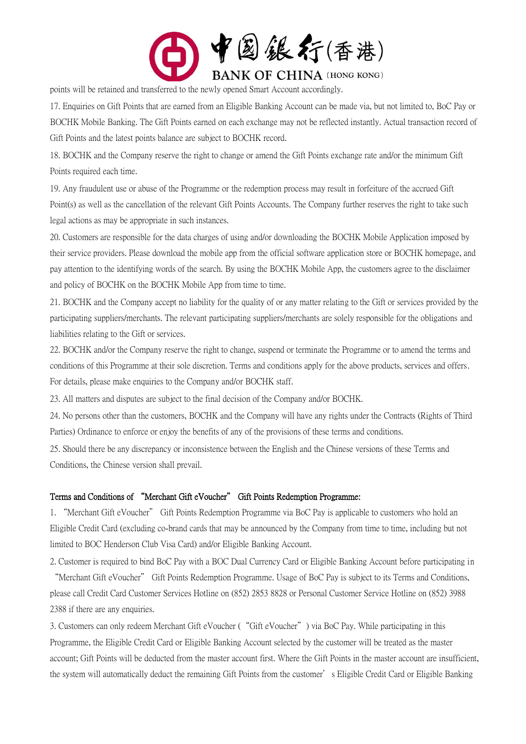points will be retained and transferred to the newly opened Smart Account accordingly.

17. Enquiries on Gift Points that are earned from an Eligible Banking Account can be made via, but not limited to, BoC Pay or BOCHK Mobile Banking. The Gift Points earned on each exchange may not be reflected instantly. Actual transaction record of Gift Points and the latest points balance are subject to BOCHK record.

18. BOCHK and the Company reserve the right to change or amend the Gift Points exchange rate and/or the minimum Gift Points required each time.

19. Any fraudulent use or abuse of the Programme or the redemption process may result in forfeiture of the accrued Gift Point(s) as well as the cancellation of the relevant Gift Points Accounts. The Company further reserves the right to take such legal actions as may be appropriate in such instances.

20. Customers are responsible for the data charges of using and/or downloading the BOCHK Mobile Application imposed by their service providers. Please download the mobile app from the official software application store or BOCHK homepage, and pay attention to the identifying words of the search. By using the BOCHK Mobile App, the customers agree to the disclaimer and policy of BOCHK on the BOCHK Mobile App from time to time.

21. BOCHK and the Company accept no liability for the quality of or any matter relating to the Gift or services provided by the participating suppliers/merchants. The relevant participating suppliers/merchants are solely responsible for the obligations and liabilities relating to the Gift or services.

22. BOCHK and/or the Company reserve the right to change, suspend or terminate the Programme or to amend the terms and conditions of this Programme at their sole discretion. Terms and conditions apply for the above products, services and offers. For details, please make enquiries to the Company and/or BOCHK staff.

23. All matters and disputes are subject to the final decision of the Company and/or BOCHK.

24. No persons other than the customers, BOCHK and the Company will have any rights under the Contracts (Rights of Third Parties) Ordinance to enforce or enjoy the benefits of any of the provisions of these terms and conditions.

25. Should there be any discrepancy or inconsistence between the English and the Chinese versions of these Terms and Conditions, the Chinese version shall prevail.

**Terms and Conditions of "Merchant Gift eVoucher" Gift Points Redemption Programme:**

1. "Merchant Gift eVoucher" Gift Points Redemption Programme via BoC Pay is applicable to customers who hold an Eligible Credit Card (excluding co-brand cards that may be announced by the Company from time to time, including but not limited to BOC Henderson Club Visa Card) and/or Eligible Banking Account.

2. Customer is required to bind BoC Pay with a BOC Dual Currency Card or Eligible Banking Account before participating in "Merchant Gift eVoucher" Gift Points Redemption Programme. Usage of BoC Pay is subject to its Terms and Conditions, please call Credit Card Customer Services Hotline on (852) 2853 8828 or Personal Customer Service Hotline on (852) 3988 2388 if there are any enquiries.

3. Customers can only redeem Merchant Gift eVoucher ("Gift eVoucher") via BoC Pay. While participating in this Programme, the Eligible Credit Card or Eligible Banking Account selected by the customer will be treated as the master account; Gift Points will be deducted from the master account first. Where the Gift Points in the master account are insufficient, the system will automatically deduct the remaining Gift Points from the customer's Eligible Credit Card or Eligible Banking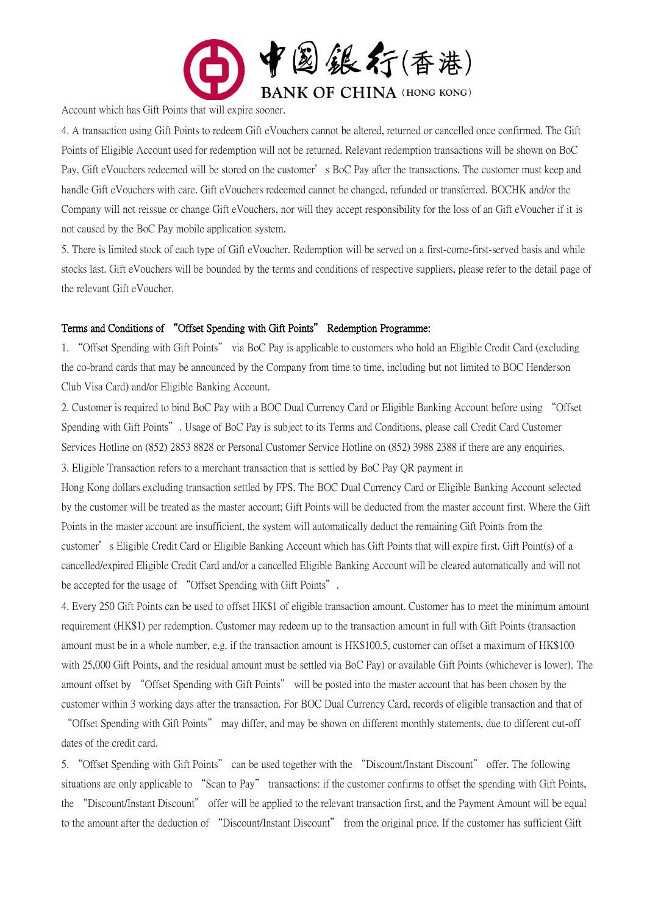Account which has Gift Points that will expire sooner.

4. A transaction using Gift Points to redeem Gift eVouchers cannot be altered, returned or cancelled once confirmed. The Gift Points of Eligible Account used for redemption will not be returned. Relevant redemption transactions will be shown on BoC Pay. Gift eVouchers redeemed will be stored on the customer's BoC Pay after the transactions. The customer must keep and handle Gift eVouchers with care. Gift eVouchers redeemed cannot be changed, refunded or transferred. BOCHK and/or the Company will not reissue or change Gift eVouchers, nor will they accept responsibility for the loss of an Gift eVoucher if it is not caused by the BoC Pay mobile application system.

5. There is limited stock of each type of Gift eVoucher. Redemption will be served on a first-come-first-served basis and while stocks last. Gift eVouchers will be bounded by the terms and conditions of respective suppliers, please refer to the detail page of the relevant Gift eVoucher.

**Terms and Conditions of "Offset Spending with Gift Points" Redemption Programme:**

1. "Offset Spending with Gift Points" via BoC Pay is applicable to customers who hold an Eligible Credit Card (excluding the co-brand cards that may be announced by the Company from time to time, including but not limited to BOC Henderson Club Visa Card) and/or Eligible Banking Account.

2. Customer is required to bind BoC Pay with a BOC Dual Currency Card or Eligible Banking Account before using "Offset Spending with Gift Points". Usage of BoC Pay is subject to its Terms and Conditions, please call Credit Card Customer Services Hotline on (852) 2853 8828 or Personal Customer Service Hotline on (852) 3988 2388 if there are any enquiries.

3. Eligible Transaction refers to a merchant transaction that is settled by BoC Pay QR payment in Hong Kong dollars excluding transaction settled by FPS. The BOC Dual Currency Card or Eligible Banking Account selected by the customer will be treated as the master account; Gift Points will be deducted from the master account first. Where the Gift Points in the master account are insufficient, the system will automatically deduct the remaining Gift Points from the customer's Eligible Credit Card or Eligible Banking Account which has Gift Points that will expire first. Gift Point(s) of a cancelled/expired Eligible Credit Card and/or a cancelled Eligible Banking Account will be cleared automatically and will not be accepted for the usage of "Offset Spending with Gift Points".

4. Every 250 Gift Points can be used to offset HK$1 of eligible transaction amount. Customer has to meet the minimum amount requirement (HK$1) per redemption. Customer may redeem up to the transaction amount in full with Gift Points (transaction amount must be in a whole number, e.g. if the transaction amount is HK$100.5, customer can offset a maximum of HK$100 with 25,000 Gift Points, and the residual amount must be settled via BoC Pay) or available Gift Points (whichever is lower). The amount offset by "Offset Spending with Gift Points" will be posted into the master account that has been chosen by the customer within 3 working days after the transaction. For BOC Dual Currency Card, records of eligible transaction and that of "Offset Spending with Gift Points" may differ, and may be shown on different monthly statements, due to different cut-off dates of the credit card.

5. "Offset Spending with Gift Points" can be used together with the "Discount/Instant Discount" offer. The following situations are only applicable to "Scan to Pay" transactions: if the customer confirms to offset the spending with Gift Points, the "Discount/Instant Discount" offer will be applied to the relevant transaction first, and the Payment Amount will be equal to the amount after the deduction of "Discount/Instant Discount" from the original price. If the customer has sufficient Gift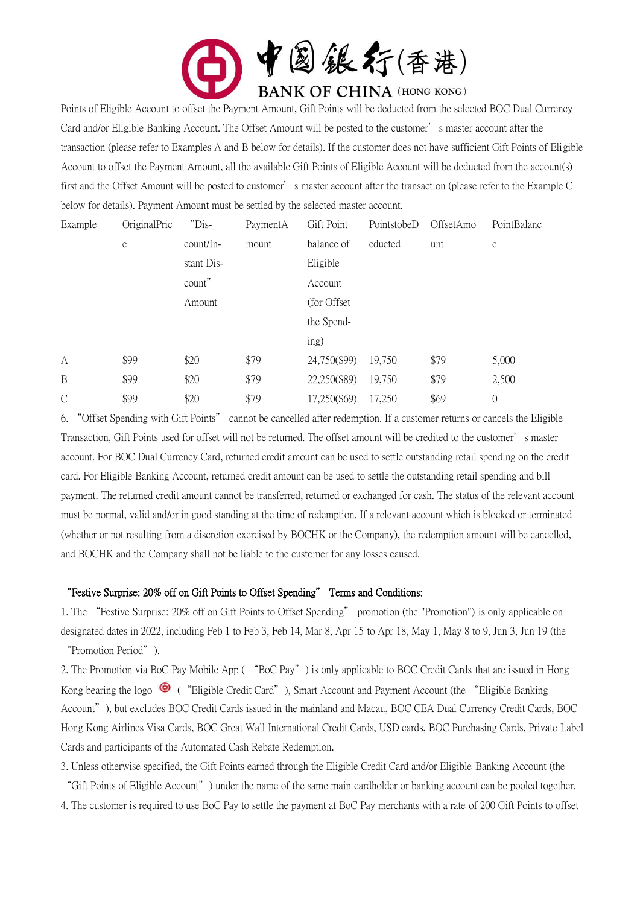Points of Eligible Account to offset the Payment Amount, Gift Points will be deducted from the selected BOC Dual Currency Card and/or Eligible Banking Account. The Offset Amount will be posted to the customer' s master account after the transaction (please refer to Examples A and B below for details). If the customer does not have sufficient Gift Points of Eligible Account to offset the Payment Amount, all the available Gift Points of Eligible Account will be deducted from the account(s) first and the Offset Amount will be posted to customer' s master account after the transaction (please refer to the Example C below for details). Payment Amount must be settled by the selected master account.

| Example | OriginalPrice | "Discount/Instant Discount" Amount | PaymentAmount | Gift Point balance of Eligible Account (for Offset the Spending) | PointstobeDeducted | OffsetAmount | PointBalance |
|---|---|---|---|---|---|---|---|
| A | $99 | $20 | $79 | 24,750($99) | 19,750 | $79 | 5,000 |
| B | $99 | $20 | $79 | 22,250($89) | 19,750 | $79 | 2,500 |
| C | $99 | $20 | $79 | 17,250($69) | 17,250 | $69 | 0 |

6. "Offset Spending with Gift Points" cannot be cancelled after redemption. If a customer returns or cancels the Eligible Transaction, Gift Points used for offset will not be returned. The offset amount will be credited to the customer' s master account. For BOC Dual Currency Card, returned credit amount can be used to settle outstanding retail spending on the credit card. For Eligible Banking Account, returned credit amount can be used to settle the outstanding retail spending and bill payment. The returned credit amount cannot be transferred, returned or exchanged for cash. The status of the relevant account must be normal, valid and/or in good standing at the time of redemption. If a relevant account which is blocked or terminated (whether or not resulting from a discretion exercised by BOCHK or the Company), the redemption amount will be cancelled, and BOCHK and the Company shall not be liable to the customer for any losses caused.

**"Festive Surprise: 20% off on Gift Points to Offset Spending" Terms and Conditions:**

1. The "Festive Surprise: 20% off on Gift Points to Offset Spending" promotion (the "Promotion") is only applicable on designated dates in 2022, including Feb 1 to Feb 3, Feb 14, Mar 8, Apr 15 to Apr 18, May 1, May 8 to 9, Jun 3, Jun 19 (the "Promotion Period").
2. The Promotion via BoC Pay Mobile App ( "BoC Pay") is only applicable to BOC Credit Cards that are issued in Hong Kong bearing the logo ( "Eligible Credit Card"), Smart Account and Payment Account (the "Eligible Banking Account"), but excludes BOC Credit Cards issued in the mainland and Macau, BOC CEA Dual Currency Credit Cards, BOC Hong Kong Airlines Visa Cards, BOC Great Wall International Credit Cards, USD cards, BOC Purchasing Cards, Private Label Cards and participants of the Automated Cash Rebate Redemption.
3. Unless otherwise specified, the Gift Points earned through the Eligible Credit Card and/or Eligible Banking Account (the "Gift Points of Eligible Account") under the name of the same main cardholder or banking account can be pooled together.
4. The customer is required to use BoC Pay to settle the payment at BoC Pay merchants with a rate of 200 Gift Points to offset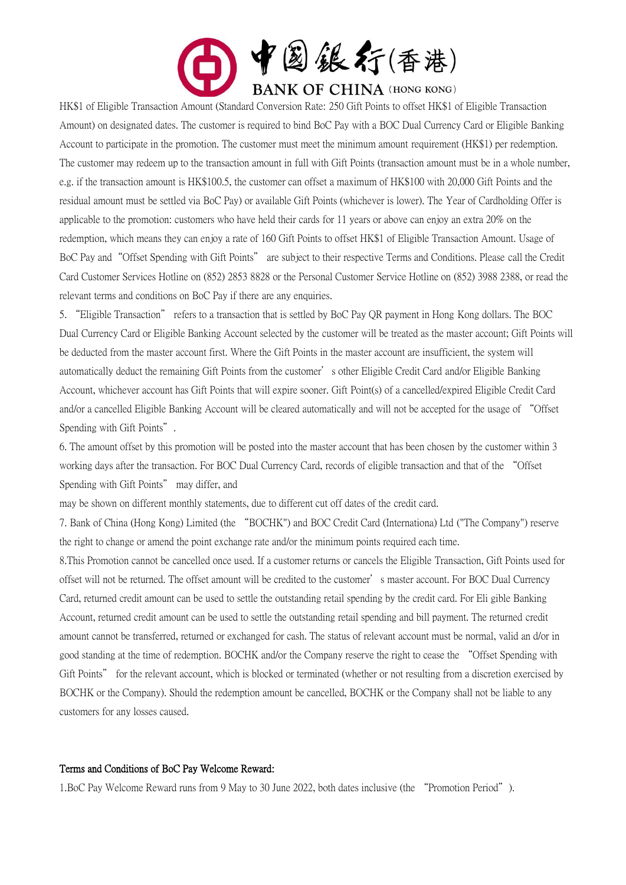HK$1 of Eligible Transaction Amount (Standard Conversion Rate: 250 Gift Points to offset HK$1 of Eligible Transaction Amount) on designated dates. The customer is required to bind BoC Pay with a BOC Dual Currency Card or Eligible Banking Account to participate in the promotion. The customer must meet the minimum amount requirement (HK$1) per redemption. The customer may redeem up to the transaction amount in full with Gift Points (transaction amount must be in a whole number, e.g. if the transaction amount is HK$100.5, the customer can offset a maximum of HK$100 with 20,000 Gift Points and the residual amount must be settled via BoC Pay) or available Gift Points (whichever is lower). The Year of Cardholding Offer is applicable to the promotion: customers who have held their cards for 11 years or above can enjoy an extra 20% on the redemption, which means they can enjoy a rate of 160 Gift Points to offset HK$1 of Eligible Transaction Amount. Usage of BoC Pay and "Offset Spending with Gift Points" are subject to their respective Terms and Conditions. Please call the Credit Card Customer Services Hotline on (852) 2853 8828 or the Personal Customer Service Hotline on (852) 3988 2388, or read the relevant terms and conditions on BoC Pay if there are any enquiries.

5. "Eligible Transaction" refers to a transaction that is settled by BoC Pay QR payment in Hong Kong dollars. The BOC Dual Currency Card or Eligible Banking Account selected by the customer will be treated as the master account; Gift Points will be deducted from the master account first. Where the Gift Points in the master account are insufficient, the system will automatically deduct the remaining Gift Points from the customer's other Eligible Credit Card and/or Eligible Banking Account, whichever account has Gift Points that will expire sooner. Gift Point(s) of a cancelled/expired Eligible Credit Card and/or a cancelled Eligible Banking Account will be cleared automatically and will not be accepted for the usage of "Offset Spending with Gift Points".

6. The amount offset by this promotion will be posted into the master account that has been chosen by the customer within 3 working days after the transaction. For BOC Dual Currency Card, records of eligible transaction and that of the "Offset Spending with Gift Points" may differ, and may be shown on different monthly statements, due to different cut off dates of the credit card.

7. Bank of China (Hong Kong) Limited (the "BOCHK") and BOC Credit Card (Internationa) Ltd ("The Company") reserve the right to change or amend the point exchange rate and/or the minimum points required each time.

8.This Promotion cannot be cancelled once used. If a customer returns or cancels the Eligible Transaction, Gift Points used for offset will not be returned. The offset amount will be credited to the customer's master account. For BOC Dual Currency Card, returned credit amount can be used to settle the outstanding retail spending by the credit card. For Eli gible Banking Account, returned credit amount can be used to settle the outstanding retail spending and bill payment. The returned credit amount cannot be transferred, returned or exchanged for cash. The status of relevant account must be normal, valid an d/or in good standing at the time of redemption. BOCHK and/or the Company reserve the right to cease the "Offset Spending with Gift Points" for the relevant account, which is blocked or terminated (whether or not resulting from a discretion exercised by BOCHK or the Company). Should the redemption amount be cancelled, BOCHK or the Company shall not be liable to any customers for any losses caused.

## Terms and Conditions of BoC Pay Welcome Reward:

1.BoC Pay Welcome Reward runs from 9 May to 30 June 2022, both dates inclusive (the "Promotion Period").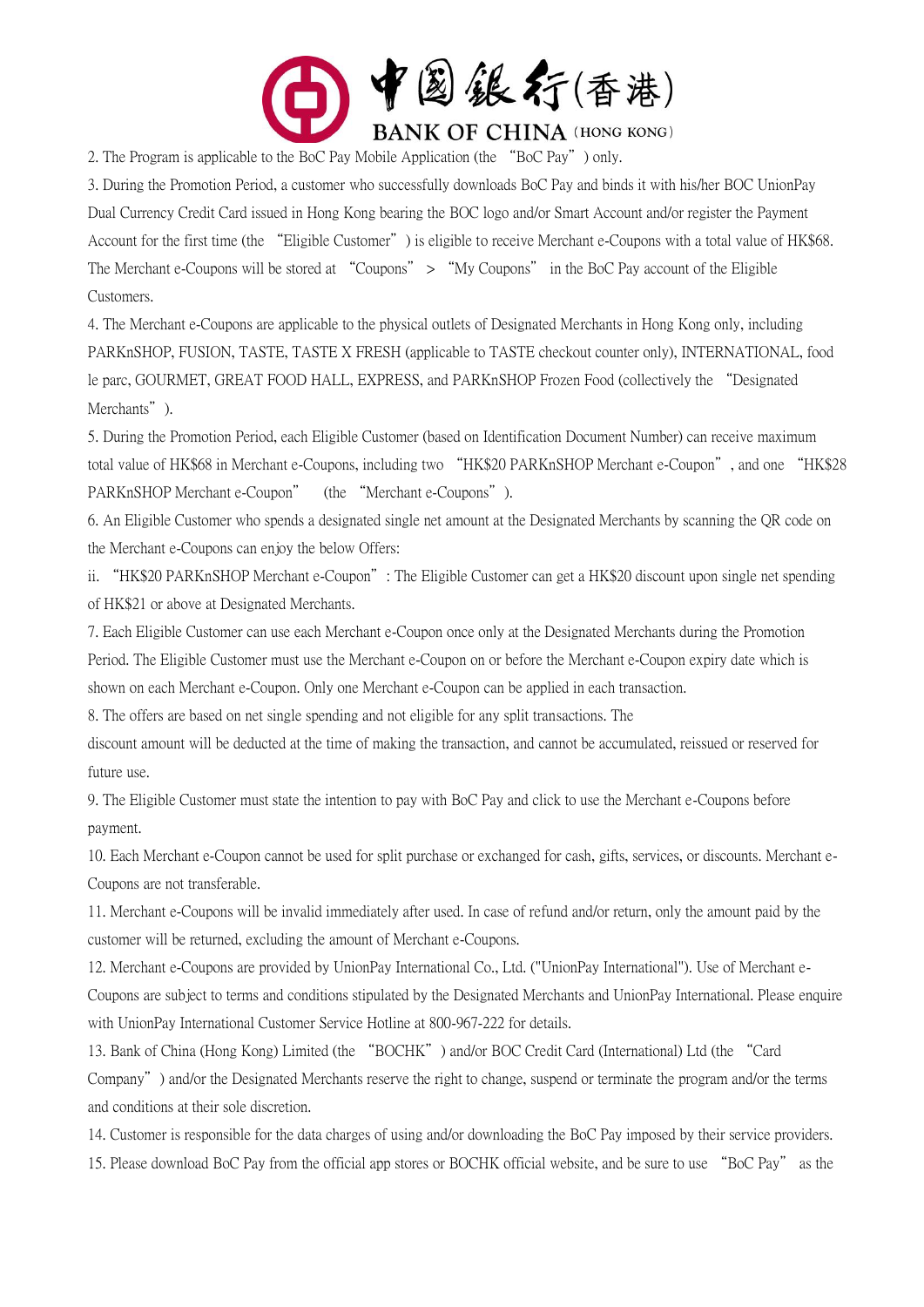2. The Program is applicable to the BoC Pay Mobile Application (the "BoC Pay") only.

3. During the Promotion Period, a customer who successfully downloads BoC Pay and binds it with his/her BOC UnionPay Dual Currency Credit Card issued in Hong Kong bearing the BOC logo and/or Smart Account and/or register the Payment Account for the first time (the "Eligible Customer") is eligible to receive Merchant e-Coupons with a total value of HK$68. The Merchant e-Coupons will be stored at "Coupons" > "My Coupons" in the BoC Pay account of the Eligible Customers.

4. The Merchant e-Coupons are applicable to the physical outlets of Designated Merchants in Hong Kong only, including PARKnSHOP, FUSION, TASTE, TASTE X FRESH (applicable to TASTE checkout counter only), INTERNATIONAL, food le parc, GOURMET, GREAT FOOD HALL, EXPRESS, and PARKnSHOP Frozen Food (collectively the "Designated Merchants").

5. During the Promotion Period, each Eligible Customer (based on Identification Document Number) can receive maximum total value of HK$68 in Merchant e-Coupons, including two "HK$20 PARKnSHOP Merchant e-Coupon", and one "HK$28 PARKnSHOP Merchant e-Coupon" (the "Merchant e-Coupons").

6. An Eligible Customer who spends a designated single net amount at the Designated Merchants by scanning the QR code on the Merchant e-Coupons can enjoy the below Offers:

ii. "HK$20 PARKnSHOP Merchant e-Coupon": The Eligible Customer can get a HK$20 discount upon single net spending of HK$21 or above at Designated Merchants.

7. Each Eligible Customer can use each Merchant e-Coupon once only at the Designated Merchants during the Promotion Period. The Eligible Customer must use the Merchant e-Coupon on or before the Merchant e-Coupon expiry date which is shown on each Merchant e-Coupon. Only one Merchant e-Coupon can be applied in each transaction.

8. The offers are based on net single spending and not eligible for any split transactions. The discount amount will be deducted at the time of making the transaction, and cannot be accumulated, reissued or reserved for future use.

9. The Eligible Customer must state the intention to pay with BoC Pay and click to use the Merchant e-Coupons before payment.

10. Each Merchant e-Coupon cannot be used for split purchase or exchanged for cash, gifts, services, or discounts. Merchant e-Coupons are not transferable.

11. Merchant e-Coupons will be invalid immediately after used. In case of refund and/or return, only the amount paid by the customer will be returned, excluding the amount of Merchant e-Coupons.

12. Merchant e-Coupons are provided by UnionPay International Co., Ltd. ("UnionPay International"). Use of Merchant e-Coupons are subject to terms and conditions stipulated by the Designated Merchants and UnionPay International. Please enquire with UnionPay International Customer Service Hotline at 800-967-222 for details.

13. Bank of China (Hong Kong) Limited (the "BOCHK") and/or BOC Credit Card (International) Ltd (the "Card Company") and/or the Designated Merchants reserve the right to change, suspend or terminate the program and/or the terms and conditions at their sole discretion.

14. Customer is responsible for the data charges of using and/or downloading the BoC Pay imposed by their service providers.

15. Please download BoC Pay from the official app stores or BOCHK official website, and be sure to use "BoC Pay" as the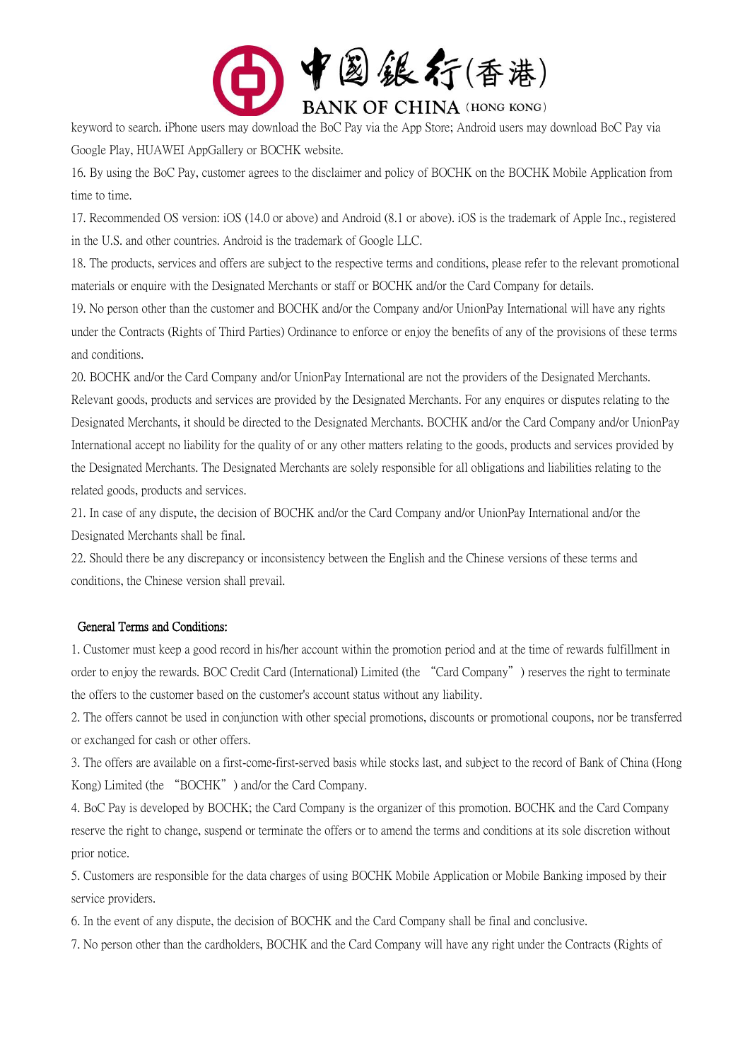keyword to search. iPhone users may download the BoC Pay via the App Store; Android users may download BoC Pay via Google Play, HUAWEI AppGallery or BOCHK website.

16. By using the BoC Pay, customer agrees to the disclaimer and policy of BOCHK on the BOCHK Mobile Application from time to time.

17. Recommended OS version: iOS (14.0 or above) and Android (8.1 or above). iOS is the trademark of Apple Inc., registered in the U.S. and other countries. Android is the trademark of Google LLC.

18. The products, services and offers are subject to the respective terms and conditions, please refer to the relevant promotional materials or enquire with the Designated Merchants or staff or BOCHK and/or the Card Company for details.

19. No person other than the customer and BOCHK and/or the Company and/or UnionPay International will have any rights under the Contracts (Rights of Third Parties) Ordinance to enforce or enjoy the benefits of any of the provisions of these terms and conditions.

20. BOCHK and/or the Card Company and/or UnionPay International are not the providers of the Designated Merchants. Relevant goods, products and services are provided by the Designated Merchants. For any enquires or disputes relating to the Designated Merchants, it should be directed to the Designated Merchants. BOCHK and/or the Card Company and/or UnionPay International accept no liability for the quality of or any other matters relating to the goods, products and services provided by the Designated Merchants. The Designated Merchants are solely responsible for all obligations and liabilities relating to the related goods, products and services.

21. In case of any dispute, the decision of BOCHK and/or the Card Company and/or UnionPay International and/or the Designated Merchants shall be final.

22. Should there be any discrepancy or inconsistency between the English and the Chinese versions of these terms and conditions, the Chinese version shall prevail.

## General Terms and Conditions:

1. Customer must keep a good record in his/her account within the promotion period and at the time of rewards fulfillment in order to enjoy the rewards. BOC Credit Card (International) Limited (the "Card Company") reserves the right to terminate the offers to the customer based on the customer's account status without any liability.

2. The offers cannot be used in conjunction with other special promotions, discounts or promotional coupons, nor be transferred or exchanged for cash or other offers.

3. The offers are available on a first-come-first-served basis while stocks last, and subject to the record of Bank of China (Hong Kong) Limited (the "BOCHK") and/or the Card Company.

4. BoC Pay is developed by BOCHK; the Card Company is the organizer of this promotion. BOCHK and the Card Company reserve the right to change, suspend or terminate the offers or to amend the terms and conditions at its sole discretion without prior notice.

5. Customers are responsible for the data charges of using BOCHK Mobile Application or Mobile Banking imposed by their service providers.

6. In the event of any dispute, the decision of BOCHK and the Card Company shall be final and conclusive.

7. No person other than the cardholders, BOCHK and the Card Company will have any right under the Contracts (Rights of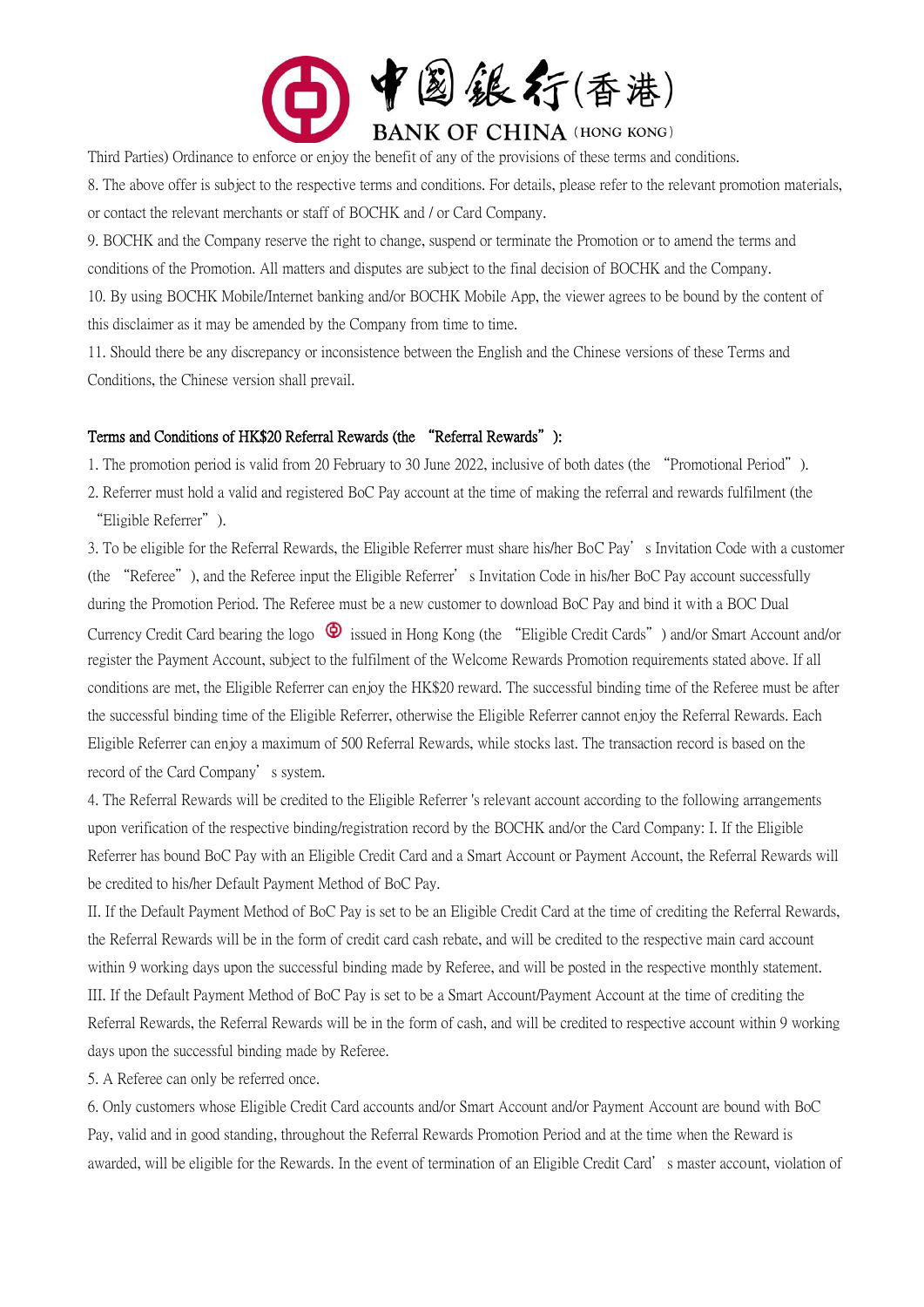Third Parties) Ordinance to enforce or enjoy the benefit of any of the provisions of these terms and conditions.

8. The above offer is subject to the respective terms and conditions. For details, please refer to the relevant promotion materials, or contact the relevant merchants or staff of BOCHK and / or Card Company.

9. BOCHK and the Company reserve the right to change, suspend or terminate the Promotion or to amend the terms and conditions of the Promotion. All matters and disputes are subject to the final decision of BOCHK and the Company.

10. By using BOCHK Mobile/Internet banking and/or BOCHK Mobile App, the viewer agrees to be bound by the content of this disclaimer as it may be amended by the Company from time to time.

11. Should there be any discrepancy or inconsistence between the English and the Chinese versions of these Terms and Conditions, the Chinese version shall prevail.

**Terms and Conditions of HK$20 Referral Rewards (the "Referral Rewards"):**

1. The promotion period is valid from 20 February to 30 June 2022, inclusive of both dates (the "Promotional Period").

2. Referrer must hold a valid and registered BoC Pay account at the time of making the referral and rewards fulfilment (the "Eligible Referrer").

3. To be eligible for the Referral Rewards, the Eligible Referrer must share his/her BoC Pay's Invitation Code with a customer (the "Referee"), and the Referee input the Eligible Referrer's Invitation Code in his/her BoC Pay account successfully during the Promotion Period. The Referee must be a new customer to download BoC Pay and bind it with a BOC Dual Currency Credit Card bearing the logo ⊕ issued in Hong Kong (the "Eligible Credit Cards") and/or Smart Account and/or register the Payment Account, subject to the fulfilment of the Welcome Rewards Promotion requirements stated above. If all conditions are met, the Eligible Referrer can enjoy the HK$20 reward. The successful binding time of the Referee must be after the successful binding time of the Eligible Referrer, otherwise the Eligible Referrer cannot enjoy the Referral Rewards. Each Eligible Referrer can enjoy a maximum of 500 Referral Rewards, while stocks last. The transaction record is based on the record of the Card Company's system.

4. The Referral Rewards will be credited to the Eligible Referrer 's relevant account according to the following arrangements upon verification of the respective binding/registration record by the BOCHK and/or the Card Company: I. If the Eligible Referrer has bound BoC Pay with an Eligible Credit Card and a Smart Account or Payment Account, the Referral Rewards will be credited to his/her Default Payment Method of BoC Pay.

II. If the Default Payment Method of BoC Pay is set to be an Eligible Credit Card at the time of crediting the Referral Rewards, the Referral Rewards will be in the form of credit card cash rebate, and will be credited to the respective main card account within 9 working days upon the successful binding made by Referee, and will be posted in the respective monthly statement.

III. If the Default Payment Method of BoC Pay is set to be a Smart Account/Payment Account at the time of crediting the Referral Rewards, the Referral Rewards will be in the form of cash, and will be credited to respective account within 9 working days upon the successful binding made by Referee.

5. A Referee can only be referred once.

6. Only customers whose Eligible Credit Card accounts and/or Smart Account and/or Payment Account are bound with BoC Pay, valid and in good standing, throughout the Referral Rewards Promotion Period and at the time when the Reward is awarded, will be eligible for the Rewards. In the event of termination of an Eligible Credit Card's master account, violation of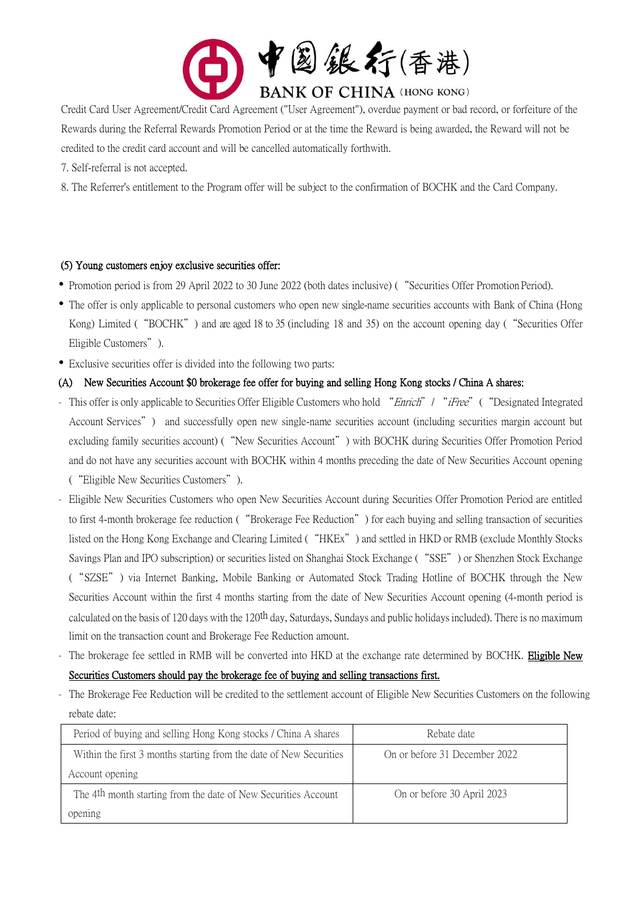Credit Card User Agreement/Credit Card Agreement ("User Agreement"), overdue payment or bad record, or forfeiture of the Rewards during the Referral Rewards Promotion Period or at the time the Reward is being awarded, the Reward will not be credited to the credit card account and will be cancelled automatically forthwith.

7. Self-referral is not accepted.

8. The Referrer's entitlement to the Program offer will be subject to the confirmation of BOCHK and the Card Company.

**(5) Young customers enjoy exclusive securities offer:**

- Promotion period is from 29 April 2022 to 30 June 2022 (both dates inclusive) (“Securities Offer Promotion Period).
- The offer is only applicable to personal customers who open new single-name securities accounts with Bank of China (Hong Kong) Limited (“BOCHK”) and are aged 18 to 35 (including 18 and 35) on the account opening day (“Securities Offer Eligible Customers”).
- Exclusive securities offer is divided into the following two parts:

**(A) New Securities Account $0 brokerage fee offer for buying and selling Hong Kong stocks / China A shares:**

- This offer is only applicable to Securities Offer Eligible Customers who hold “*Enrich*” / “*iFree*” (“Designated Integrated Account Services”) and successfully open new single-name securities account (including securities margin account but excluding family securities account) (“New Securities Account”) with BOCHK during Securities Offer Promotion Period and do not have any securities account with BOCHK within 4 months preceding the date of New Securities Account opening (“Eligible New Securities Customers”).
- Eligible New Securities Customers who open New Securities Account during Securities Offer Promotion Period are entitled to first 4-month brokerage fee reduction (“Brokerage Fee Reduction”) for each buying and selling transaction of securities listed on the Hong Kong Exchange and Clearing Limited (“HKEx”) and settled in HKD or RMB (exclude Monthly Stocks Savings Plan and IPO subscription) or securities listed on Shanghai Stock Exchange (“SSE”) or Shenzhen Stock Exchange (“SZSE”) via Internet Banking, Mobile Banking or Automated Stock Trading Hotline of BOCHK through the New Securities Account within the first 4 months starting from the date of New Securities Account opening (4-month period is calculated on the basis of 120 days with the 120th day, Saturdays, Sundays and public holidays included). There is no maximum limit on the transaction count and Brokerage Fee Reduction amount.
- The brokerage fee settled in RMB will be converted into HKD at the exchange rate determined by BOCHK. <u>Eligible New Securities Customers should pay the brokerage fee of buying and selling transactions first.</u>
- The Brokerage Fee Reduction will be credited to the settlement account of Eligible New Securities Customers on the following rebate date:

| Period of buying and selling Hong Kong stocks / China A shares | Rebate date |
| --- | --- |
| Within the first 3 months starting from the date of New Securities Account opening | On or before 31 December 2022 |
| The 4th month starting from the date of New Securities Account opening | On or before 30 April 2023 |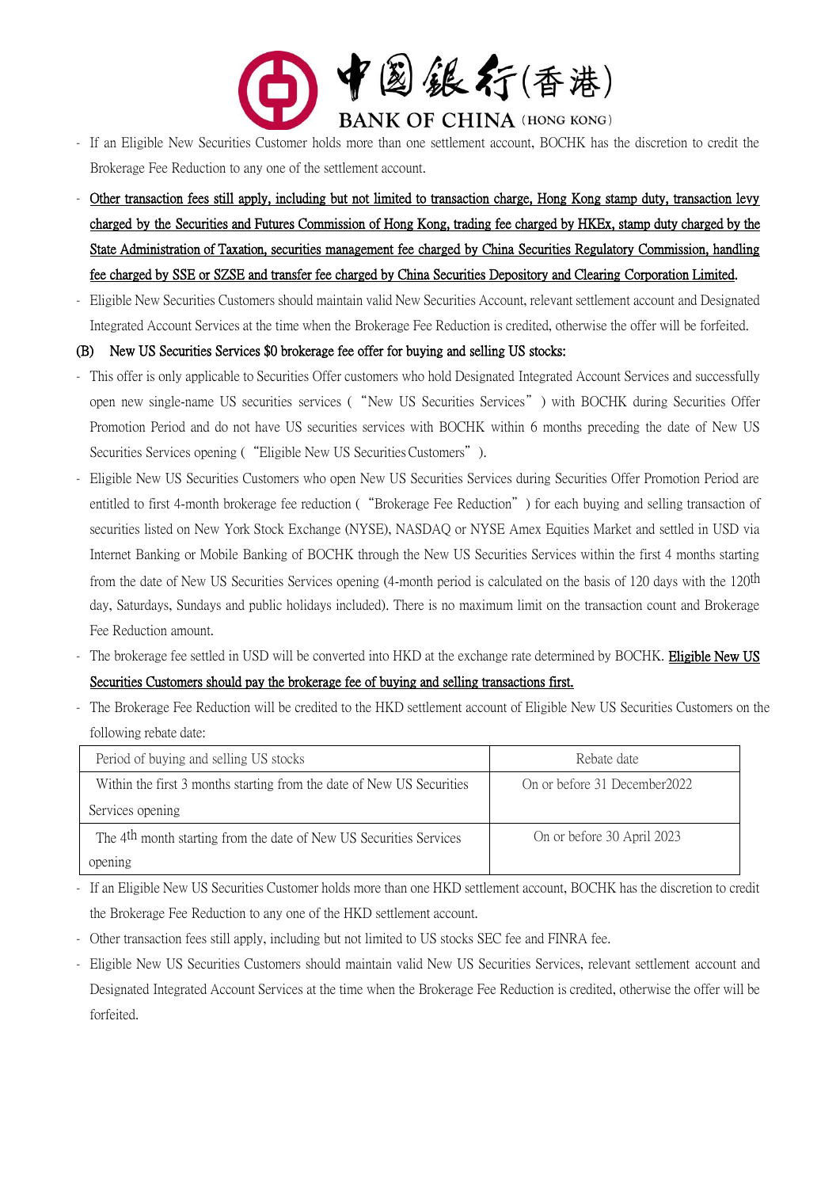- If an Eligible New Securities Customer holds more than one settlement account, BOCHK has the discretion to credit the Brokerage Fee Reduction to any one of the settlement account.
- Other transaction fees still apply, including but not limited to transaction charge, Hong Kong stamp duty, transaction levy charged by the Securities and Futures Commission of Hong Kong, trading fee charged by HKEx, stamp duty charged by the State Administration of Taxation, securities management fee charged by China Securities Regulatory Commission, handling fee charged by SSE or SZSE and transfer fee charged by China Securities Depository and Clearing Corporation Limited.
- Eligible New Securities Customers should maintain valid New Securities Account, relevant settlement account and Designated Integrated Account Services at the time when the Brokerage Fee Reduction is credited, otherwise the offer will be forfeited.

**(B) New US Securities Services $0 brokerage fee offer for buying and selling US stocks:**

- This offer is only applicable to Securities Offer customers who hold Designated Integrated Account Services and successfully open new single-name US securities services (“New US Securities Services”) with BOCHK during Securities Offer Promotion Period and do not have US securities services with BOCHK within 6 months preceding the date of New US Securities Services opening (“Eligible New US Securities Customers”).
- Eligible New US Securities Customers who open New US Securities Services during Securities Offer Promotion Period are entitled to first 4-month brokerage fee reduction (“Brokerage Fee Reduction”) for each buying and selling transaction of securities listed on New York Stock Exchange (NYSE), NASDAQ or NYSE Amex Equities Market and settled in USD via Internet Banking or Mobile Banking of BOCHK through the New US Securities Services within the first 4 months starting from the date of New US Securities Services opening (4-month period is calculated on the basis of 120 days with the 120th day, Saturdays, Sundays and public holidays included). There is no maximum limit on the transaction count and Brokerage Fee Reduction amount.
- The brokerage fee settled in USD will be converted into HKD at the exchange rate determined by BOCHK. Eligible New US Securities Customers should pay the brokerage fee of buying and selling transactions first.
- The Brokerage Fee Reduction will be credited to the HKD settlement account of Eligible New US Securities Customers on the following rebate date:

| Period of buying and selling US stocks | Rebate date |
|---|---|
| Within the first 3 months starting from the date of New US Securities Services opening | On or before 31 December2022 |
| The 4th month starting from the date of New US Securities Services opening | On or before 30 April 2023 |

- If an Eligible New US Securities Customer holds more than one HKD settlement account, BOCHK has the discretion to credit the Brokerage Fee Reduction to any one of the HKD settlement account.
- Other transaction fees still apply, including but not limited to US stocks SEC fee and FINRA fee.
- Eligible New US Securities Customers should maintain valid New US Securities Services, relevant settlement account and Designated Integrated Account Services at the time when the Brokerage Fee Reduction is credited, otherwise the offer will be forfeited.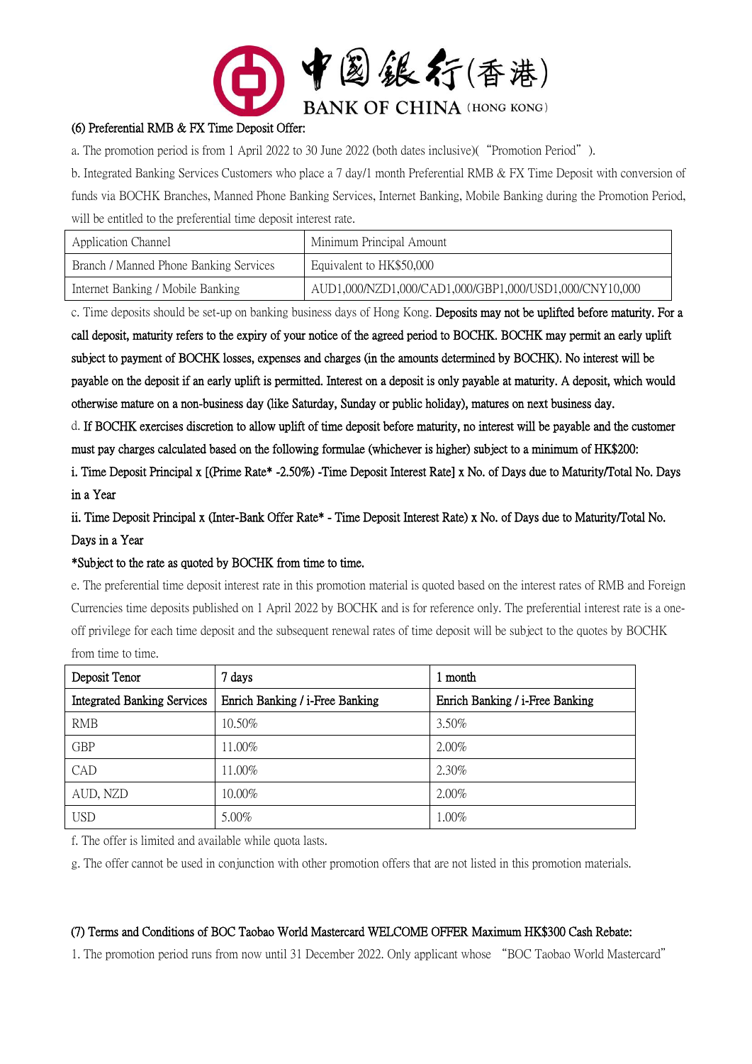**(6) Preferential RMB & FX Time Deposit Offer:**

a. The promotion period is from 1 April 2022 to 30 June 2022 (both dates inclusive)( "Promotion Period" ).

b. Integrated Banking Services Customers who place a 7 day/1 month Preferential RMB & FX Time Deposit with conversion of funds via BOCHK Branches, Manned Phone Banking Services, Internet Banking, Mobile Banking during the Promotion Period, will be entitled to the preferential time deposit interest rate.

| Application Channel | Minimum Principal Amount |
|---|---|
| Branch / Manned Phone Banking Services | Equivalent to HK$50,000 |
| Internet Banking / Mobile Banking | AUD1,000/NZD1,000/CAD1,000/GBP1,000/USD1,000/CNY10,000 |

c. Time deposits should be set-up on banking business days of Hong Kong. **Deposits may not be uplifted before maturity. For a call deposit, maturity refers to the expiry of your notice of the agreed period to BOCHK. BOCHK may permit an early uplift subject to payment of BOCHK losses, expenses and charges (in the amounts determined by BOCHK). No interest will be payable on the deposit if an early uplift is permitted. Interest on a deposit is only payable at maturity. A deposit, which would otherwise mature on a non-business day (like Saturday, Sunday or public holiday), matures on next business day.**

d. **If BOCHK exercises discretion to allow uplift of time deposit before maturity, no interest will be payable and the customer must pay charges calculated based on the following formulae (whichever is higher) subject to a minimum of HK$200:**

**i. Time Deposit Principal x [(Prime Rate* -2.50%) -Time Deposit Interest Rate] x No. of Days due to Maturity/Total No. Days in a Year**

**ii. Time Deposit Principal x (Inter-Bank Offer Rate* - Time Deposit Interest Rate) x No. of Days due to Maturity/Total No. Days in a Year**

**\*Subject to the rate as quoted by BOCHK from time to time.**

e. The preferential time deposit interest rate in this promotion material is quoted based on the interest rates of RMB and Foreign Currencies time deposits published on 1 April 2022 by BOCHK and is for reference only. The preferential interest rate is a one-off privilege for each time deposit and the subsequent renewal rates of time deposit will be subject to the quotes by BOCHK from time to time.

| Deposit Tenor | 7 days | 1 month |
|---|---|---|
| Integrated Banking Services | Enrich Banking / i-Free Banking | Enrich Banking / i-Free Banking |
| RMB | 10.50% | 3.50% |
| GBP | 11.00% | 2.00% |
| CAD | 11.00% | 2.30% |
| AUD, NZD | 10.00% | 2.00% |
| USD | 5.00% | 1.00% |

f. The offer is limited and available while quota lasts.

g. The offer cannot be used in conjunction with other promotion offers that are not listed in this promotion materials.

**(7) Terms and Conditions of BOC Taobao World Mastercard WELCOME OFFER Maximum HK$300 Cash Rebate:**

1. The promotion period runs from now until 31 December 2022. Only applicant whose "BOC Taobao World Mastercard"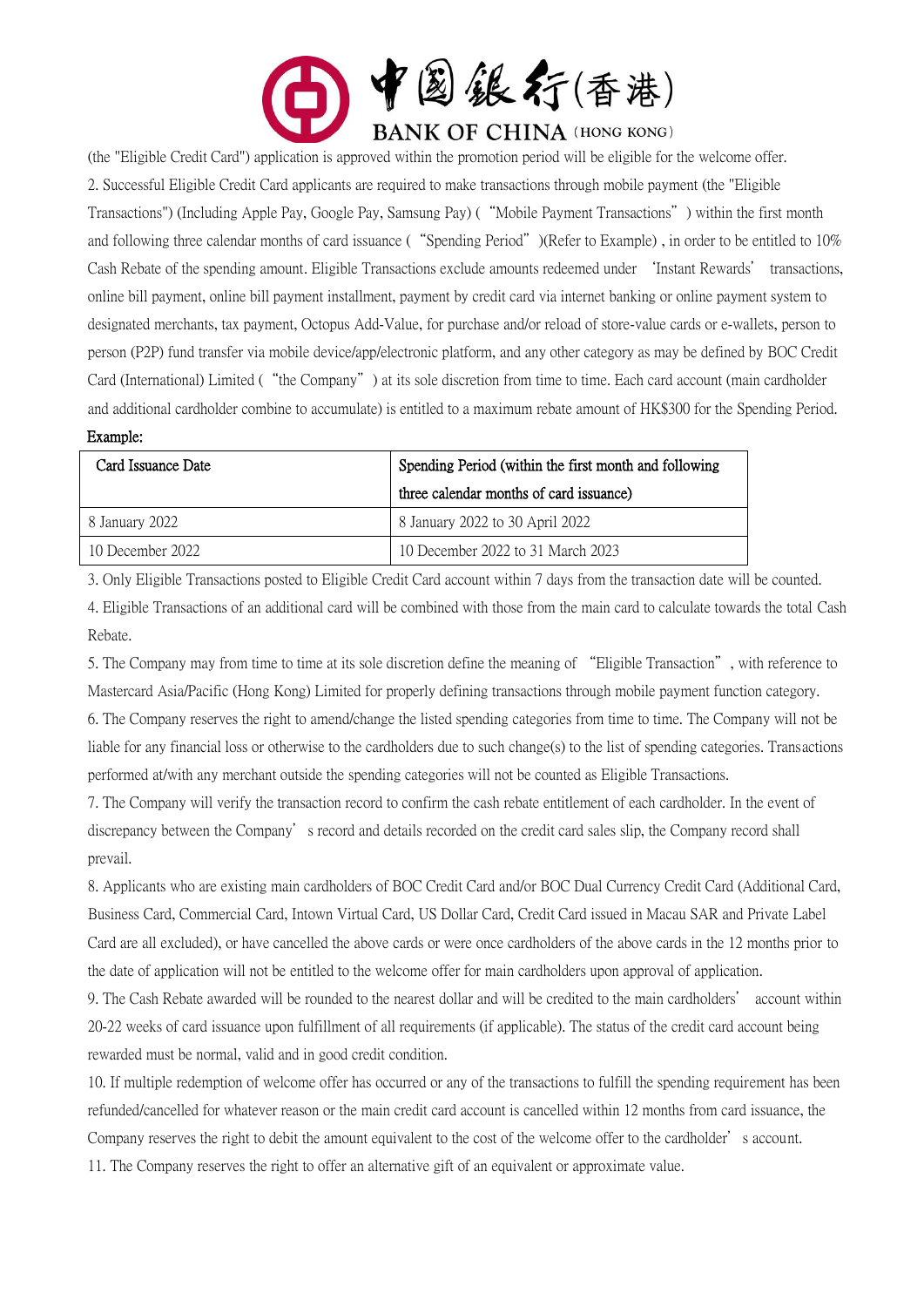(the "Eligible Credit Card") application is approved within the promotion period will be eligible for the welcome offer.

2. Successful Eligible Credit Card applicants are required to make transactions through mobile payment (the "Eligible Transactions") (Including Apple Pay, Google Pay, Samsung Pay) ("Mobile Payment Transactions") within the first month and following three calendar months of card issuance ("Spending Period")(Refer to Example) , in order to be entitled to 10% Cash Rebate of the spending amount. Eligible Transactions exclude amounts redeemed under 'Instant Rewards' transactions, online bill payment, online bill payment installment, payment by credit card via internet banking or online payment system to designated merchants, tax payment, Octopus Add-Value, for purchase and/or reload of store-value cards or e-wallets, person to person (P2P) fund transfer via mobile device/app/electronic platform, and any other category as may be defined by BOC Credit Card (International) Limited ("the Company") at its sole discretion from time to time. Each card account (main cardholder and additional cardholder combine to accumulate) is entitled to a maximum rebate amount of HK$300 for the Spending Period.

Example:

| Card Issuance Date | Spending Period (within the first month and following three calendar months of card issuance) |
|---|---|
| 8 January 2022 | 8 January 2022 to 30 April 2022 |
| 10 December 2022 | 10 December 2022 to 31 March 2023 |

3. Only Eligible Transactions posted to Eligible Credit Card account within 7 days from the transaction date will be counted.

4. Eligible Transactions of an additional card will be combined with those from the main card to calculate towards the total Cash Rebate.

5. The Company may from time to time at its sole discretion define the meaning of "Eligible Transaction", with reference to Mastercard Asia/Pacific (Hong Kong) Limited for properly defining transactions through mobile payment function category.

6. The Company reserves the right to amend/change the listed spending categories from time to time. The Company will not be liable for any financial loss or otherwise to the cardholders due to such change(s) to the list of spending categories. Transactions performed at/with any merchant outside the spending categories will not be counted as Eligible Transactions.

7. The Company will verify the transaction record to confirm the cash rebate entitlement of each cardholder. In the event of discrepancy between the Company's record and details recorded on the credit card sales slip, the Company record shall prevail.

8. Applicants who are existing main cardholders of BOC Credit Card and/or BOC Dual Currency Credit Card (Additional Card, Business Card, Commercial Card, Intown Virtual Card, US Dollar Card, Credit Card issued in Macau SAR and Private Label Card are all excluded), or have cancelled the above cards or were once cardholders of the above cards in the 12 months prior to the date of application will not be entitled to the welcome offer for main cardholders upon approval of application.

9. The Cash Rebate awarded will be rounded to the nearest dollar and will be credited to the main cardholders' account within 20-22 weeks of card issuance upon fulfillment of all requirements (if applicable). The status of the credit card account being rewarded must be normal, valid and in good credit condition.

10. If multiple redemption of welcome offer has occurred or any of the transactions to fulfill the spending requirement has been refunded/cancelled for whatever reason or the main credit card account is cancelled within 12 months from card issuance, the Company reserves the right to debit the amount equivalent to the cost of the welcome offer to the cardholder's account.

11. The Company reserves the right to offer an alternative gift of an equivalent or approximate value.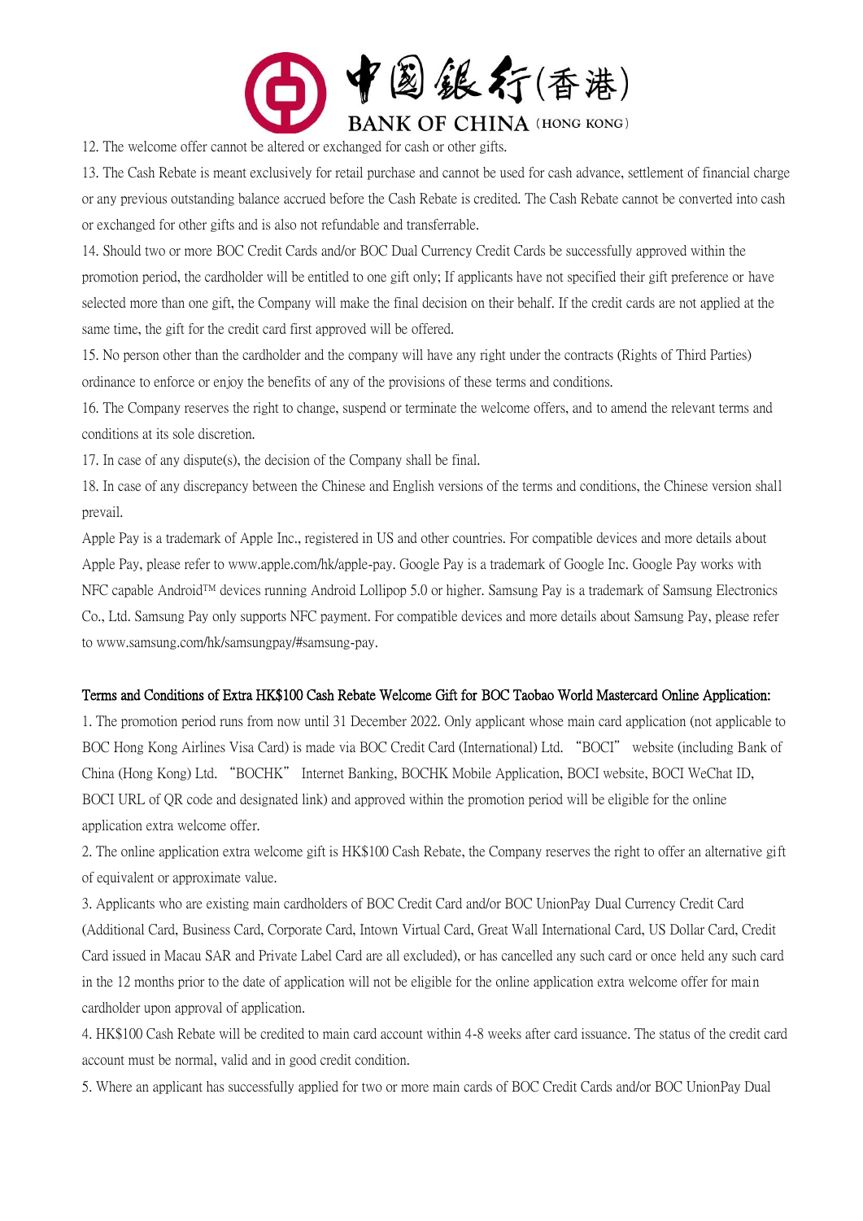12. The welcome offer cannot be altered or exchanged for cash or other gifts.

13. The Cash Rebate is meant exclusively for retail purchase and cannot be used for cash advance, settlement of financial charge or any previous outstanding balance accrued before the Cash Rebate is credited. The Cash Rebate cannot be converted into cash or exchanged for other gifts and is also not refundable and transferrable.

14. Should two or more BOC Credit Cards and/or BOC Dual Currency Credit Cards be successfully approved within the promotion period, the cardholder will be entitled to one gift only; If applicants have not specified their gift preference or have selected more than one gift, the Company will make the final decision on their behalf. If the credit cards are not applied at the same time, the gift for the credit card first approved will be offered.

15. No person other than the cardholder and the company will have any right under the contracts (Rights of Third Parties) ordinance to enforce or enjoy the benefits of any of the provisions of these terms and conditions.

16. The Company reserves the right to change, suspend or terminate the welcome offers, and to amend the relevant terms and conditions at its sole discretion.

17. In case of any dispute(s), the decision of the Company shall be final.

18. In case of any discrepancy between the Chinese and English versions of the terms and conditions, the Chinese version shall prevail.

Apple Pay is a trademark of Apple Inc., registered in US and other countries. For compatible devices and more details about Apple Pay, please refer to www.apple.com/hk/apple-pay. Google Pay is a trademark of Google Inc. Google Pay works with NFC capable Android™ devices running Android Lollipop 5.0 or higher. Samsung Pay is a trademark of Samsung Electronics Co., Ltd. Samsung Pay only supports NFC payment. For compatible devices and more details about Samsung Pay, please refer to www.samsung.com/hk/samsungpay/#samsung-pay.

**Terms and Conditions of Extra HK$100 Cash Rebate Welcome Gift for BOC Taobao World Mastercard Online Application:**

1. The promotion period runs from now until 31 December 2022. Only applicant whose main card application (not applicable to BOC Hong Kong Airlines Visa Card) is made via BOC Credit Card (International) Ltd. "BOCI" website (including Bank of China (Hong Kong) Ltd. "BOCHK" Internet Banking, BOCHK Mobile Application, BOCI website, BOCI WeChat ID, BOCI URL of QR code and designated link) and approved within the promotion period will be eligible for the online application extra welcome offer.

2. The online application extra welcome gift is HK$100 Cash Rebate, the Company reserves the right to offer an alternative gift of equivalent or approximate value.

3. Applicants who are existing main cardholders of BOC Credit Card and/or BOC UnionPay Dual Currency Credit Card (Additional Card, Business Card, Corporate Card, Intown Virtual Card, Great Wall International Card, US Dollar Card, Credit Card issued in Macau SAR and Private Label Card are all excluded), or has cancelled any such card or once held any such card in the 12 months prior to the date of application will not be eligible for the online application extra welcome offer for main cardholder upon approval of application.

4. HK$100 Cash Rebate will be credited to main card account within 4-8 weeks after card issuance. The status of the credit card account must be normal, valid and in good credit condition.

5. Where an applicant has successfully applied for two or more main cards of BOC Credit Cards and/or BOC UnionPay Dual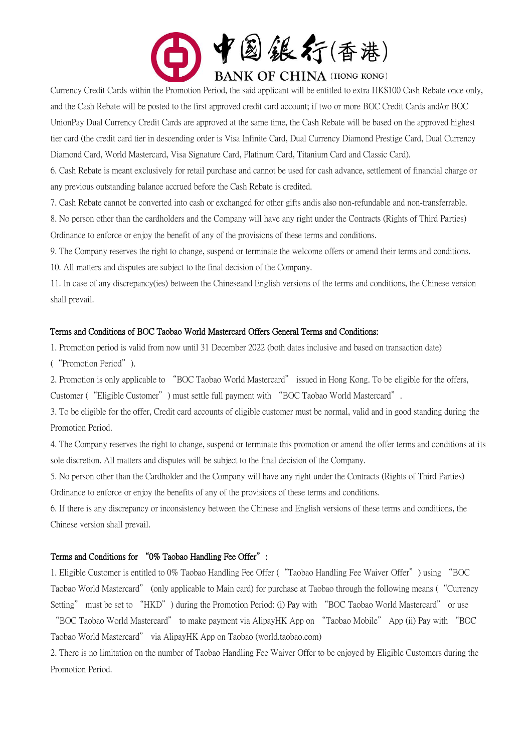Currency Credit Cards within the Promotion Period, the said applicant will be entitled to extra HK$100 Cash Rebate once only, and the Cash Rebate will be posted to the first approved credit card account; if two or more BOC Credit Cards and/or BOC UnionPay Dual Currency Credit Cards are approved at the same time, the Cash Rebate will be based on the approved highest tier card (the credit card tier in descending order is Visa Infinite Card, Dual Currency Diamond Prestige Card, Dual Currency Diamond Card, World Mastercard, Visa Signature Card, Platinum Card, Titanium Card and Classic Card).

6. Cash Rebate is meant exclusively for retail purchase and cannot be used for cash advance, settlement of financial charge or any previous outstanding balance accrued before the Cash Rebate is credited.

7. Cash Rebate cannot be converted into cash or exchanged for other gifts andis also non-refundable and non-transferrable.

8. No person other than the cardholders and the Company will have any right under the Contracts (Rights of Third Parties) Ordinance to enforce or enjoy the benefit of any of the provisions of these terms and conditions.

9. The Company reserves the right to change, suspend or terminate the welcome offers or amend their terms and conditions.

10. All matters and disputes are subject to the final decision of the Company.

11. In case of any discrepancy(ies) between the Chineseand English versions of the terms and conditions, the Chinese version shall prevail.

**Terms and Conditions of BOC Taobao World Mastercard Offers General Terms and Conditions:**

1. Promotion period is valid from now until 31 December 2022 (both dates inclusive and based on transaction date) (“Promotion Period”).

2. Promotion is only applicable to “BOC Taobao World Mastercard” issued in Hong Kong. To be eligible for the offers, Customer (“Eligible Customer”) must settle full payment with “BOC Taobao World Mastercard”.

3. To be eligible for the offer, Credit card accounts of eligible customer must be normal, valid and in good standing during the Promotion Period.

4. The Company reserves the right to change, suspend or terminate this promotion or amend the offer terms and conditions at its sole discretion. All matters and disputes will be subject to the final decision of the Company.

5. No person other than the Cardholder and the Company will have any right under the Contracts (Rights of Third Parties) Ordinance to enforce or enjoy the benefits of any of the provisions of these terms and conditions.

6. If there is any discrepancy or inconsistency between the Chinese and English versions of these terms and conditions, the Chinese version shall prevail.

**Terms and Conditions for “0% Taobao Handling Fee Offer”:**

1. Eligible Customer is entitled to 0% Taobao Handling Fee Offer (“Taobao Handling Fee Waiver Offer”) using “BOC Taobao World Mastercard” (only applicable to Main card) for purchase at Taobao through the following means (“Currency Setting” must be set to “HKD”) during the Promotion Period: (i) Pay with “BOC Taobao World Mastercard” or use “BOC Taobao World Mastercard” to make payment via AlipayHK App on “Taobao Mobile” App (ii) Pay with “BOC Taobao World Mastercard” via AlipayHK App on Taobao (world.taobao.com)

2. There is no limitation on the number of Taobao Handling Fee Waiver Offer to be enjoyed by Eligible Customers during the Promotion Period.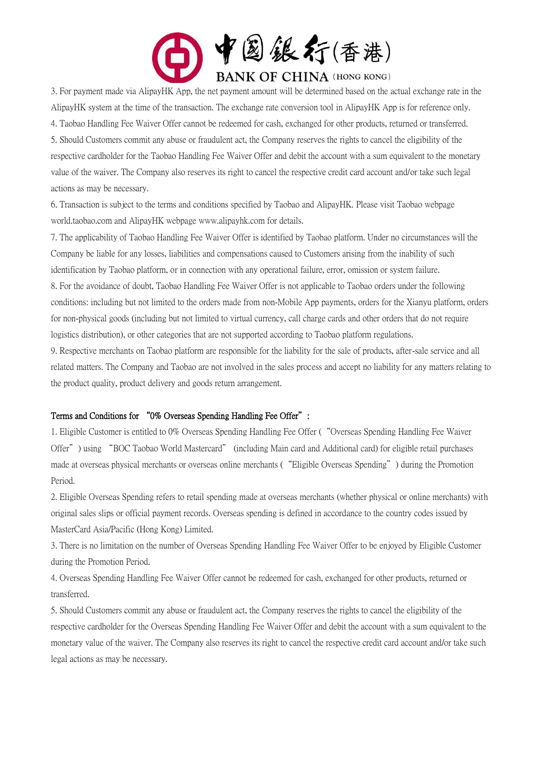3. For payment made via AlipayHK App, the net payment amount will be determined based on the actual exchange rate in the AlipayHK system at the time of the transaction. The exchange rate conversion tool in AlipayHK App is for reference only.

4. Taobao Handling Fee Waiver Offer cannot be redeemed for cash, exchanged for other products, returned or transferred.

5. Should Customers commit any abuse or fraudulent act, the Company reserves the rights to cancel the eligibility of the respective cardholder for the Taobao Handling Fee Waiver Offer and debit the account with a sum equivalent to the monetary value of the waiver. The Company also reserves its right to cancel the respective credit card account and/or take such legal actions as may be necessary.

6. Transaction is subject to the terms and conditions specified by Taobao and AlipayHK. Please visit Taobao webpage world.taobao.com and AlipayHK webpage www.alipayhk.com for details.

7. The applicability of Taobao Handling Fee Waiver Offer is identified by Taobao platform. Under no circumstances will the Company be liable for any losses, liabilities and compensations caused to Customers arising from the inability of such identification by Taobao platform, or in connection with any operational failure, error, omission or system failure.

8. For the avoidance of doubt, Taobao Handling Fee Waiver Offer is not applicable to Taobao orders under the following conditions: including but not limited to the orders made from non-Mobile App payments, orders for the Xianyu platform, orders for non-physical goods (including but not limited to virtual currency, call charge cards and other orders that do not require logistics distribution), or other categories that are not supported according to Taobao platform regulations.

9. Respective merchants on Taobao platform are responsible for the liability for the sale of products, after-sale service and all related matters. The Company and Taobao are not involved in the sales process and accept no liability for any matters relating to the product quality, product delivery and goods return arrangement.

Terms and Conditions for "0% Overseas Spending Handling Fee Offer":

1. Eligible Customer is entitled to 0% Overseas Spending Handling Fee Offer ("Overseas Spending Handling Fee Waiver Offer") using "BOC Taobao World Mastercard" (including Main card and Additional card) for eligible retail purchases made at overseas physical merchants or overseas online merchants ("Eligible Overseas Spending") during the Promotion Period.

2. Eligible Overseas Spending refers to retail spending made at overseas merchants (whether physical or online merchants) with original sales slips or official payment records. Overseas spending is defined in accordance to the country codes issued by MasterCard Asia/Pacific (Hong Kong) Limited.

3. There is no limitation on the number of Overseas Spending Handling Fee Waiver Offer to be enjoyed by Eligible Customer during the Promotion Period.

4. Overseas Spending Handling Fee Waiver Offer cannot be redeemed for cash, exchanged for other products, returned or transferred.

5. Should Customers commit any abuse or fraudulent act, the Company reserves the rights to cancel the eligibility of the respective cardholder for the Overseas Spending Handling Fee Waiver Offer and debit the account with a sum equivalent to the monetary value of the waiver. The Company also reserves its right to cancel the respective credit card account and/or take such legal actions as may be necessary.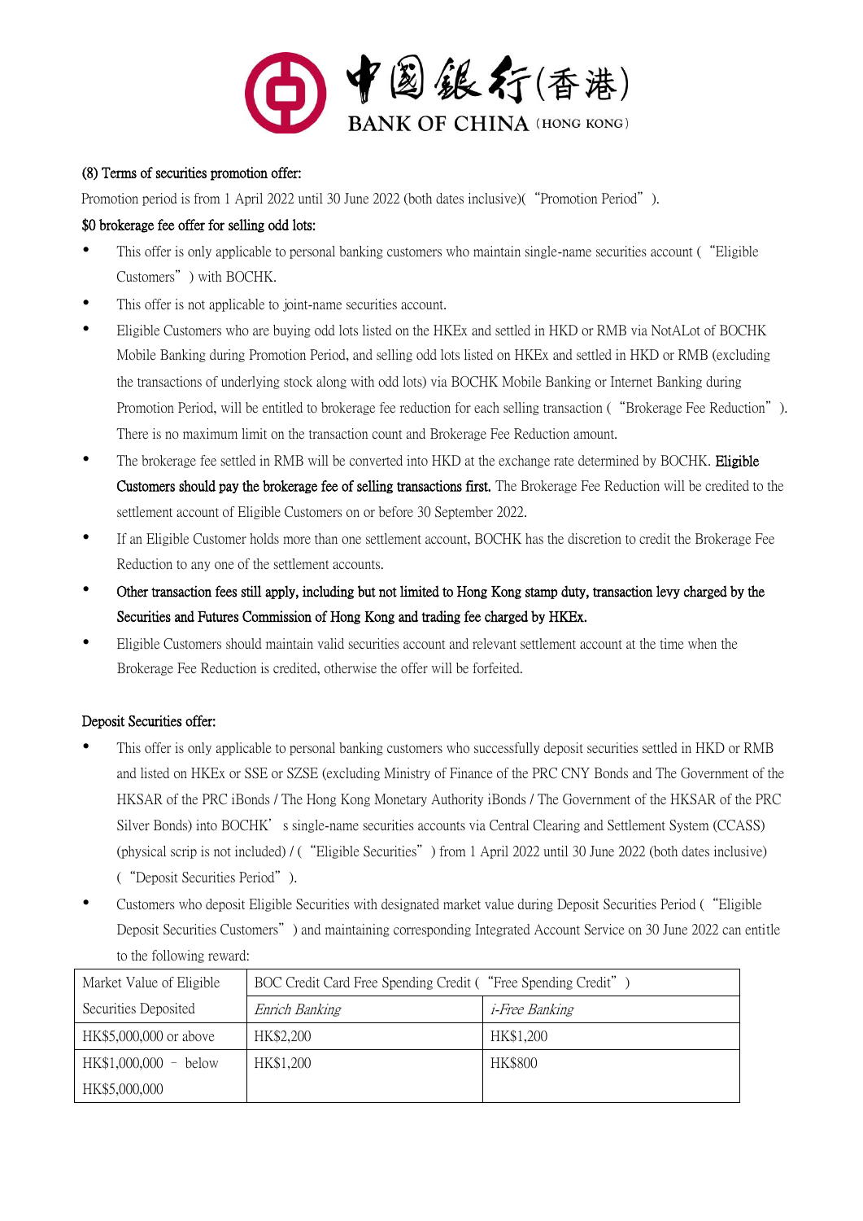(8) Terms of securities promotion offer:

Promotion period is from 1 April 2022 until 30 June 2022 (both dates inclusive)( "Promotion Period" ).

$0 brokerage fee offer for selling odd lots:

- This offer is only applicable to personal banking customers who maintain single-name securities account ( "Eligible Customers" ) with BOCHK.
- This offer is not applicable to joint-name securities account.
- Eligible Customers who are buying odd lots listed on the HKEx and settled in HKD or RMB via NotALot of BOCHK Mobile Banking during Promotion Period, and selling odd lots listed on HKEx and settled in HKD or RMB (excluding the transactions of underlying stock along with odd lots) via BOCHK Mobile Banking or Internet Banking during Promotion Period, will be entitled to brokerage fee reduction for each selling transaction ( "Brokerage Fee Reduction" ). There is no maximum limit on the transaction count and Brokerage Fee Reduction amount.
- The brokerage fee settled in RMB will be converted into HKD at the exchange rate determined by BOCHK. **Eligible Customers should pay the brokerage fee of selling transactions first.** The Brokerage Fee Reduction will be credited to the settlement account of Eligible Customers on or before 30 September 2022.
- If an Eligible Customer holds more than one settlement account, BOCHK has the discretion to credit the Brokerage Fee Reduction to any one of the settlement accounts.
- **Other transaction fees still apply, including but not limited to Hong Kong stamp duty, transaction levy charged by the Securities and Futures Commission of Hong Kong and trading fee charged by HKEx.**
- Eligible Customers should maintain valid securities account and relevant settlement account at the time when the Brokerage Fee Reduction is credited, otherwise the offer will be forfeited.

Deposit Securities offer:

- This offer is only applicable to personal banking customers who successfully deposit securities settled in HKD or RMB and listed on HKEx or SSE or SZSE (excluding Ministry of Finance of the PRC CNY Bonds and The Government of the HKSAR of the PRC iBonds / The Hong Kong Monetary Authority iBonds / The Government of the HKSAR of the PRC Silver Bonds) into BOCHK's single-name securities accounts via Central Clearing and Settlement System (CCASS) (physical scrip is not included) / ( "Eligible Securities" ) from 1 April 2022 until 30 June 2022 (both dates inclusive) ( "Deposit Securities Period" ).
- Customers who deposit Eligible Securities with designated market value during Deposit Securities Period ( "Eligible Deposit Securities Customers" ) and maintaining corresponding Integrated Account Service on 30 June 2022 can entitle to the following reward:

| Market Value of Eligible Securities Deposited | BOC Credit Card Free Spending Credit ( "Free Spending Credit" ) | |
|---|---|---|
| | *Enrich Banking* | *i-Free Banking* |
| HK$5,000,000 or above | HK$2,200 | HK$1,200 |
| HK$1,000,000 – below HK$5,000,000 | HK$1,200 | HK$800 |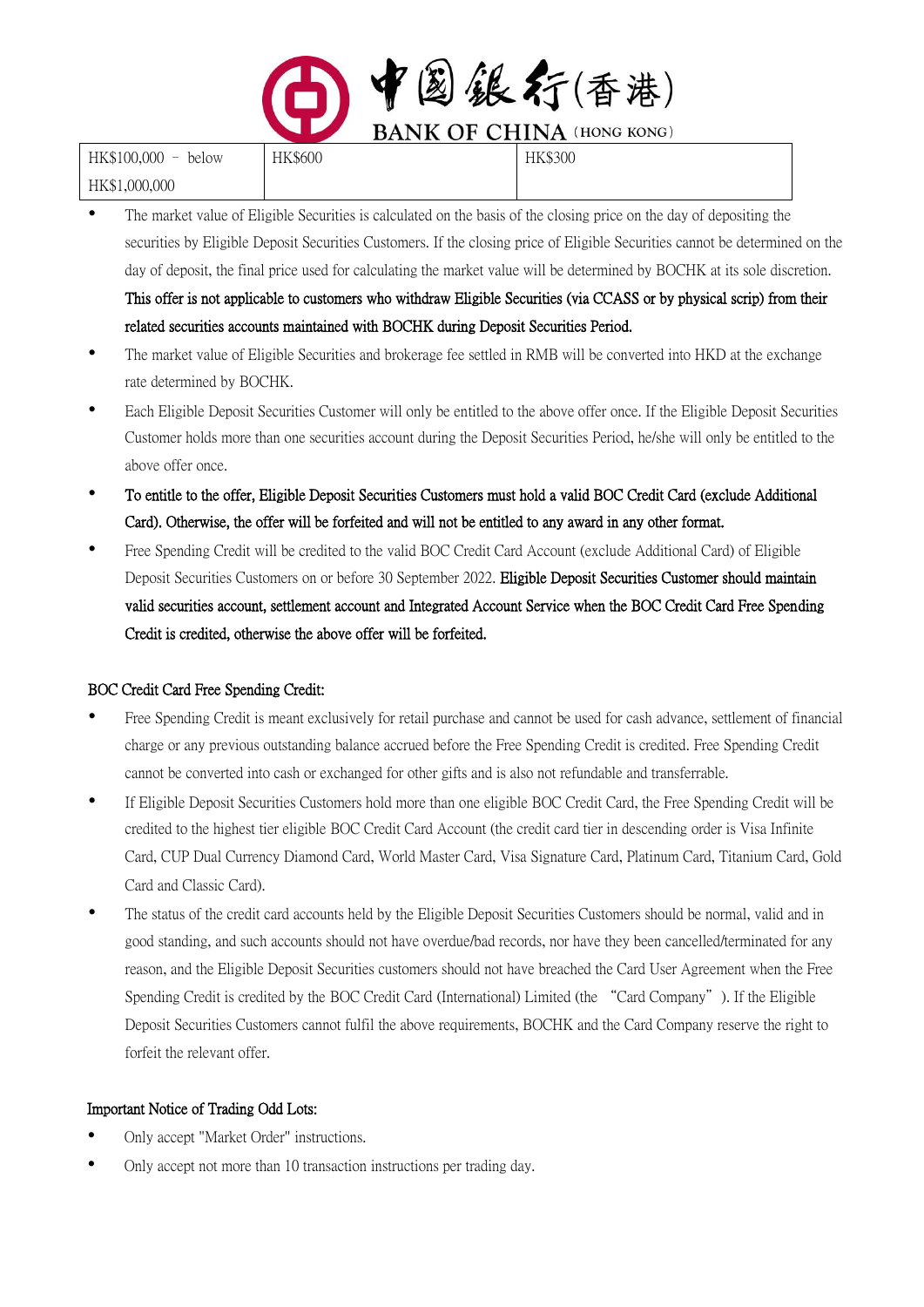| HK$100,000 – below HK$1,000,000 | HK$600 | HK$300 |
|---|---|---|

- The market value of Eligible Securities is calculated on the basis of the closing price on the day of depositing the securities by Eligible Deposit Securities Customers. If the closing price of Eligible Securities cannot be determined on the day of deposit, the final price used for calculating the market value will be determined by BOCHK at its sole discretion. **This offer is not applicable to customers who withdraw Eligible Securities (via CCASS or by physical scrip) from their related securities accounts maintained with BOCHK during Deposit Securities Period.**
- The market value of Eligible Securities and brokerage fee settled in RMB will be converted into HKD at the exchange rate determined by BOCHK.
- Each Eligible Deposit Securities Customer will only be entitled to the above offer once. If the Eligible Deposit Securities Customer holds more than one securities account during the Deposit Securities Period, he/she will only be entitled to the above offer once.
- **To entitle to the offer, Eligible Deposit Securities Customers must hold a valid BOC Credit Card (exclude Additional Card). Otherwise, the offer will be forfeited and will not be entitled to any award in any other format.**
- Free Spending Credit will be credited to the valid BOC Credit Card Account (exclude Additional Card) of Eligible Deposit Securities Customers on or before 30 September 2022. **Eligible Deposit Securities Customer should maintain valid securities account, settlement account and Integrated Account Service when the BOC Credit Card Free Spending Credit is credited, otherwise the above offer will be forfeited.**

BOC Credit Card Free Spending Credit:

- Free Spending Credit is meant exclusively for retail purchase and cannot be used for cash advance, settlement of financial charge or any previous outstanding balance accrued before the Free Spending Credit is credited. Free Spending Credit cannot be converted into cash or exchanged for other gifts and is also not refundable and transferrable.
- If Eligible Deposit Securities Customers hold more than one eligible BOC Credit Card, the Free Spending Credit will be credited to the highest tier eligible BOC Credit Card Account (the credit card tier in descending order is Visa Infinite Card, CUP Dual Currency Diamond Card, World Master Card, Visa Signature Card, Platinum Card, Titanium Card, Gold Card and Classic Card).
- The status of the credit card accounts held by the Eligible Deposit Securities Customers should be normal, valid and in good standing, and such accounts should not have overdue/bad records, nor have they been cancelled/terminated for any reason, and the Eligible Deposit Securities customers should not have breached the Card User Agreement when the Free Spending Credit is credited by the BOC Credit Card (International) Limited (the "Card Company"). If the Eligible Deposit Securities Customers cannot fulfil the above requirements, BOCHK and the Card Company reserve the right to forfeit the relevant offer.

Important Notice of Trading Odd Lots:

- Only accept "Market Order" instructions.
- Only accept not more than 10 transaction instructions per trading day.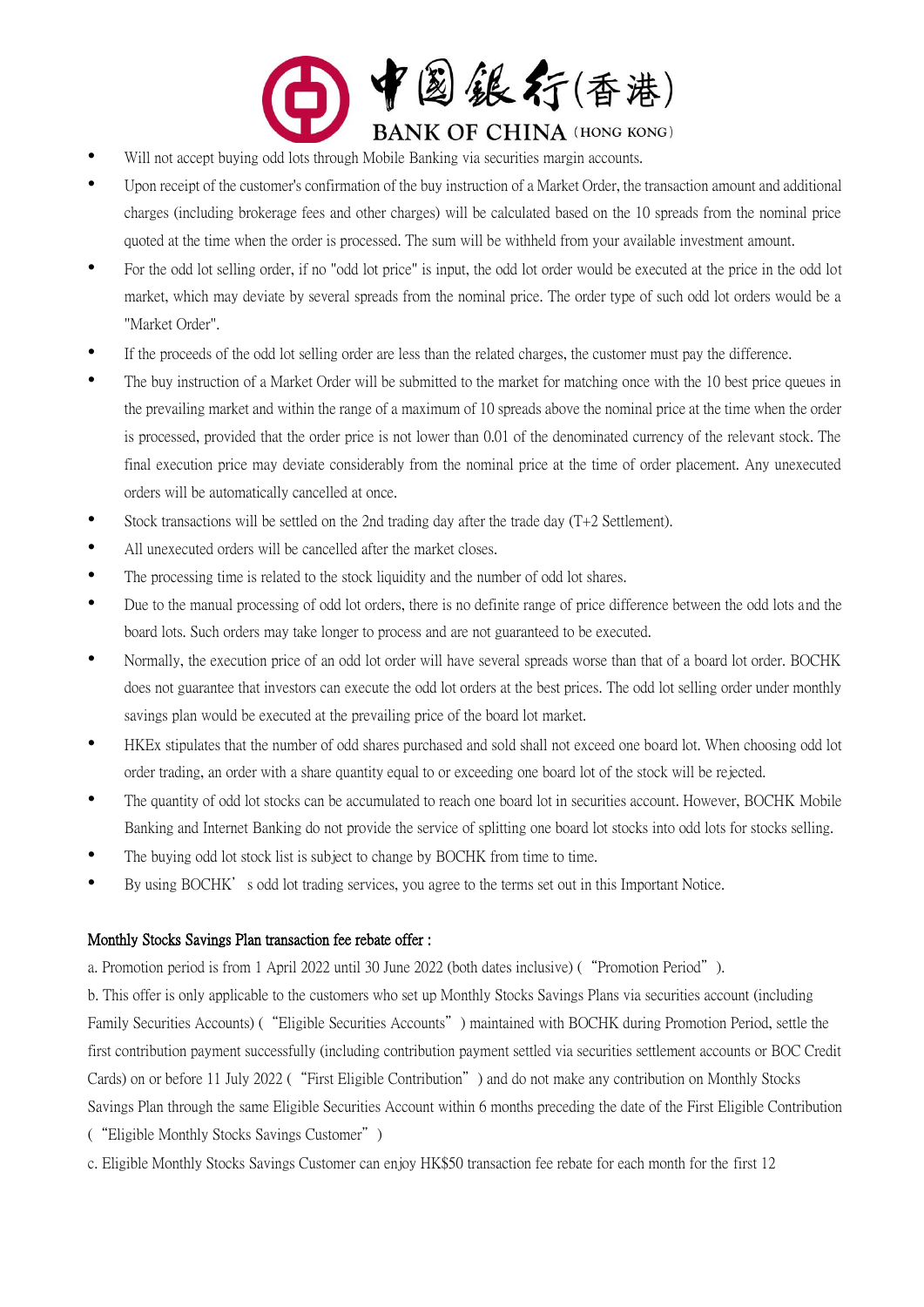- Will not accept buying odd lots through Mobile Banking via securities margin accounts.
- Upon receipt of the customer's confirmation of the buy instruction of a Market Order, the transaction amount and additional charges (including brokerage fees and other charges) will be calculated based on the 10 spreads from the nominal price quoted at the time when the order is processed. The sum will be withheld from your available investment amount.
- For the odd lot selling order, if no "odd lot price" is input, the odd lot order would be executed at the price in the odd lot market, which may deviate by several spreads from the nominal price. The order type of such odd lot orders would be a "Market Order".
- If the proceeds of the odd lot selling order are less than the related charges, the customer must pay the difference.
- The buy instruction of a Market Order will be submitted to the market for matching once with the 10 best price queues in the prevailing market and within the range of a maximum of 10 spreads above the nominal price at the time when the order is processed, provided that the order price is not lower than 0.01 of the denominated currency of the relevant stock. The final execution price may deviate considerably from the nominal price at the time of order placement. Any unexecuted orders will be automatically cancelled at once.
- Stock transactions will be settled on the 2nd trading day after the trade day (T+2 Settlement).
- All unexecuted orders will be cancelled after the market closes.
- The processing time is related to the stock liquidity and the number of odd lot shares.
- Due to the manual processing of odd lot orders, there is no definite range of price difference between the odd lots and the board lots. Such orders may take longer to process and are not guaranteed to be executed.
- Normally, the execution price of an odd lot order will have several spreads worse than that of a board lot order. BOCHK does not guarantee that investors can execute the odd lot orders at the best prices. The odd lot selling order under monthly savings plan would be executed at the prevailing price of the board lot market.
- HKEx stipulates that the number of odd shares purchased and sold shall not exceed one board lot. When choosing odd lot order trading, an order with a share quantity equal to or exceeding one board lot of the stock will be rejected.
- The quantity of odd lot stocks can be accumulated to reach one board lot in securities account. However, BOCHK Mobile Banking and Internet Banking do not provide the service of splitting one board lot stocks into odd lots for stocks selling.
- The buying odd lot stock list is subject to change by BOCHK from time to time.
- By using BOCHK's odd lot trading services, you agree to the terms set out in this Important Notice.

Monthly Stocks Savings Plan transaction fee rebate offer :

a. Promotion period is from 1 April 2022 until 30 June 2022 (both dates inclusive) ("Promotion Period").

b. This offer is only applicable to the customers who set up Monthly Stocks Savings Plans via securities account (including Family Securities Accounts) ("Eligible Securities Accounts") maintained with BOCHK during Promotion Period, settle the first contribution payment successfully (including contribution payment settled via securities settlement accounts or BOC Credit Cards) on or before 11 July 2022 ("First Eligible Contribution") and do not make any contribution on Monthly Stocks Savings Plan through the same Eligible Securities Account within 6 months preceding the date of the First Eligible Contribution ("Eligible Monthly Stocks Savings Customer")

c. Eligible Monthly Stocks Savings Customer can enjoy HK$50 transaction fee rebate for each month for the first 12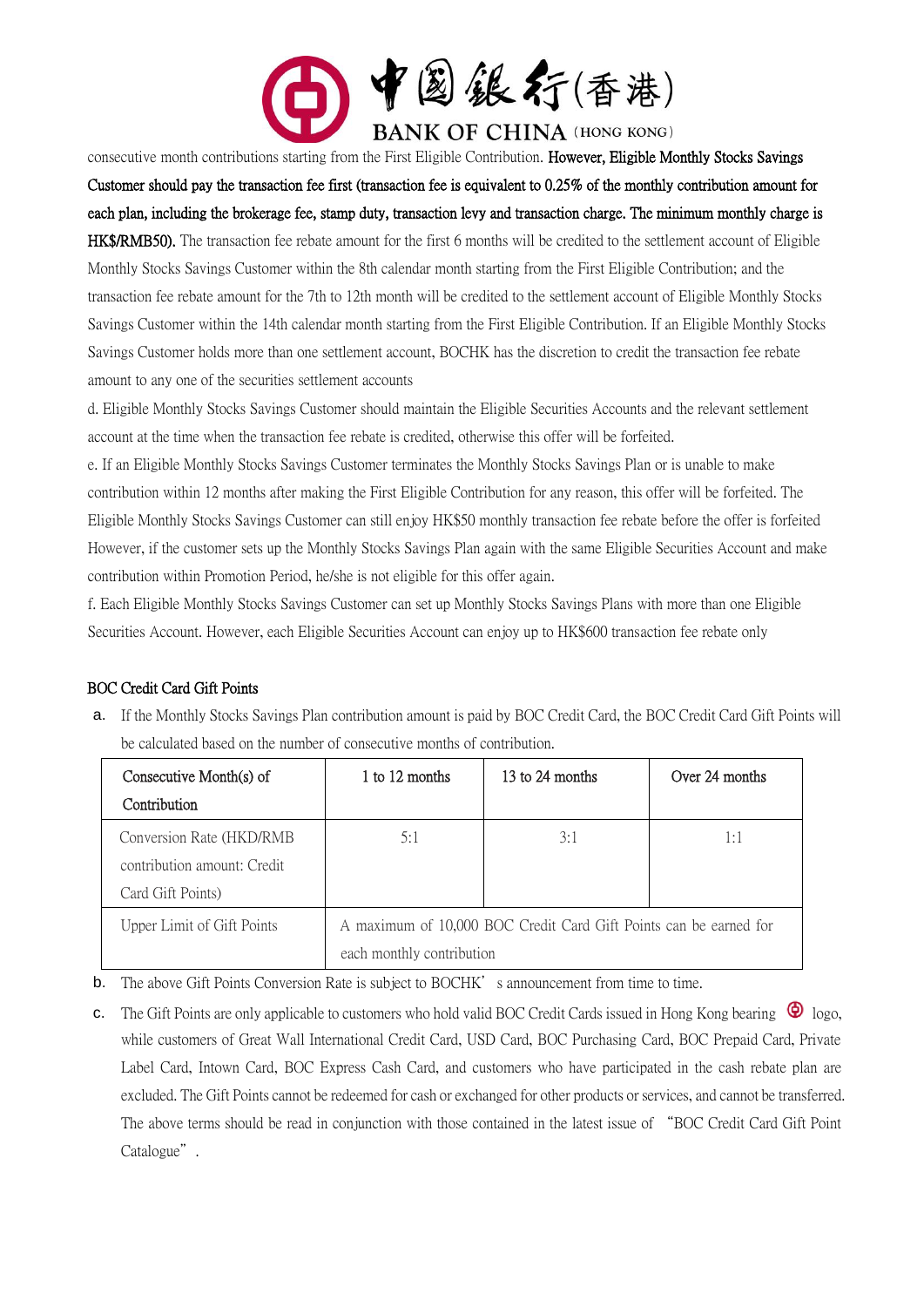consecutive month contributions starting from the First Eligible Contribution. **However, Eligible Monthly Stocks Savings Customer should pay the transaction fee first (transaction fee is equivalent to 0.25% of the monthly contribution amount for each plan, including the brokerage fee, stamp duty, transaction levy and transaction charge. The minimum monthly charge is HK$/RMB50).** The transaction fee rebate amount for the first 6 months will be credited to the settlement account of Eligible Monthly Stocks Savings Customer within the 8th calendar month starting from the First Eligible Contribution; and the transaction fee rebate amount for the 7th to 12th month will be credited to the settlement account of Eligible Monthly Stocks Savings Customer within the 14th calendar month starting from the First Eligible Contribution. If an Eligible Monthly Stocks Savings Customer holds more than one settlement account, BOCHK has the discretion to credit the transaction fee rebate amount to any one of the securities settlement accounts

d. Eligible Monthly Stocks Savings Customer should maintain the Eligible Securities Accounts and the relevant settlement account at the time when the transaction fee rebate is credited, otherwise this offer will be forfeited.

e. If an Eligible Monthly Stocks Savings Customer terminates the Monthly Stocks Savings Plan or is unable to make contribution within 12 months after making the First Eligible Contribution for any reason, this offer will be forfeited. The Eligible Monthly Stocks Savings Customer can still enjoy HK$50 monthly transaction fee rebate before the offer is forfeited However, if the customer sets up the Monthly Stocks Savings Plan again with the same Eligible Securities Account and make contribution within Promotion Period, he/she is not eligible for this offer again.

f. Each Eligible Monthly Stocks Savings Customer can set up Monthly Stocks Savings Plans with more than one Eligible Securities Account. However, each Eligible Securities Account can enjoy up to HK$600 transaction fee rebate only

BOC Credit Card Gift Points

a. If the Monthly Stocks Savings Plan contribution amount is paid by BOC Credit Card, the BOC Credit Card Gift Points will be calculated based on the number of consecutive months of contribution.

| Consecutive Month(s) of Contribution | 1 to 12 months | 13 to 24 months | Over 24 months |
|---|---|---|---|
| Conversion Rate (HKD/RMB contribution amount: Credit Card Gift Points) | 5:1 | 3:1 | 1:1 |
| Upper Limit of Gift Points | A maximum of 10,000 BOC Credit Card Gift Points can be earned for each monthly contribution | | |

b. The above Gift Points Conversion Rate is subject to BOCHK's announcement from time to time.

c. The Gift Points are only applicable to customers who hold valid BOC Credit Cards issued in Hong Kong bearing logo, while customers of Great Wall International Credit Card, USD Card, BOC Purchasing Card, BOC Prepaid Card, Private Label Card, Intown Card, BOC Express Cash Card, and customers who have participated in the cash rebate plan are excluded. The Gift Points cannot be redeemed for cash or exchanged for other products or services, and cannot be transferred. The above terms should be read in conjunction with those contained in the latest issue of "BOC Credit Card Gift Point Catalogue".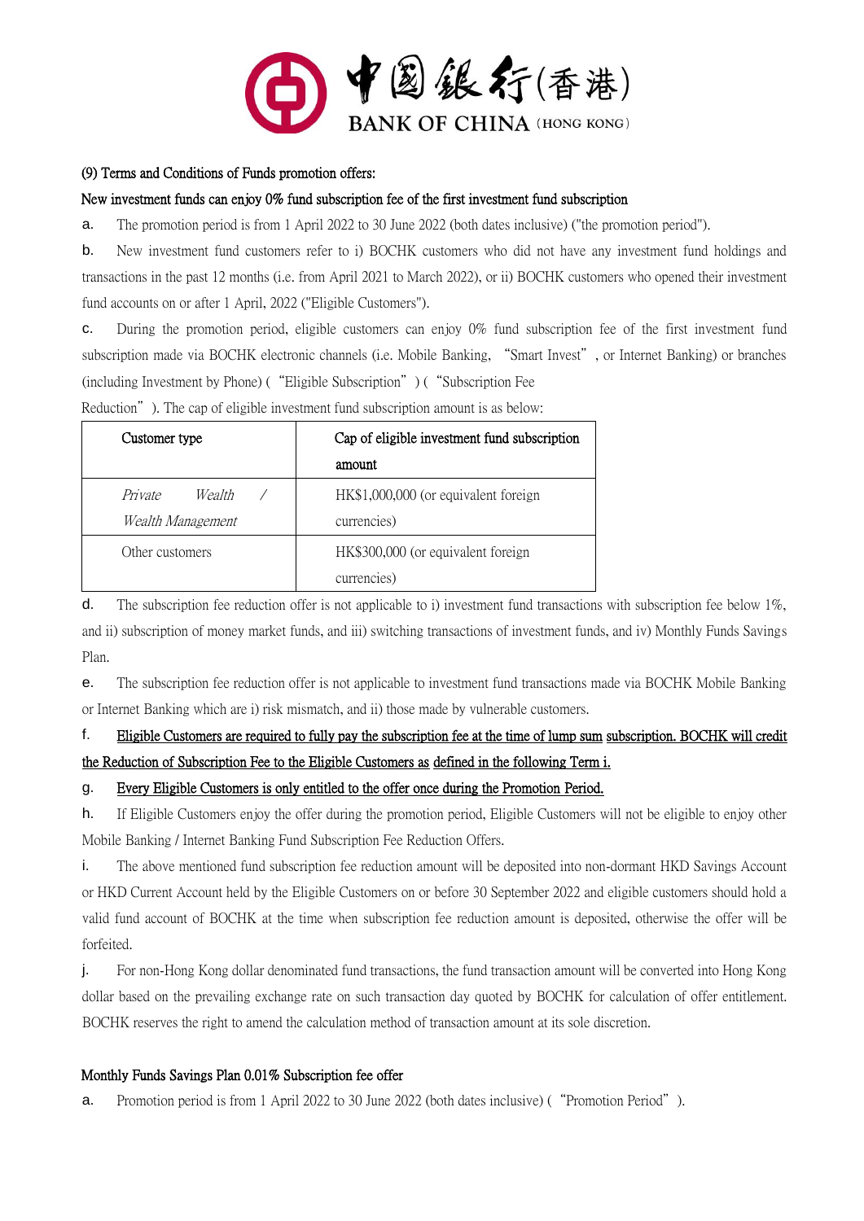(9) Terms and Conditions of Funds promotion offers:

New investment funds can enjoy 0% fund subscription fee of the first investment fund subscription

a. The promotion period is from 1 April 2022 to 30 June 2022 (both dates inclusive) ("the promotion period").

b. New investment fund customers refer to i) BOCHK customers who did not have any investment fund holdings and transactions in the past 12 months (i.e. from April 2021 to March 2022), or ii) BOCHK customers who opened their investment fund accounts on or after 1 April, 2022 ("Eligible Customers").

c. During the promotion period, eligible customers can enjoy 0% fund subscription fee of the first investment fund subscription made via BOCHK electronic channels (i.e. Mobile Banking, "Smart Invest", or Internet Banking) or branches (including Investment by Phone) ("Eligible Subscription") ("Subscription Fee Reduction"). The cap of eligible investment fund subscription amount is as below:

| Customer type | Cap of eligible investment fund subscription amount |
|---|---|
| *Private Wealth / Wealth Management* | HK$1,000,000 (or equivalent foreign currencies) |
| Other customers | HK$300,000 (or equivalent foreign currencies) |

d. The subscription fee reduction offer is not applicable to i) investment fund transactions with subscription fee below 1%, and ii) subscription of money market funds, and iii) switching transactions of investment funds, and iv) Monthly Funds Savings Plan.

e. The subscription fee reduction offer is not applicable to investment fund transactions made via BOCHK Mobile Banking or Internet Banking which are i) risk mismatch, and ii) those made by vulnerable customers.

f. <u>Eligible Customers are required to fully pay the subscription fee at the time of lump sum subscription. BOCHK will credit the Reduction of Subscription Fee to the Eligible Customers as defined in the following Term i.</u>

g. <u>Every Eligible Customers is only entitled to the offer once during the Promotion Period.</u>

h. If Eligible Customers enjoy the offer during the promotion period, Eligible Customers will not be eligible to enjoy other Mobile Banking / Internet Banking Fund Subscription Fee Reduction Offers.

i. The above mentioned fund subscription fee reduction amount will be deposited into non-dormant HKD Savings Account or HKD Current Account held by the Eligible Customers on or before 30 September 2022 and eligible customers should hold a valid fund account of BOCHK at the time when subscription fee reduction amount is deposited, otherwise the offer will be forfeited.

j. For non-Hong Kong dollar denominated fund transactions, the fund transaction amount will be converted into Hong Kong dollar based on the prevailing exchange rate on such transaction day quoted by BOCHK for calculation of offer entitlement. BOCHK reserves the right to amend the calculation method of transaction amount at its sole discretion.

Monthly Funds Savings Plan 0.01% Subscription fee offer

a. Promotion period is from 1 April 2022 to 30 June 2022 (both dates inclusive) ("Promotion Period").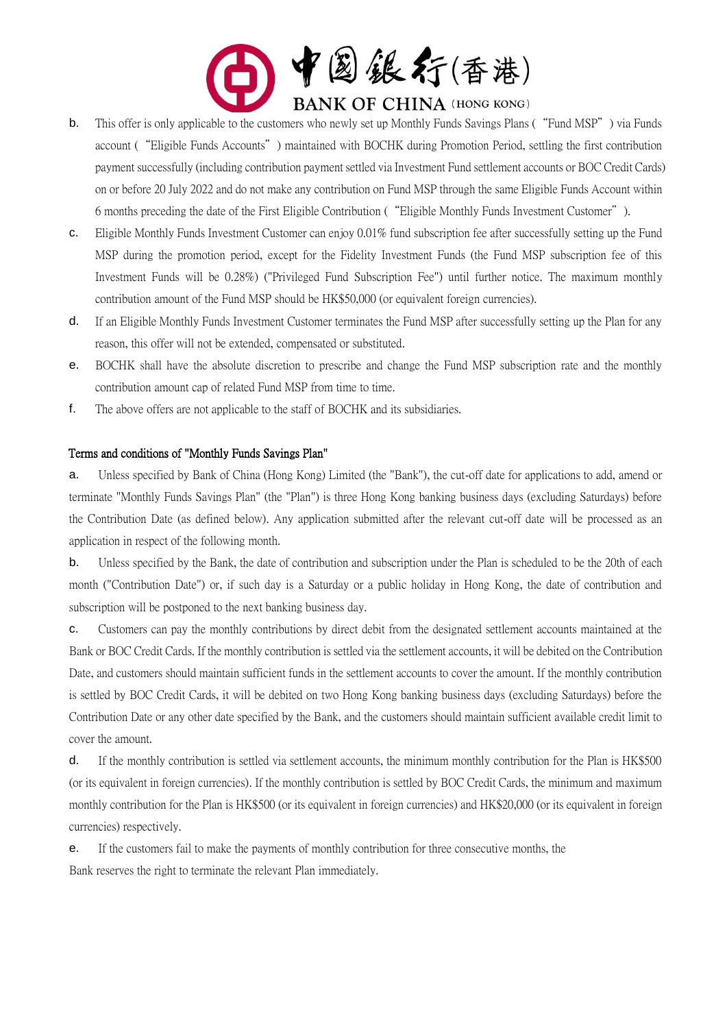b. This offer is only applicable to the customers who newly set up Monthly Funds Savings Plans ( "Fund MSP" ) via Funds account ( "Eligible Funds Accounts" ) maintained with BOCHK during Promotion Period, settling the first contribution payment successfully (including contribution payment settled via Investment Fund settlement accounts or BOC Credit Cards) on or before 20 July 2022 and do not make any contribution on Fund MSP through the same Eligible Funds Account within 6 months preceding the date of the First Eligible Contribution ( "Eligible Monthly Funds Investment Customer" ).

c. Eligible Monthly Funds Investment Customer can enjoy 0.01% fund subscription fee after successfully setting up the Fund MSP during the promotion period, except for the Fidelity Investment Funds (the Fund MSP subscription fee of this Investment Funds will be 0.28%) ("Privileged Fund Subscription Fee") until further notice. The maximum monthly contribution amount of the Fund MSP should be HK$50,000 (or equivalent foreign currencies).

d. If an Eligible Monthly Funds Investment Customer terminates the Fund MSP after successfully setting up the Plan for any reason, this offer will not be extended, compensated or substituted.

e. BOCHK shall have the absolute discretion to prescribe and change the Fund MSP subscription rate and the monthly contribution amount cap of related Fund MSP from time to time.

f. The above offers are not applicable to the staff of BOCHK and its subsidiaries.

**Terms and conditions of "Monthly Funds Savings Plan"**

a. Unless specified by Bank of China (Hong Kong) Limited (the "Bank"), the cut-off date for applications to add, amend or terminate "Monthly Funds Savings Plan" (the "Plan") is three Hong Kong banking business days (excluding Saturdays) before the Contribution Date (as defined below). Any application submitted after the relevant cut-off date will be processed as an application in respect of the following month.

b. Unless specified by the Bank, the date of contribution and subscription under the Plan is scheduled to be the 20th of each month ("Contribution Date") or, if such day is a Saturday or a public holiday in Hong Kong, the date of contribution and subscription will be postponed to the next banking business day.

c. Customers can pay the monthly contributions by direct debit from the designated settlement accounts maintained at the Bank or BOC Credit Cards. If the monthly contribution is settled via the settlement accounts, it will be debited on the Contribution Date, and customers should maintain sufficient funds in the settlement accounts to cover the amount. If the monthly contribution is settled by BOC Credit Cards, it will be debited on two Hong Kong banking business days (excluding Saturdays) before the Contribution Date or any other date specified by the Bank, and the customers should maintain sufficient available credit limit to cover the amount.

d. If the monthly contribution is settled via settlement accounts, the minimum monthly contribution for the Plan is HK$500 (or its equivalent in foreign currencies). If the monthly contribution is settled by BOC Credit Cards, the minimum and maximum monthly contribution for the Plan is HK$500 (or its equivalent in foreign currencies) and HK$20,000 (or its equivalent in foreign currencies) respectively.

e. If the customers fail to make the payments of monthly contribution for three consecutive months, the Bank reserves the right to terminate the relevant Plan immediately.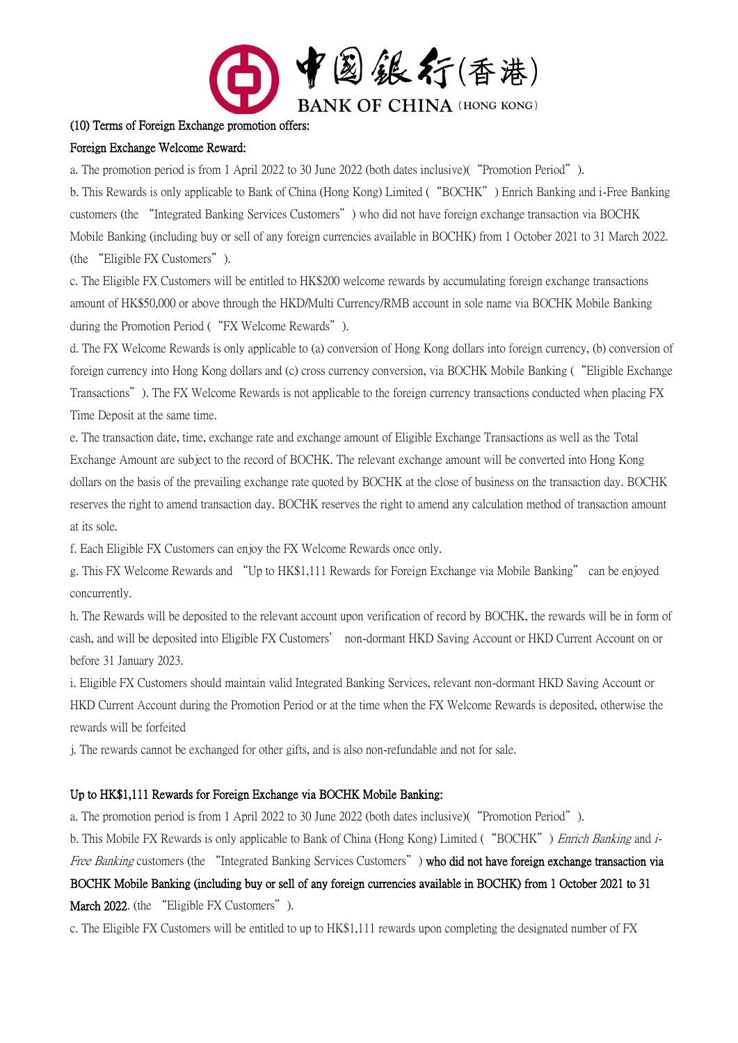**(10) Terms of Foreign Exchange promotion offers:**

**Foreign Exchange Welcome Reward:**

a. The promotion period is from 1 April 2022 to 30 June 2022 (both dates inclusive)(“Promotion Period”).

b. This Rewards is only applicable to Bank of China (Hong Kong) Limited (“BOCHK”) Enrich Banking and i-Free Banking customers (the “Integrated Banking Services Customers”) who did not have foreign exchange transaction via BOCHK Mobile Banking (including buy or sell of any foreign currencies available in BOCHK) from 1 October 2021 to 31 March 2022. (the “Eligible FX Customers”).

c. The Eligible FX Customers will be entitled to HK$200 welcome rewards by accumulating foreign exchange transactions amount of HK$50,000 or above through the HKD/Multi Currency/RMB account in sole name via BOCHK Mobile Banking during the Promotion Period (“FX Welcome Rewards”).

d. The FX Welcome Rewards is only applicable to (a) conversion of Hong Kong dollars into foreign currency, (b) conversion of foreign currency into Hong Kong dollars and (c) cross currency conversion, via BOCHK Mobile Banking (“Eligible Exchange Transactions”). The FX Welcome Rewards is not applicable to the foreign currency transactions conducted when placing FX Time Deposit at the same time.

e. The transaction date, time, exchange rate and exchange amount of Eligible Exchange Transactions as well as the Total Exchange Amount are subject to the record of BOCHK. The relevant exchange amount will be converted into Hong Kong dollars on the basis of the prevailing exchange rate quoted by BOCHK at the close of business on the transaction day. BOCHK reserves the right to amend transaction day. BOCHK reserves the right to amend any calculation method of transaction amount at its sole.

f. Each Eligible FX Customers can enjoy the FX Welcome Rewards once only.

g. This FX Welcome Rewards and “Up to HK$1,111 Rewards for Foreign Exchange via Mobile Banking” can be enjoyed concurrently.

h. The Rewards will be deposited to the relevant account upon verification of record by BOCHK, the rewards will be in form of cash, and will be deposited into Eligible FX Customers’ non-dormant HKD Saving Account or HKD Current Account on or before 31 January 2023.

i. Eligible FX Customers should maintain valid Integrated Banking Services, relevant non-dormant HKD Saving Account or HKD Current Account during the Promotion Period or at the time when the FX Welcome Rewards is deposited, otherwise the rewards will be forfeited

j. The rewards cannot be exchanged for other gifts, and is also non-refundable and not for sale.

**Up to HK$1,111 Rewards for Foreign Exchange via BOCHK Mobile Banking:**

a. The promotion period is from 1 April 2022 to 30 June 2022 (both dates inclusive)(“Promotion Period”).

b. This Mobile FX Rewards is only applicable to Bank of China (Hong Kong) Limited (“BOCHK”) *Enrich Banking* and *i-Free Banking* customers (the “Integrated Banking Services Customers”) **who did not have foreign exchange transaction via BOCHK Mobile Banking (including buy or sell of any foreign currencies available in BOCHK) from 1 October 2021 to 31 March 2022**. (the “Eligible FX Customers”).

c. The Eligible FX Customers will be entitled to up to HK$1,111 rewards upon completing the designated number of FX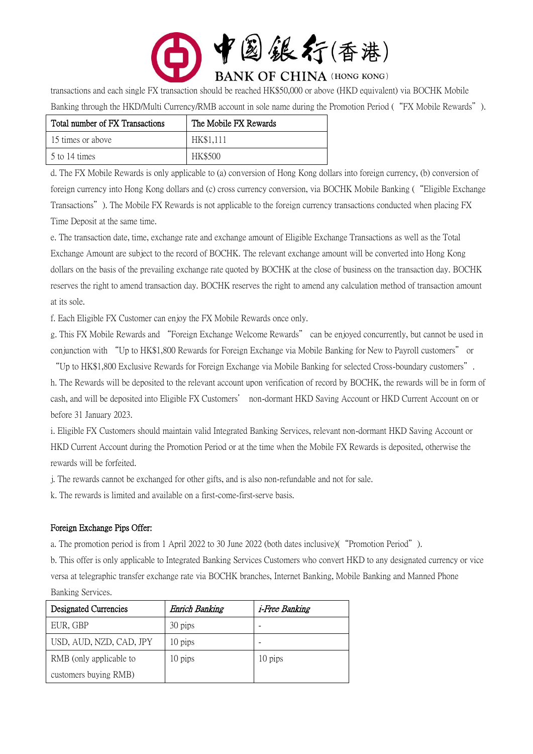transactions and each single FX transaction should be reached HK$50,000 or above (HKD equivalent) via BOCHK Mobile Banking through the HKD/Multi Currency/RMB account in sole name during the Promotion Period ("FX Mobile Rewards").

| Total number of FX Transactions | The Mobile FX Rewards |
| --- | --- |
| 15 times or above | HK$1,111 |
| 5 to 14 times | HK$500 |

d. The FX Mobile Rewards is only applicable to (a) conversion of Hong Kong dollars into foreign currency, (b) conversion of foreign currency into Hong Kong dollars and (c) cross currency conversion, via BOCHK Mobile Banking ("Eligible Exchange Transactions"). The Mobile FX Rewards is not applicable to the foreign currency transactions conducted when placing FX Time Deposit at the same time.

e. The transaction date, time, exchange rate and exchange amount of Eligible Exchange Transactions as well as the Total Exchange Amount are subject to the record of BOCHK. The relevant exchange amount will be converted into Hong Kong dollars on the basis of the prevailing exchange rate quoted by BOCHK at the close of business on the transaction day. BOCHK reserves the right to amend transaction day. BOCHK reserves the right to amend any calculation method of transaction amount at its sole.

f. Each Eligible FX Customer can enjoy the FX Mobile Rewards once only.

g. This FX Mobile Rewards and "Foreign Exchange Welcome Rewards" can be enjoyed concurrently, but cannot be used in conjunction with "Up to HK$1,800 Rewards for Foreign Exchange via Mobile Banking for New to Payroll customers" or "Up to HK$1,800 Exclusive Rewards for Foreign Exchange via Mobile Banking for selected Cross-boundary customers".

h. The Rewards will be deposited to the relevant account upon verification of record by BOCHK, the rewards will be in form of cash, and will be deposited into Eligible FX Customers' non-dormant HKD Saving Account or HKD Current Account on or before 31 January 2023.

i. Eligible FX Customers should maintain valid Integrated Banking Services, relevant non-dormant HKD Saving Account or HKD Current Account during the Promotion Period or at the time when the Mobile FX Rewards is deposited, otherwise the rewards will be forfeited.

j. The rewards cannot be exchanged for other gifts, and is also non-refundable and not for sale.

k. The rewards is limited and available on a first-come-first-serve basis.

**Foreign Exchange Pips Offer:**

a. The promotion period is from 1 April 2022 to 30 June 2022 (both dates inclusive)("Promotion Period").

b. This offer is only applicable to Integrated Banking Services Customers who convert HKD to any designated currency or vice versa at telegraphic transfer exchange rate via BOCHK branches, Internet Banking, Mobile Banking and Manned Phone Banking Services.

| Designated Currencies | *Enrich Banking* | *i-Free Banking* |
| --- | --- | --- |
| EUR, GBP | 30 pips | - |
| USD, AUD, NZD, CAD, JPY | 10 pips | - |
| RMB (only applicable to customers buying RMB) | 10 pips | 10 pips |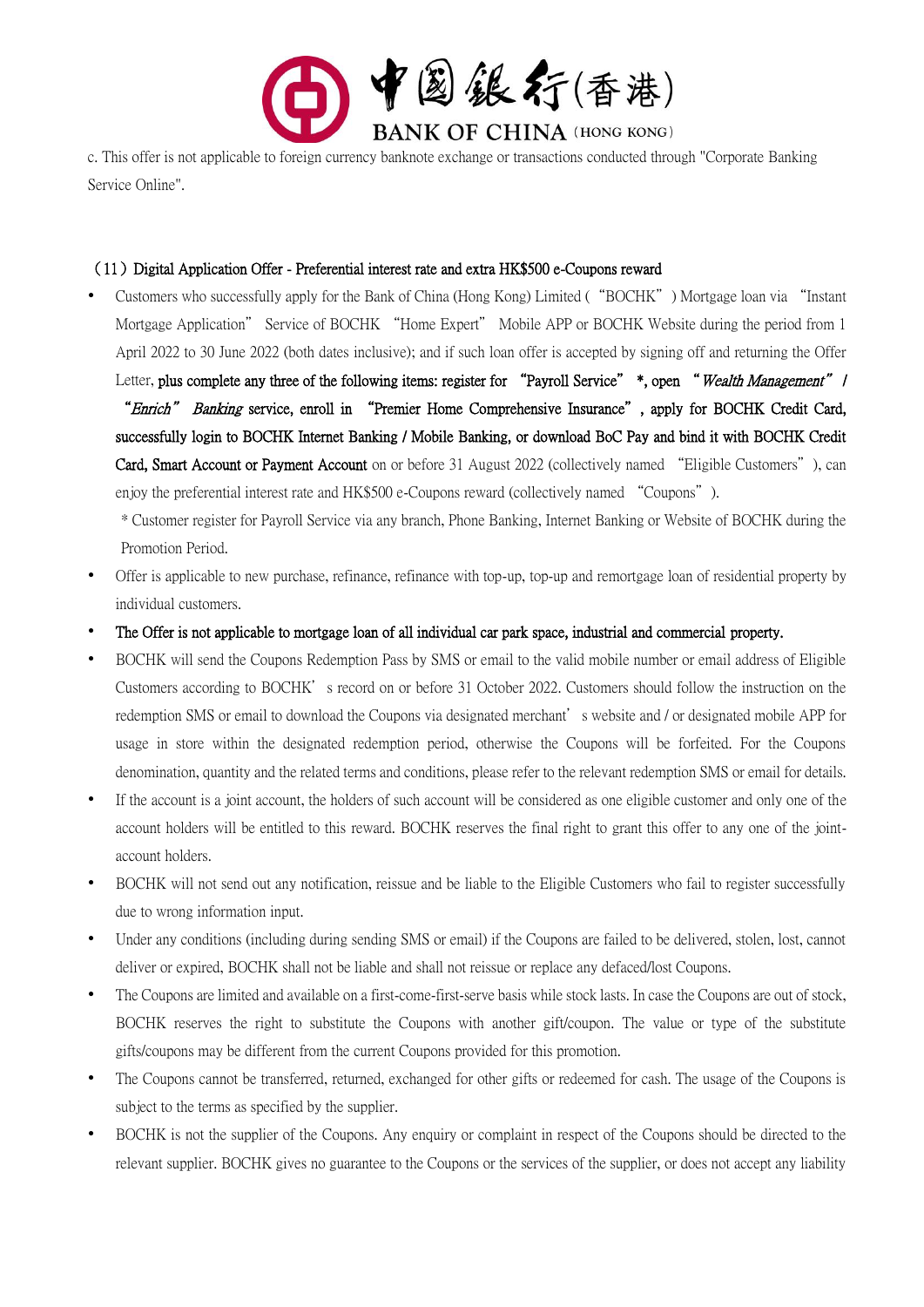c. This offer is not applicable to foreign currency banknote exchange or transactions conducted through "Corporate Banking Service Online".

**（11）Digital Application Offer - Preferential interest rate and extra HK$500 e-Coupons reward**

- Customers who successfully apply for the Bank of China (Hong Kong) Limited (“BOCHK”) Mortgage loan via “Instant Mortgage Application” Service of BOCHK “Home Expert” Mobile APP or BOCHK Website during the period from 1 April 2022 to 30 June 2022 (both dates inclusive); and if such loan offer is accepted by signing off and returning the Offer Letter, **plus complete any three of the following items: register for “Payroll Service” \*, open “*Wealth Management*” / “*Enrich*” *Banking* service, enroll in “Premier Home Comprehensive Insurance”, apply for BOCHK Credit Card, successfully login to BOCHK Internet Banking / Mobile Banking, or download BoC Pay and bind it with BOCHK Credit Card, Smart Account or Payment Account** on or before 31 August 2022 (collectively named “Eligible Customers”), can enjoy the preferential interest rate and HK$500 e-Coupons reward (collectively named “Coupons”).

  \* Customer register for Payroll Service via any branch, Phone Banking, Internet Banking or Website of BOCHK during the Promotion Period.
- Offer is applicable to new purchase, refinance, refinance with top-up, top-up and remortgage loan of residential property by individual customers.
- **The Offer is not applicable to mortgage loan of all individual car park space, industrial and commercial property.**
- BOCHK will send the Coupons Redemption Pass by SMS or email to the valid mobile number or email address of Eligible Customers according to BOCHK’s record on or before 31 October 2022. Customers should follow the instruction on the redemption SMS or email to download the Coupons via designated merchant’s website and / or designated mobile APP for usage in store within the designated redemption period, otherwise the Coupons will be forfeited. For the Coupons denomination, quantity and the related terms and conditions, please refer to the relevant redemption SMS or email for details.
- If the account is a joint account, the holders of such account will be considered as one eligible customer and only one of the account holders will be entitled to this reward. BOCHK reserves the final right to grant this offer to any one of the joint-account holders.
- BOCHK will not send out any notification, reissue and be liable to the Eligible Customers who fail to register successfully due to wrong information input.
- Under any conditions (including during sending SMS or email) if the Coupons are failed to be delivered, stolen, lost, cannot deliver or expired, BOCHK shall not be liable and shall not reissue or replace any defaced/lost Coupons.
- The Coupons are limited and available on a first-come-first-serve basis while stock lasts. In case the Coupons are out of stock, BOCHK reserves the right to substitute the Coupons with another gift/coupon. The value or type of the substitute gifts/coupons may be different from the current Coupons provided for this promotion.
- The Coupons cannot be transferred, returned, exchanged for other gifts or redeemed for cash. The usage of the Coupons is subject to the terms as specified by the supplier.
- BOCHK is not the supplier of the Coupons. Any enquiry or complaint in respect of the Coupons should be directed to the relevant supplier. BOCHK gives no guarantee to the Coupons or the services of the supplier, or does not accept any liability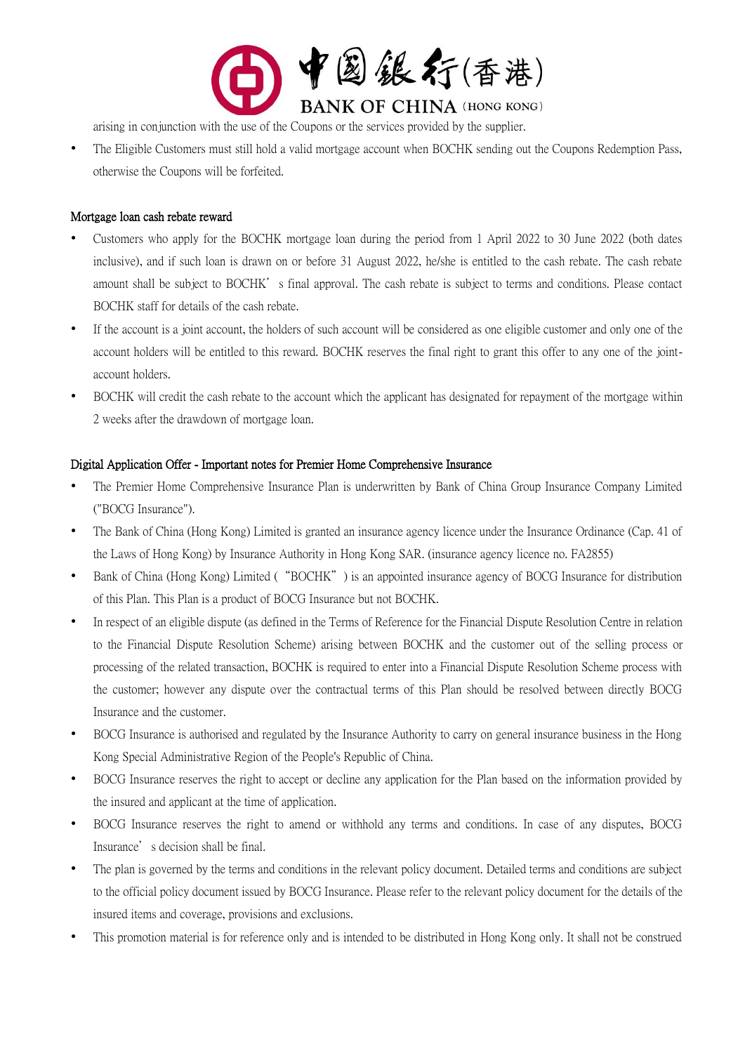arising in conjunction with the use of the Coupons or the services provided by the supplier.

- The Eligible Customers must still hold a valid mortgage account when BOCHK sending out the Coupons Redemption Pass, otherwise the Coupons will be forfeited.

Mortgage loan cash rebate reward

- Customers who apply for the BOCHK mortgage loan during the period from 1 April 2022 to 30 June 2022 (both dates inclusive), and if such loan is drawn on or before 31 August 2022, he/she is entitled to the cash rebate. The cash rebate amount shall be subject to BOCHK's final approval. The cash rebate is subject to terms and conditions. Please contact BOCHK staff for details of the cash rebate.
- If the account is a joint account, the holders of such account will be considered as one eligible customer and only one of the account holders will be entitled to this reward. BOCHK reserves the final right to grant this offer to any one of the joint-account holders.
- BOCHK will credit the cash rebate to the account which the applicant has designated for repayment of the mortgage within 2 weeks after the drawdown of mortgage loan.

Digital Application Offer - Important notes for Premier Home Comprehensive Insurance

- The Premier Home Comprehensive Insurance Plan is underwritten by Bank of China Group Insurance Company Limited ("BOCG Insurance").
- The Bank of China (Hong Kong) Limited is granted an insurance agency licence under the Insurance Ordinance (Cap. 41 of the Laws of Hong Kong) by Insurance Authority in Hong Kong SAR. (insurance agency licence no. FA2855)
- Bank of China (Hong Kong) Limited ("BOCHK") is an appointed insurance agency of BOCG Insurance for distribution of this Plan. This Plan is a product of BOCG Insurance but not BOCHK.
- In respect of an eligible dispute (as defined in the Terms of Reference for the Financial Dispute Resolution Centre in relation to the Financial Dispute Resolution Scheme) arising between BOCHK and the customer out of the selling process or processing of the related transaction, BOCHK is required to enter into a Financial Dispute Resolution Scheme process with the customer; however any dispute over the contractual terms of this Plan should be resolved between directly BOCG Insurance and the customer.
- BOCG Insurance is authorised and regulated by the Insurance Authority to carry on general insurance business in the Hong Kong Special Administrative Region of the People's Republic of China.
- BOCG Insurance reserves the right to accept or decline any application for the Plan based on the information provided by the insured and applicant at the time of application.
- BOCG Insurance reserves the right to amend or withhold any terms and conditions. In case of any disputes, BOCG Insurance's decision shall be final.
- The plan is governed by the terms and conditions in the relevant policy document. Detailed terms and conditions are subject to the official policy document issued by BOCG Insurance. Please refer to the relevant policy document for the details of the insured items and coverage, provisions and exclusions.
- This promotion material is for reference only and is intended to be distributed in Hong Kong only. It shall not be construed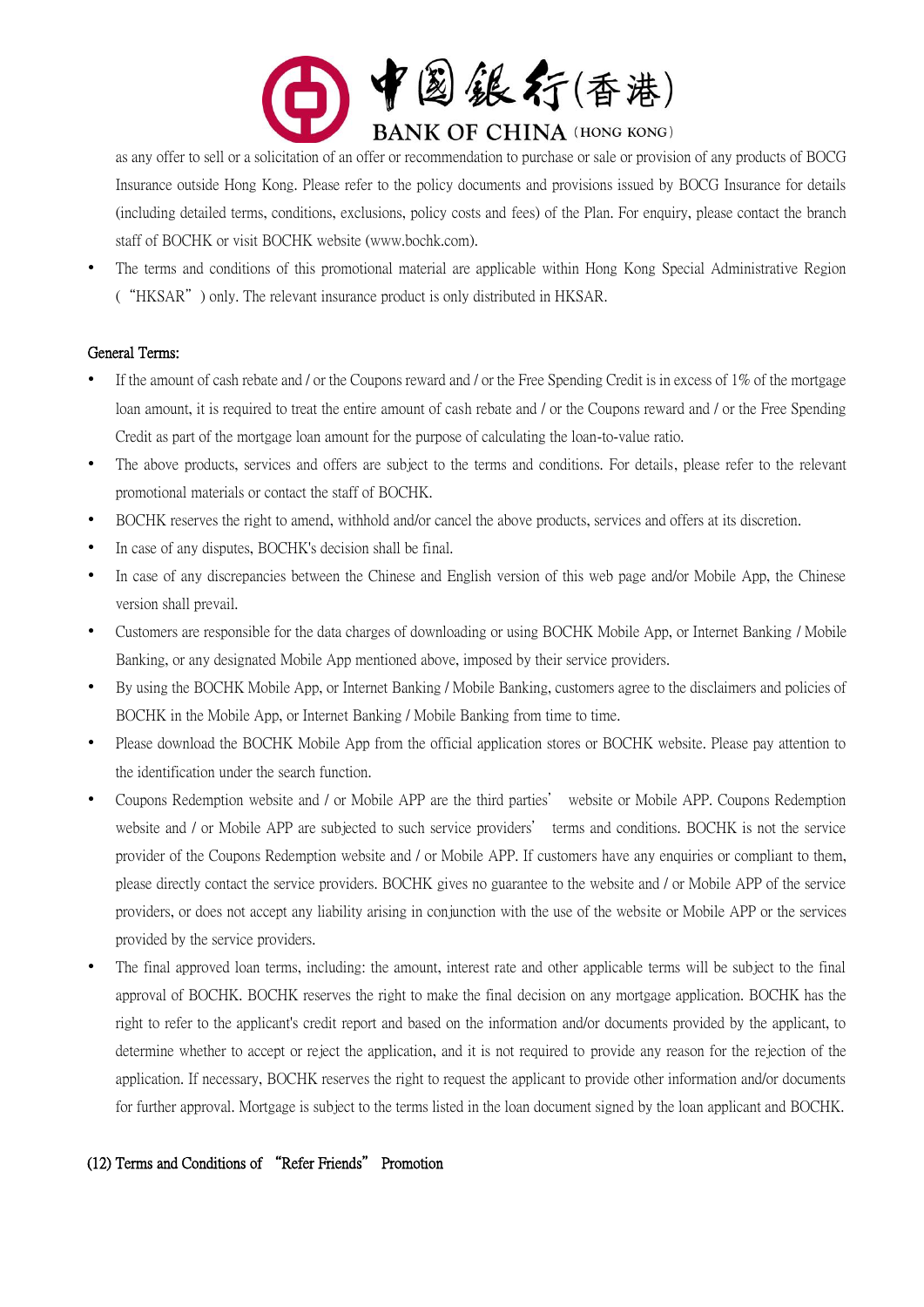as any offer to sell or a solicitation of an offer or recommendation to purchase or sale or provision of any products of BOCG Insurance outside Hong Kong. Please refer to the policy documents and provisions issued by BOCG Insurance for details (including detailed terms, conditions, exclusions, policy costs and fees) of the Plan. For enquiry, please contact the branch staff of BOCHK or visit BOCHK website (www.bochk.com).

- The terms and conditions of this promotional material are applicable within Hong Kong Special Administrative Region (“HKSAR”) only. The relevant insurance product is only distributed in HKSAR.

General Terms:

- If the amount of cash rebate and / or the Coupons reward and / or the Free Spending Credit is in excess of 1% of the mortgage loan amount, it is required to treat the entire amount of cash rebate and / or the Coupons reward and / or the Free Spending Credit as part of the mortgage loan amount for the purpose of calculating the loan-to-value ratio.
- The above products, services and offers are subject to the terms and conditions. For details, please refer to the relevant promotional materials or contact the staff of BOCHK.
- BOCHK reserves the right to amend, withhold and/or cancel the above products, services and offers at its discretion.
- In case of any disputes, BOCHK's decision shall be final.
- In case of any discrepancies between the Chinese and English version of this web page and/or Mobile App, the Chinese version shall prevail.
- Customers are responsible for the data charges of downloading or using BOCHK Mobile App, or Internet Banking / Mobile Banking, or any designated Mobile App mentioned above, imposed by their service providers.
- By using the BOCHK Mobile App, or Internet Banking / Mobile Banking, customers agree to the disclaimers and policies of BOCHK in the Mobile App, or Internet Banking / Mobile Banking from time to time.
- Please download the BOCHK Mobile App from the official application stores or BOCHK website. Please pay attention to the identification under the search function.
- Coupons Redemption website and / or Mobile APP are the third parties’ website or Mobile APP. Coupons Redemption website and / or Mobile APP are subjected to such service providers’ terms and conditions. BOCHK is not the service provider of the Coupons Redemption website and / or Mobile APP. If customers have any enquiries or compliant to them, please directly contact the service providers. BOCHK gives no guarantee to the website and / or Mobile APP of the service providers, or does not accept any liability arising in conjunction with the use of the website or Mobile APP or the services provided by the service providers.
- The final approved loan terms, including: the amount, interest rate and other applicable terms will be subject to the final approval of BOCHK. BOCHK reserves the right to make the final decision on any mortgage application. BOCHK has the right to refer to the applicant's credit report and based on the information and/or documents provided by the applicant, to determine whether to accept or reject the application, and it is not required to provide any reason for the rejection of the application. If necessary, BOCHK reserves the right to request the applicant to provide other information and/or documents for further approval. Mortgage is subject to the terms listed in the loan document signed by the loan applicant and BOCHK.

(12) Terms and Conditions of “Refer Friends” Promotion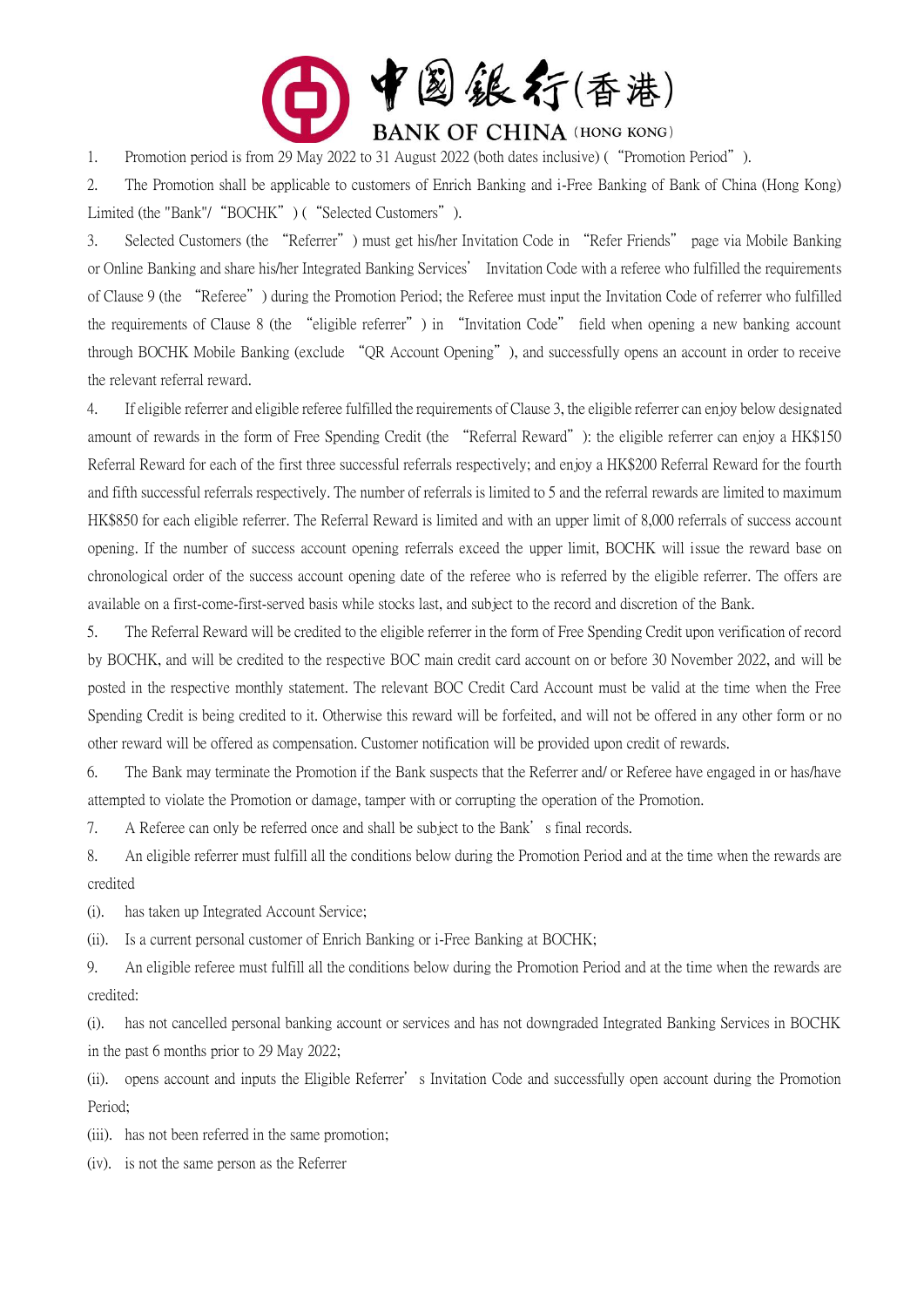1. Promotion period is from 29 May 2022 to 31 August 2022 (both dates inclusive) ("Promotion Period").

2. The Promotion shall be applicable to customers of Enrich Banking and i-Free Banking of Bank of China (Hong Kong) Limited (the "Bank"/"BOCHK") ("Selected Customers").

3. Selected Customers (the "Referrer") must get his/her Invitation Code in "Refer Friends" page via Mobile Banking or Online Banking and share his/her Integrated Banking Services' Invitation Code with a referee who fulfilled the requirements of Clause 9 (the "Referee") during the Promotion Period; the Referee must input the Invitation Code of referrer who fulfilled the requirements of Clause 8 (the "eligible referrer") in "Invitation Code" field when opening a new banking account through BOCHK Mobile Banking (exclude "QR Account Opening"), and successfully opens an account in order to receive the relevant referral reward.

4. If eligible referrer and eligible referee fulfilled the requirements of Clause 3, the eligible referrer can enjoy below designated amount of rewards in the form of Free Spending Credit (the "Referral Reward"): the eligible referrer can enjoy a HK$150 Referral Reward for each of the first three successful referrals respectively; and enjoy a HK$200 Referral Reward for the fourth and fifth successful referrals respectively. The number of referrals is limited to 5 and the referral rewards are limited to maximum HK$850 for each eligible referrer. The Referral Reward is limited and with an upper limit of 8,000 referrals of success account opening. If the number of success account opening referrals exceed the upper limit, BOCHK will issue the reward base on chronological order of the success account opening date of the referee who is referred by the eligible referrer. The offers are available on a first-come-first-served basis while stocks last, and subject to the record and discretion of the Bank.

5. The Referral Reward will be credited to the eligible referrer in the form of Free Spending Credit upon verification of record by BOCHK, and will be credited to the respective BOC main credit card account on or before 30 November 2022, and will be posted in the respective monthly statement. The relevant BOC Credit Card Account must be valid at the time when the Free Spending Credit is being credited to it. Otherwise this reward will be forfeited, and will not be offered in any other form or no other reward will be offered as compensation. Customer notification will be provided upon credit of rewards.

6. The Bank may terminate the Promotion if the Bank suspects that the Referrer and/ or Referee have engaged in or has/have attempted to violate the Promotion or damage, tamper with or corrupting the operation of the Promotion.

7. A Referee can only be referred once and shall be subject to the Bank's final records.

8. An eligible referrer must fulfill all the conditions below during the Promotion Period and at the time when the rewards are credited

(i). has taken up Integrated Account Service;

(ii). Is a current personal customer of Enrich Banking or i-Free Banking at BOCHK;

9. An eligible referee must fulfill all the conditions below during the Promotion Period and at the time when the rewards are credited:

(i). has not cancelled personal banking account or services and has not downgraded Integrated Banking Services in BOCHK in the past 6 months prior to 29 May 2022;

(ii). opens account and inputs the Eligible Referrer's Invitation Code and successfully open account during the Promotion Period;

(iii). has not been referred in the same promotion;

(iv). is not the same person as the Referrer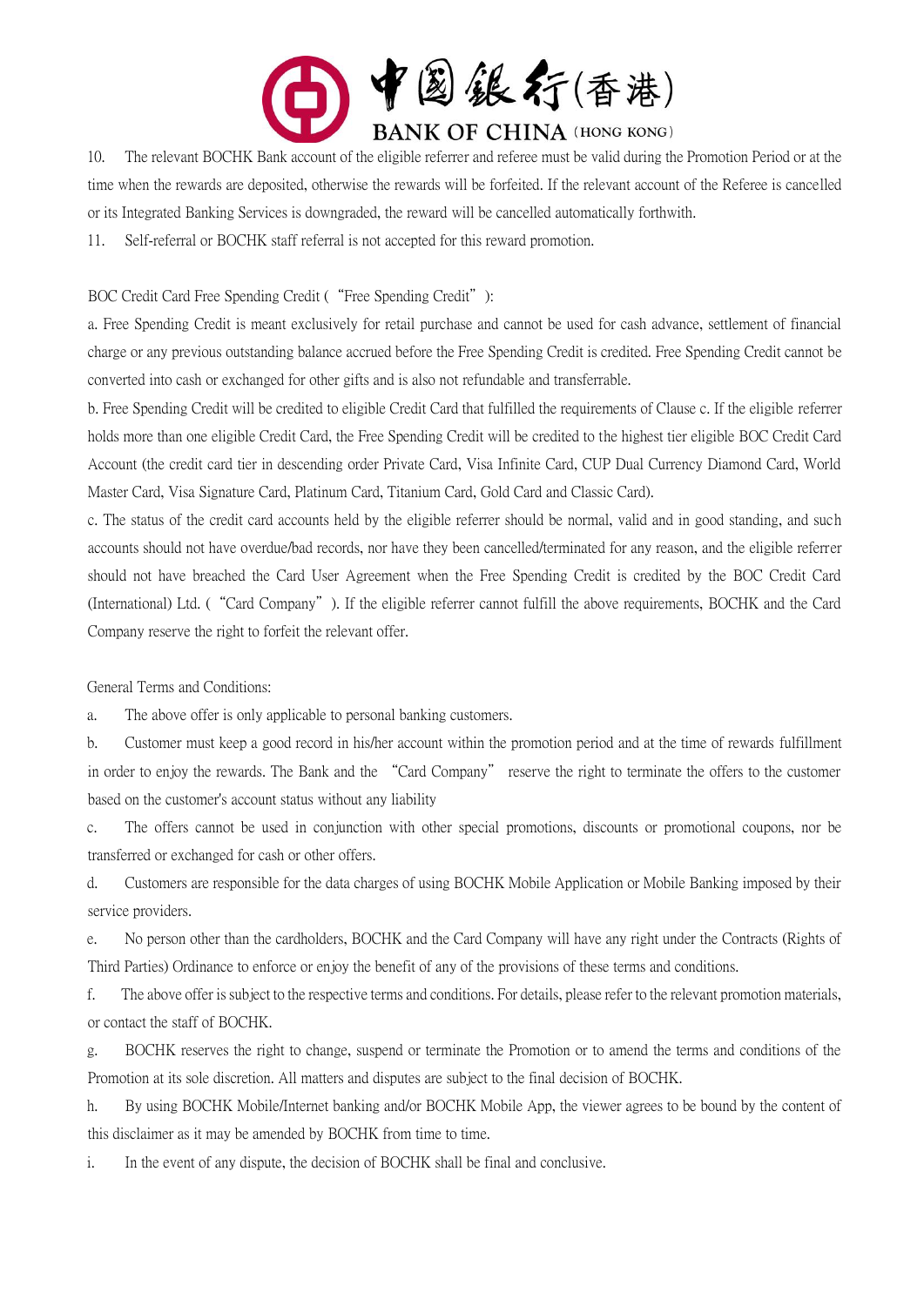10. The relevant BOCHK Bank account of the eligible referrer and referee must be valid during the Promotion Period or at the time when the rewards are deposited, otherwise the rewards will be forfeited. If the relevant account of the Referee is cancelled or its Integrated Banking Services is downgraded, the reward will be cancelled automatically forthwith.

11. Self-referral or BOCHK staff referral is not accepted for this reward promotion.

BOC Credit Card Free Spending Credit (“Free Spending Credit”):

a. Free Spending Credit is meant exclusively for retail purchase and cannot be used for cash advance, settlement of financial charge or any previous outstanding balance accrued before the Free Spending Credit is credited. Free Spending Credit cannot be converted into cash or exchanged for other gifts and is also not refundable and transferrable.

b. Free Spending Credit will be credited to eligible Credit Card that fulfilled the requirements of Clause c. If the eligible referrer holds more than one eligible Credit Card, the Free Spending Credit will be credited to the highest tier eligible BOC Credit Card Account (the credit card tier in descending order Private Card, Visa Infinite Card, CUP Dual Currency Diamond Card, World Master Card, Visa Signature Card, Platinum Card, Titanium Card, Gold Card and Classic Card).

c. The status of the credit card accounts held by the eligible referrer should be normal, valid and in good standing, and such accounts should not have overdue/bad records, nor have they been cancelled/terminated for any reason, and the eligible referrer should not have breached the Card User Agreement when the Free Spending Credit is credited by the BOC Credit Card (International) Ltd. (“Card Company”). If the eligible referrer cannot fulfill the above requirements, BOCHK and the Card Company reserve the right to forfeit the relevant offer.

General Terms and Conditions:

a. The above offer is only applicable to personal banking customers.

b. Customer must keep a good record in his/her account within the promotion period and at the time of rewards fulfillment in order to enjoy the rewards. The Bank and the “Card Company” reserve the right to terminate the offers to the customer based on the customer's account status without any liability

c. The offers cannot be used in conjunction with other special promotions, discounts or promotional coupons, nor be transferred or exchanged for cash or other offers.

d. Customers are responsible for the data charges of using BOCHK Mobile Application or Mobile Banking imposed by their service providers.

e. No person other than the cardholders, BOCHK and the Card Company will have any right under the Contracts (Rights of Third Parties) Ordinance to enforce or enjoy the benefit of any of the provisions of these terms and conditions.

f. The above offer is subject to the respective terms and conditions. For details, please refer to the relevant promotion materials, or contact the staff of BOCHK.

g. BOCHK reserves the right to change, suspend or terminate the Promotion or to amend the terms and conditions of the Promotion at its sole discretion. All matters and disputes are subject to the final decision of BOCHK.

h. By using BOCHK Mobile/Internet banking and/or BOCHK Mobile App, the viewer agrees to be bound by the content of this disclaimer as it may be amended by BOCHK from time to time.

i. In the event of any dispute, the decision of BOCHK shall be final and conclusive.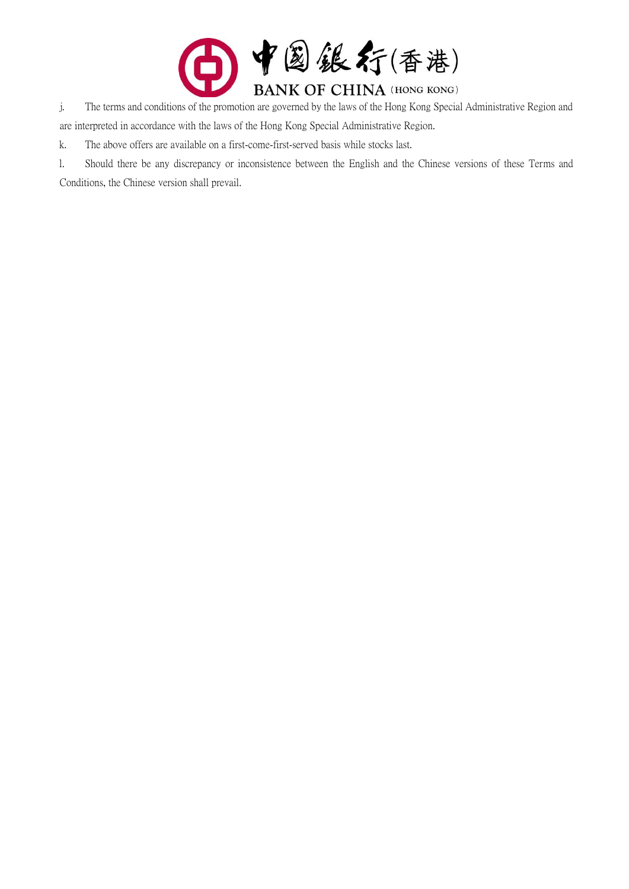j. The terms and conditions of the promotion are governed by the laws of the Hong Kong Special Administrative Region and are interpreted in accordance with the laws of the Hong Kong Special Administrative Region.

k. The above offers are available on a first-come-first-served basis while stocks last.

l. Should there be any discrepancy or inconsistence between the English and the Chinese versions of these Terms and Conditions, the Chinese version shall prevail.